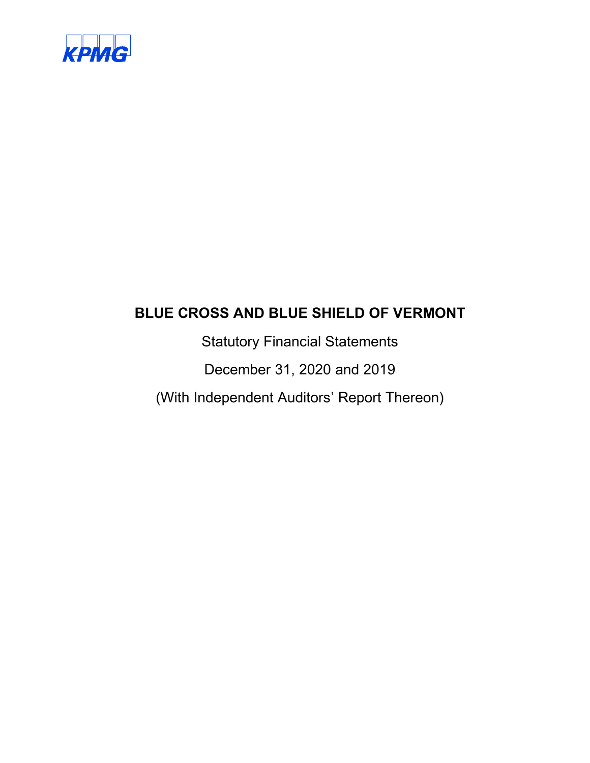KPMG

# BLUE CROSS AND BLUE SHIELD OF VERMONT

Statutory Financial Statements

December 31, 2020 and 2019

(With Independent Auditors' Report Thereon)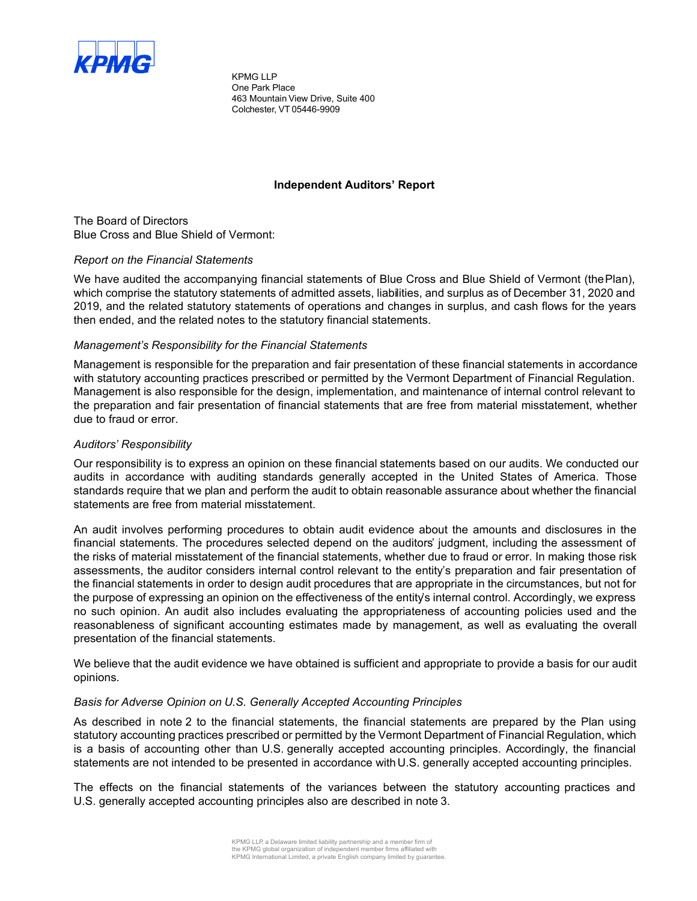KPMG LLP
One Park Place
463 Mountain View Drive, Suite 400
Colchester, VT 05446-9909

## Independent Auditors' Report

The Board of Directors
Blue Cross and Blue Shield of Vermont:

*Report on the Financial Statements*

We have audited the accompanying financial statements of Blue Cross and Blue Shield of Vermont (the Plan), which comprise the statutory statements of admitted assets, liabilities, and surplus as of December 31, 2020 and 2019, and the related statutory statements of operations and changes in surplus, and cash flows for the years then ended, and the related notes to the statutory financial statements.

*Management's Responsibility for the Financial Statements*

Management is responsible for the preparation and fair presentation of these financial statements in accordance with statutory accounting practices prescribed or permitted by the Vermont Department of Financial Regulation. Management is also responsible for the design, implementation, and maintenance of internal control relevant to the preparation and fair presentation of financial statements that are free from material misstatement, whether due to fraud or error.

*Auditors' Responsibility*

Our responsibility is to express an opinion on these financial statements based on our audits. We conducted our audits in accordance with auditing standards generally accepted in the United States of America. Those standards require that we plan and perform the audit to obtain reasonable assurance about whether the financial statements are free from material misstatement.

An audit involves performing procedures to obtain audit evidence about the amounts and disclosures in the financial statements. The procedures selected depend on the auditors' judgment, including the assessment of the risks of material misstatement of the financial statements, whether due to fraud or error. In making those risk assessments, the auditor considers internal control relevant to the entity's preparation and fair presentation of the financial statements in order to design audit procedures that are appropriate in the circumstances, but not for the purpose of expressing an opinion on the effectiveness of the entity's internal control. Accordingly, we express no such opinion. An audit also includes evaluating the appropriateness of accounting policies used and the reasonableness of significant accounting estimates made by management, as well as evaluating the overall presentation of the financial statements.

We believe that the audit evidence we have obtained is sufficient and appropriate to provide a basis for our audit opinions.

*Basis for Adverse Opinion on U.S. Generally Accepted Accounting Principles*

As described in note 2 to the financial statements, the financial statements are prepared by the Plan using statutory accounting practices prescribed or permitted by the Vermont Department of Financial Regulation, which is a basis of accounting other than U.S. generally accepted accounting principles. Accordingly, the financial statements are not intended to be presented in accordance with U.S. generally accepted accounting principles.

The effects on the financial statements of the variances between the statutory accounting practices and U.S. generally accepted accounting principles also are described in note 3.

KPMG LLP, a Delaware limited liability partnership and a member firm of the KPMG global organization of independent member firms affiliated with KPMG International Limited, a private English company limited by guarantee.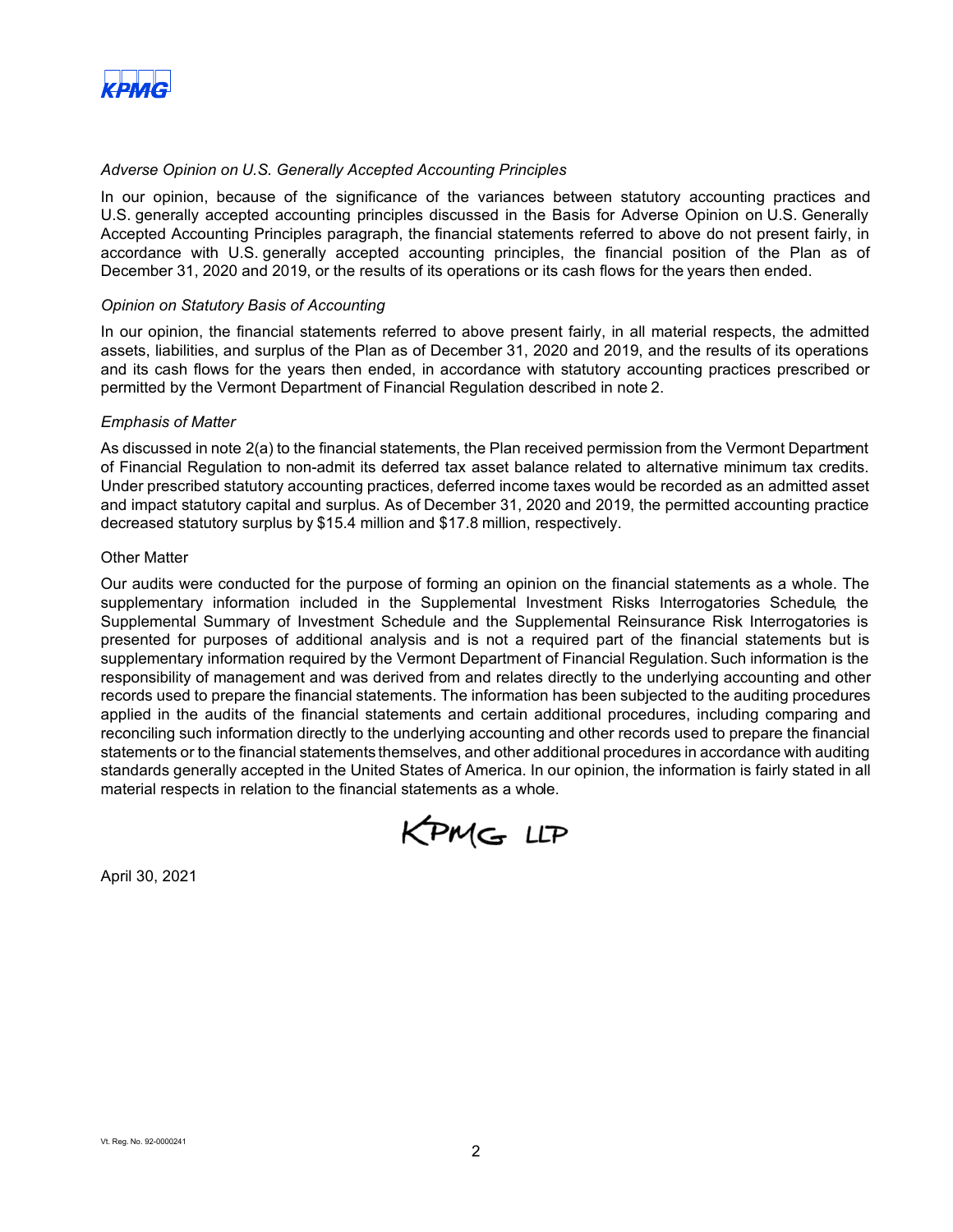KPMG

*Adverse Opinion on U.S. Generally Accepted Accounting Principles*

In our opinion, because of the significance of the variances between statutory accounting practices and U.S. generally accepted accounting principles discussed in the Basis for Adverse Opinion on U.S. Generally Accepted Accounting Principles paragraph, the financial statements referred to above do not present fairly, in accordance with U.S. generally accepted accounting principles, the financial position of the Plan as of December 31, 2020 and 2019, or the results of its operations or its cash flows for the years then ended.

*Opinion on Statutory Basis of Accounting*

In our opinion, the financial statements referred to above present fairly, in all material respects, the admitted assets, liabilities, and surplus of the Plan as of December 31, 2020 and 2019, and the results of its operations and its cash flows for the years then ended, in accordance with statutory accounting practices prescribed or permitted by the Vermont Department of Financial Regulation described in note 2.

*Emphasis of Matter*

As discussed in note 2(a) to the financial statements, the Plan received permission from the Vermont Department of Financial Regulation to non-admit its deferred tax asset balance related to alternative minimum tax credits. Under prescribed statutory accounting practices, deferred income taxes would be recorded as an admitted asset and impact statutory capital and surplus. As of December 31, 2020 and 2019, the permitted accounting practice decreased statutory surplus by $15.4 million and $17.8 million, respectively.

Other Matter

Our audits were conducted for the purpose of forming an opinion on the financial statements as a whole. The supplementary information included in the Supplemental Investment Risks Interrogatories Schedule, the Supplemental Summary of Investment Schedule and the Supplemental Reinsurance Risk Interrogatories is presented for purposes of additional analysis and is not a required part of the financial statements but is supplementary information required by the Vermont Department of Financial Regulation. Such information is the responsibility of management and was derived from and relates directly to the underlying accounting and other records used to prepare the financial statements. The information has been subjected to the auditing procedures applied in the audits of the financial statements and certain additional procedures, including comparing and reconciling such information directly to the underlying accounting and other records used to prepare the financial statements or to the financial statements themselves, and other additional procedures in accordance with auditing standards generally accepted in the United States of America. In our opinion, the information is fairly stated in all material respects in relation to the financial statements as a whole.

KPMG LLP

April 30, 2021

Vt. Reg. No. 92-0000241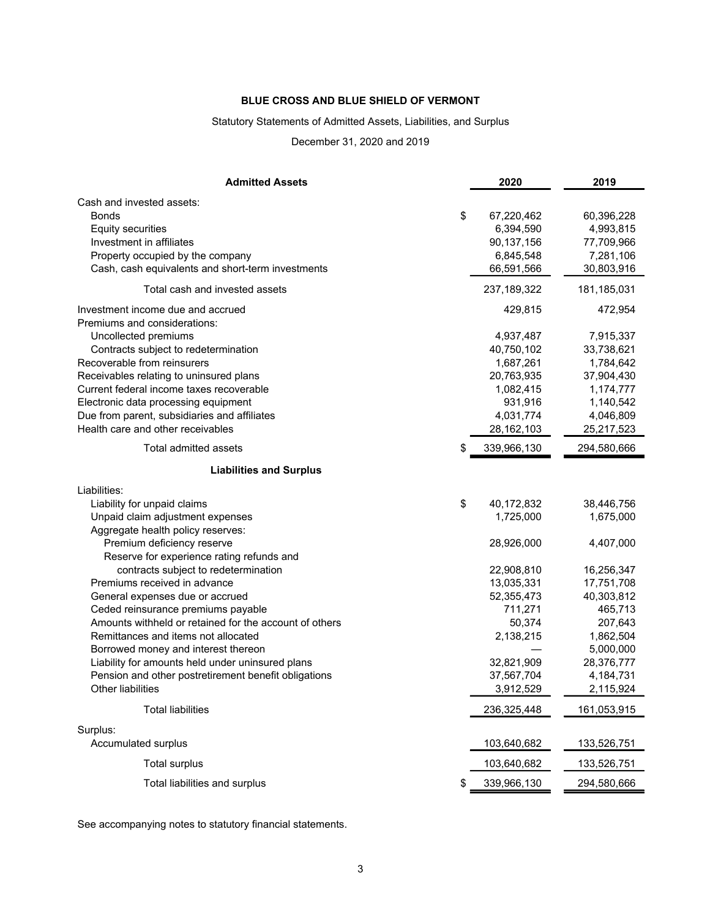**BLUE CROSS AND BLUE SHIELD OF VERMONT**

Statutory Statements of Admitted Assets, Liabilities, and Surplus

December 31, 2020 and 2019

| **Admitted Assets** | **2020** | **2019** |
|---|---|---|
| Cash and invested assets: | | |
| Bonds | $ 67,220,462 | 60,396,228 |
| Equity securities | 6,394,590 | 4,993,815 |
| Investment in affiliates | 90,137,156 | 77,709,966 |
| Property occupied by the company | 6,845,548 | 7,281,106 |
| Cash, cash equivalents and short-term investments | 66,591,566 | 30,803,916 |
| Total cash and invested assets | 237,189,322 | 181,185,031 |
| Investment income due and accrued | 429,815 | 472,954 |
| Premiums and considerations: | | |
| Uncollected premiums | 4,937,487 | 7,915,337 |
| Contracts subject to redetermination | 40,750,102 | 33,738,621 |
| Recoverable from reinsurers | 1,687,261 | 1,784,642 |
| Receivables relating to uninsured plans | 20,763,935 | 37,904,430 |
| Current federal income taxes recoverable | 1,082,415 | 1,174,777 |
| Electronic data processing equipment | 931,916 | 1,140,542 |
| Due from parent, subsidiaries and affiliates | 4,031,774 | 4,046,809 |
| Health care and other receivables | 28,162,103 | 25,217,523 |
| Total admitted assets | $ 339,966,130 | 294,580,666 |
| **Liabilities and Surplus** | | |
| Liabilities: | | |
| Liability for unpaid claims | $ 40,172,832 | 38,446,756 |
| Unpaid claim adjustment expenses | 1,725,000 | 1,675,000 |
| Aggregate health policy reserves: | | |
| Premium deficiency reserve | 28,926,000 | 4,407,000 |
| Reserve for experience rating refunds and contracts subject to redetermination | 22,908,810 | 16,256,347 |
| Premiums received in advance | 13,035,331 | 17,751,708 |
| General expenses due or accrued | 52,355,473 | 40,303,812 |
| Ceded reinsurance premiums payable | 711,271 | 465,713 |
| Amounts withheld or retained for the account of others | 50,374 | 207,643 |
| Remittances and items not allocated | 2,138,215 | 1,862,504 |
| Borrowed money and interest thereon | — | 5,000,000 |
| Liability for amounts held under uninsured plans | 32,821,909 | 28,376,777 |
| Pension and other postretirement benefit obligations | 37,567,704 | 4,184,731 |
| Other liabilities | 3,912,529 | 2,115,924 |
| Total liabilities | 236,325,448 | 161,053,915 |
| Surplus: | | |
| Accumulated surplus | 103,640,682 | 133,526,751 |
| Total surplus | 103,640,682 | 133,526,751 |
| Total liabilities and surplus | $ 339,966,130 | 294,580,666 |

See accompanying notes to statutory financial statements.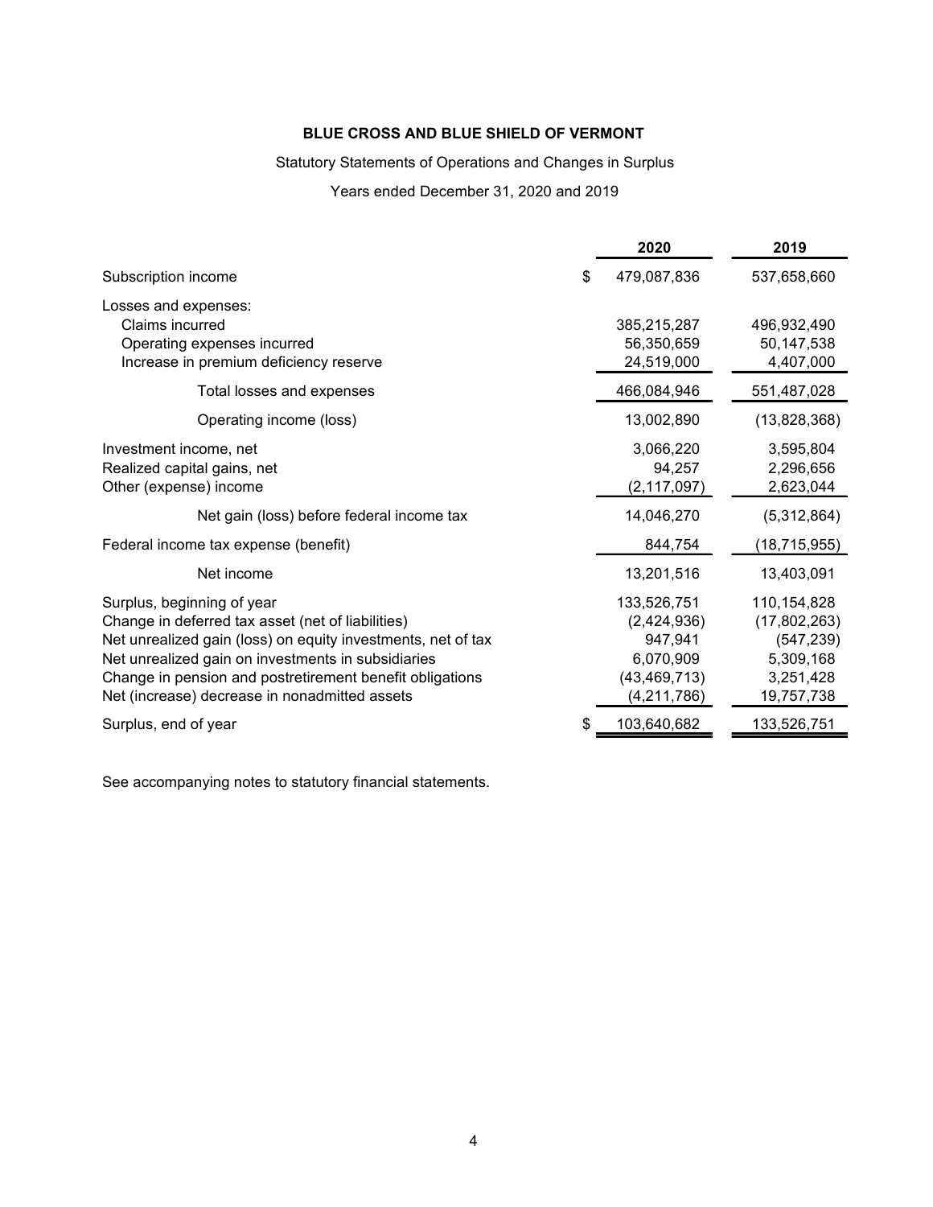# BLUE CROSS AND BLUE SHIELD OF VERMONT

Statutory Statements of Operations and Changes in Surplus

Years ended December 31, 2020 and 2019

| | 2020 | 2019 |
|---|---|---|
| Subscription income | $ 479,087,836 | 537,658,660 |
| Losses and expenses: | | |
| Claims incurred | 385,215,287 | 496,932,490 |
| Operating expenses incurred | 56,350,659 | 50,147,538 |
| Increase in premium deficiency reserve | 24,519,000 | 4,407,000 |
| Total losses and expenses | 466,084,946 | 551,487,028 |
| Operating income (loss) | 13,002,890 | (13,828,368) |
| Investment income, net | 3,066,220 | 3,595,804 |
| Realized capital gains, net | 94,257 | 2,296,656 |
| Other (expense) income | (2,117,097) | 2,623,044 |
| Net gain (loss) before federal income tax | 14,046,270 | (5,312,864) |
| Federal income tax expense (benefit) | 844,754 | (18,715,955) |
| Net income | 13,201,516 | 13,403,091 |
| Surplus, beginning of year | 133,526,751 | 110,154,828 |
| Change in deferred tax asset (net of liabilities) | (2,424,936) | (17,802,263) |
| Net unrealized gain (loss) on equity investments, net of tax | 947,941 | (547,239) |
| Net unrealized gain on investments in subsidiaries | 6,070,909 | 5,309,168 |
| Change in pension and postretirement benefit obligations | (43,469,713) | 3,251,428 |
| Net (increase) decrease in nonadmitted assets | (4,211,786) | 19,757,738 |
| Surplus, end of year | $ 103,640,682 | 133,526,751 |

See accompanying notes to statutory financial statements.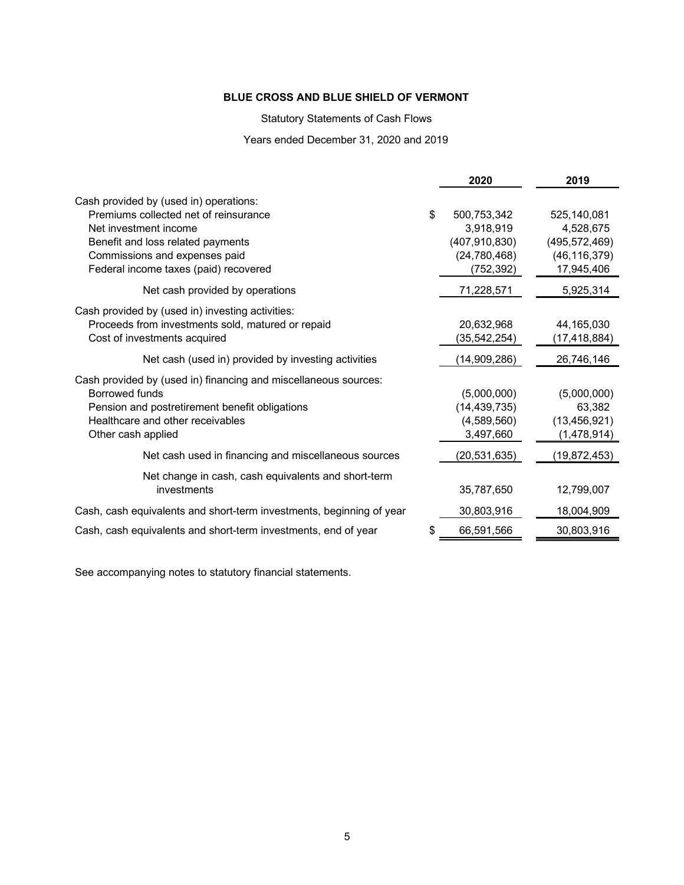**BLUE CROSS AND BLUE SHIELD OF VERMONT**

Statutory Statements of Cash Flows

Years ended December 31, 2020 and 2019

| | 2020 | 2019 |
|---|---|---|
| Cash provided by (used in) operations: | | |
| Premiums collected net of reinsurance | $ 500,753,342 | 525,140,081 |
| Net investment income | 3,918,919 | 4,528,675 |
| Benefit and loss related payments | (407,910,830) | (495,572,469) |
| Commissions and expenses paid | (24,780,468) | (46,116,379) |
| Federal income taxes (paid) recovered | (752,392) | 17,945,406 |
| Net cash provided by operations | 71,228,571 | 5,925,314 |
| Cash provided by (used in) investing activities: | | |
| Proceeds from investments sold, matured or repaid | 20,632,968 | 44,165,030 |
| Cost of investments acquired | (35,542,254) | (17,418,884) |
| Net cash (used in) provided by investing activities | (14,909,286) | 26,746,146 |
| Cash provided by (used in) financing and miscellaneous sources: | | |
| Borrowed funds | (5,000,000) | (5,000,000) |
| Pension and postretirement benefit obligations | (14,439,735) | 63,382 |
| Healthcare and other receivables | (4,589,560) | (13,456,921) |
| Other cash applied | 3,497,660 | (1,478,914) |
| Net cash used in financing and miscellaneous sources | (20,531,635) | (19,872,453) |
| Net change in cash, cash equivalents and short-term investments | 35,787,650 | 12,799,007 |
| Cash, cash equivalents and short-term investments, beginning of year | 30,803,916 | 18,004,909 |
| Cash, cash equivalents and short-term investments, end of year | $ 66,591,566 | 30,803,916 |

See accompanying notes to statutory financial statements.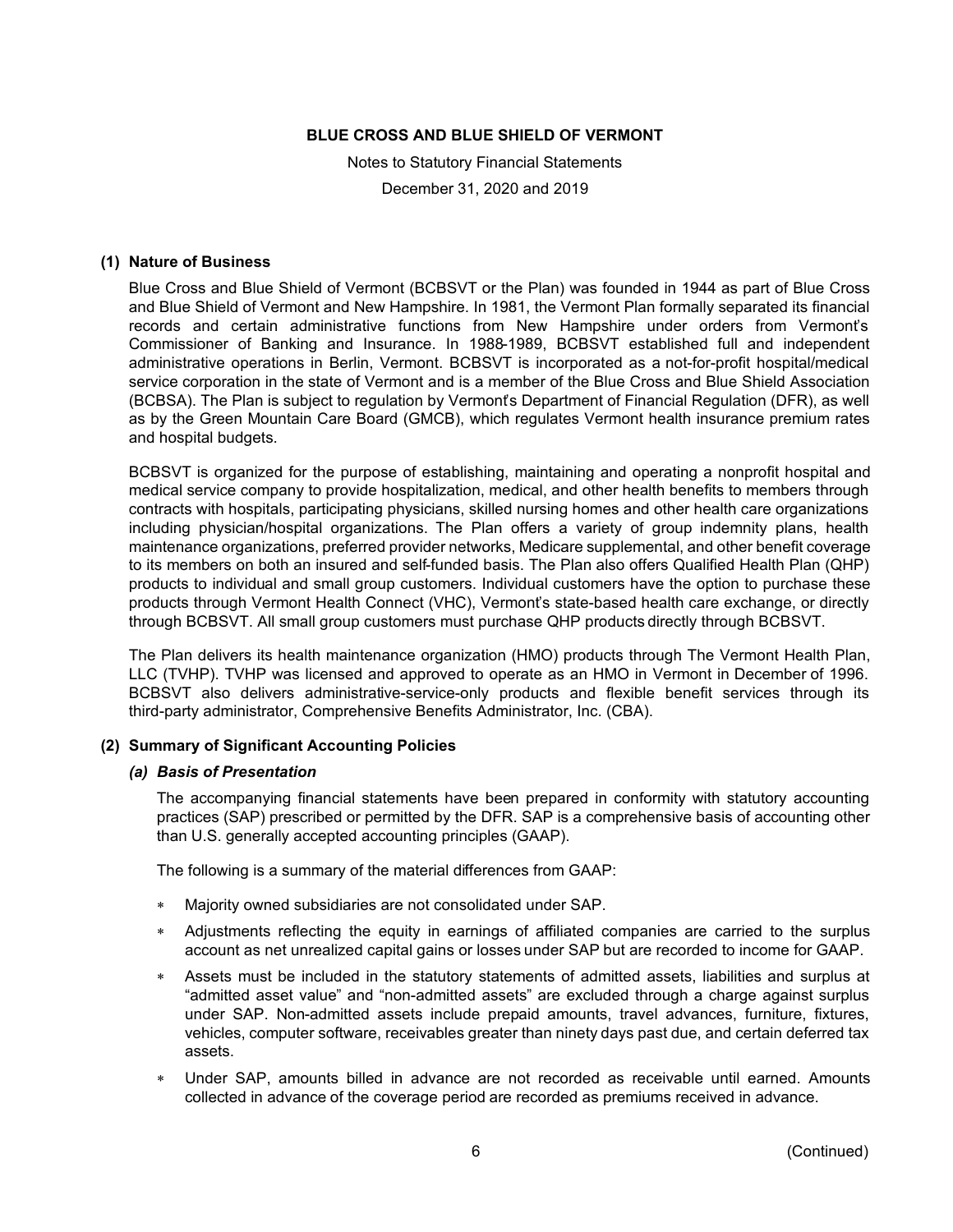# BLUE CROSS AND BLUE SHIELD OF VERMONT

Notes to Statutory Financial Statements

December 31, 2020 and 2019

## (1) Nature of Business

Blue Cross and Blue Shield of Vermont (BCBSVT or the Plan) was founded in 1944 as part of Blue Cross and Blue Shield of Vermont and New Hampshire. In 1981, the Vermont Plan formally separated its financial records and certain administrative functions from New Hampshire under orders from Vermont's Commissioner of Banking and Insurance. In 1988-1989, BCBSVT established full and independent administrative operations in Berlin, Vermont. BCBSVT is incorporated as a not-for-profit hospital/medical service corporation in the state of Vermont and is a member of the Blue Cross and Blue Shield Association (BCBSA). The Plan is subject to regulation by Vermont's Department of Financial Regulation (DFR), as well as by the Green Mountain Care Board (GMCB), which regulates Vermont health insurance premium rates and hospital budgets.

BCBSVT is organized for the purpose of establishing, maintaining and operating a nonprofit hospital and medical service company to provide hospitalization, medical, and other health benefits to members through contracts with hospitals, participating physicians, skilled nursing homes and other health care organizations including physician/hospital organizations. The Plan offers a variety of group indemnity plans, health maintenance organizations, preferred provider networks, Medicare supplemental, and other benefit coverage to its members on both an insured and self-funded basis. The Plan also offers Qualified Health Plan (QHP) products to individual and small group customers. Individual customers have the option to purchase these products through Vermont Health Connect (VHC), Vermont's state-based health care exchange, or directly through BCBSVT. All small group customers must purchase QHP products directly through BCBSVT.

The Plan delivers its health maintenance organization (HMO) products through The Vermont Health Plan, LLC (TVHP). TVHP was licensed and approved to operate as an HMO in Vermont in December of 1996. BCBSVT also delivers administrative-service-only products and flexible benefit services through its third-party administrator, Comprehensive Benefits Administrator, Inc. (CBA).

## (2) Summary of Significant Accounting Policies

### *(a) Basis of Presentation*

The accompanying financial statements have been prepared in conformity with statutory accounting practices (SAP) prescribed or permitted by the DFR. SAP is a comprehensive basis of accounting other than U.S. generally accepted accounting principles (GAAP).

The following is a summary of the material differences from GAAP:

* Majority owned subsidiaries are not consolidated under SAP.
* Adjustments reflecting the equity in earnings of affiliated companies are carried to the surplus account as net unrealized capital gains or losses under SAP but are recorded to income for GAAP.
* Assets must be included in the statutory statements of admitted assets, liabilities and surplus at "admitted asset value" and "non-admitted assets" are excluded through a charge against surplus under SAP. Non-admitted assets include prepaid amounts, travel advances, furniture, fixtures, vehicles, computer software, receivables greater than ninety days past due, and certain deferred tax assets.
* Under SAP, amounts billed in advance are not recorded as receivable until earned. Amounts collected in advance of the coverage period are recorded as premiums received in advance.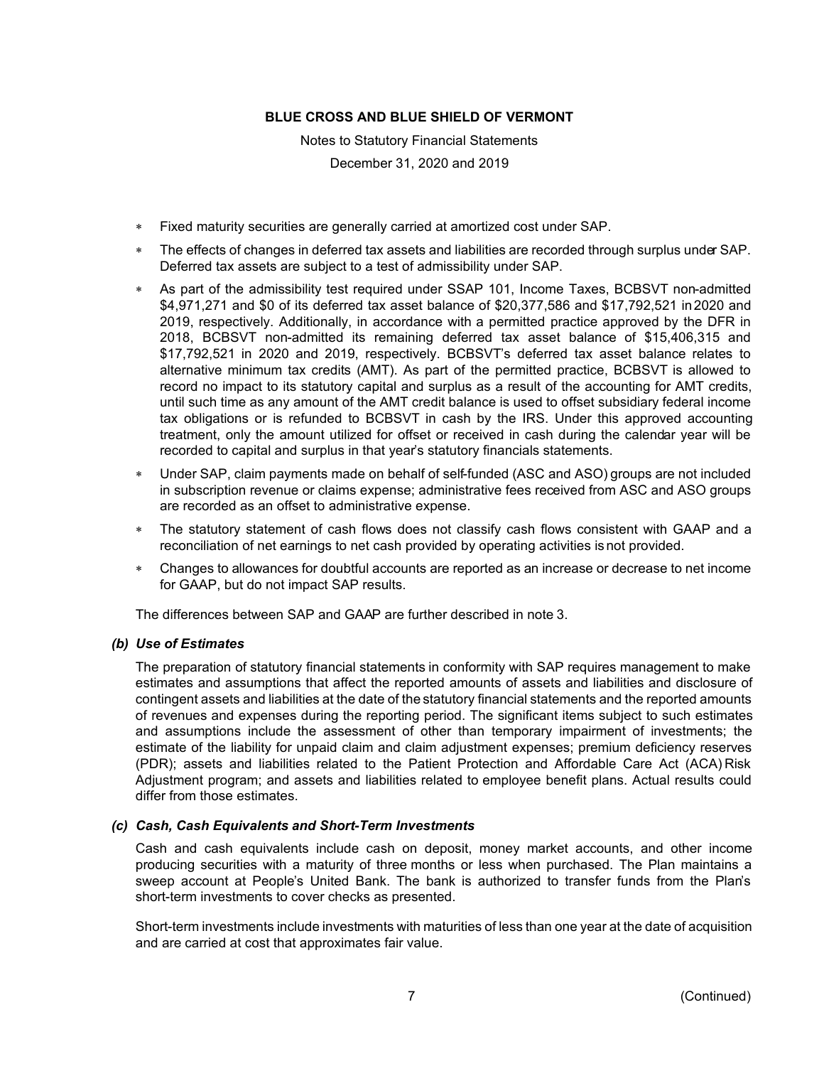* Fixed maturity securities are generally carried at amortized cost under SAP.
* The effects of changes in deferred tax assets and liabilities are recorded through surplus under SAP. Deferred tax assets are subject to a test of admissibility under SAP.
* As part of the admissibility test required under SSAP 101, Income Taxes, BCBSVT non-admitted $4,971,271 and $0 of its deferred tax asset balance of $20,377,586 and $17,792,521 in 2020 and 2019, respectively. Additionally, in accordance with a permitted practice approved by the DFR in 2018, BCBSVT non-admitted its remaining deferred tax asset balance of $15,406,315 and $17,792,521 in 2020 and 2019, respectively. BCBSVT's deferred tax asset balance relates to alternative minimum tax credits (AMT). As part of the permitted practice, BCBSVT is allowed to record no impact to its statutory capital and surplus as a result of the accounting for AMT credits, until such time as any amount of the AMT credit balance is used to offset subsidiary federal income tax obligations or is refunded to BCBSVT in cash by the IRS. Under this approved accounting treatment, only the amount utilized for offset or received in cash during the calendar year will be recorded to capital and surplus in that year's statutory financials statements.
* Under SAP, claim payments made on behalf of self-funded (ASC and ASO) groups are not included in subscription revenue or claims expense; administrative fees received from ASC and ASO groups are recorded as an offset to administrative expense.
* The statutory statement of cash flows does not classify cash flows consistent with GAAP and a reconciliation of net earnings to net cash provided by operating activities is not provided.
* Changes to allowances for doubtful accounts are reported as an increase or decrease to net income for GAAP, but do not impact SAP results.

The differences between SAP and GAAP are further described in note 3.

### *(b) Use of Estimates*

The preparation of statutory financial statements in conformity with SAP requires management to make estimates and assumptions that affect the reported amounts of assets and liabilities and disclosure of contingent assets and liabilities at the date of the statutory financial statements and the reported amounts of revenues and expenses during the reporting period. The significant items subject to such estimates and assumptions include the assessment of other than temporary impairment of investments; the estimate of the liability for unpaid claim and claim adjustment expenses; premium deficiency reserves (PDR); assets and liabilities related to the Patient Protection and Affordable Care Act (ACA) Risk Adjustment program; and assets and liabilities related to employee benefit plans. Actual results could differ from those estimates.

### *(c) Cash, Cash Equivalents and Short-Term Investments*

Cash and cash equivalents include cash on deposit, money market accounts, and other income producing securities with a maturity of three months or less when purchased. The Plan maintains a sweep account at People's United Bank. The bank is authorized to transfer funds from the Plan's short-term investments to cover checks as presented.

Short-term investments include investments with maturities of less than one year at the date of acquisition and are carried at cost that approximates fair value.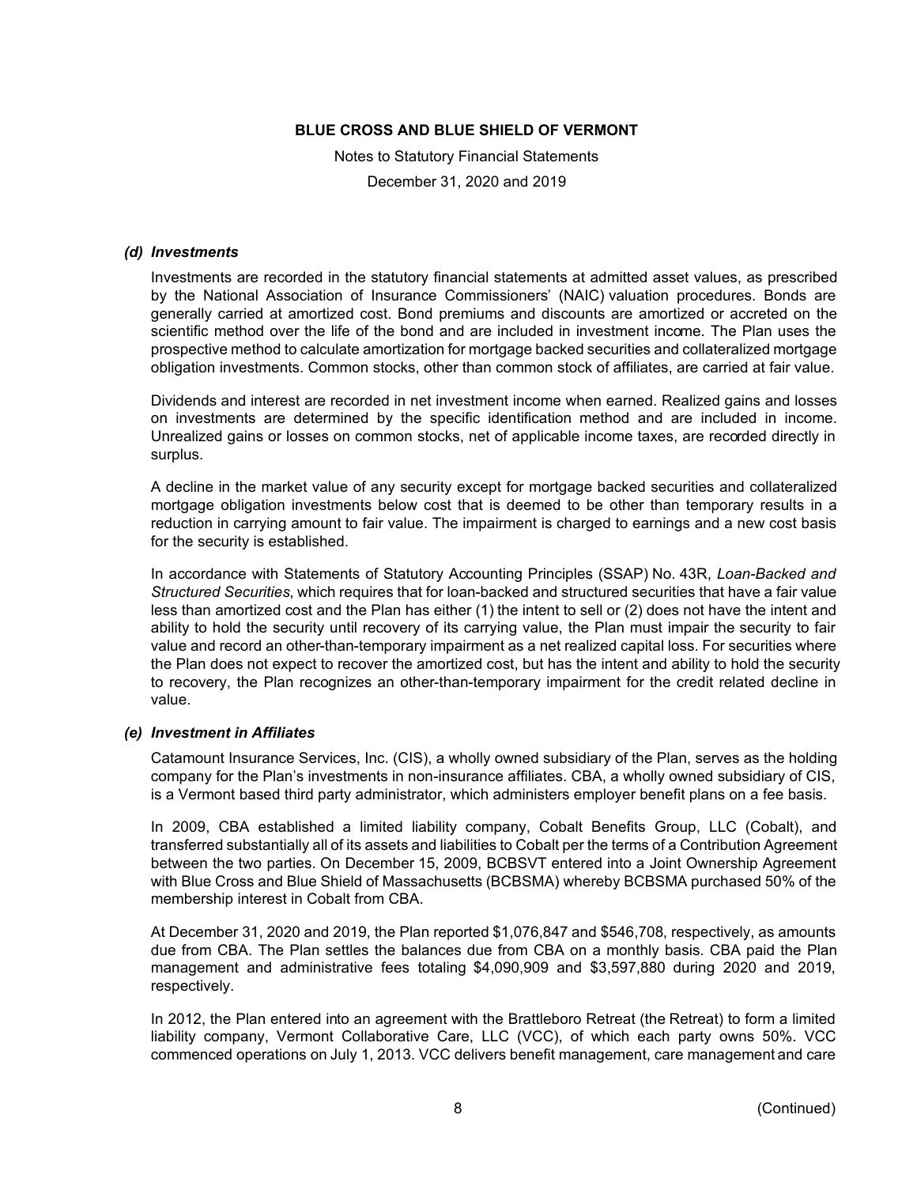### *(d) Investments*

Investments are recorded in the statutory financial statements at admitted asset values, as prescribed by the National Association of Insurance Commissioners' (NAIC) valuation procedures. Bonds are generally carried at amortized cost. Bond premiums and discounts are amortized or accreted on the scientific method over the life of the bond and are included in investment income. The Plan uses the prospective method to calculate amortization for mortgage backed securities and collateralized mortgage obligation investments. Common stocks, other than common stock of affiliates, are carried at fair value.

Dividends and interest are recorded in net investment income when earned. Realized gains and losses on investments are determined by the specific identification method and are included in income. Unrealized gains or losses on common stocks, net of applicable income taxes, are recorded directly in surplus.

A decline in the market value of any security except for mortgage backed securities and collateralized mortgage obligation investments below cost that is deemed to be other than temporary results in a reduction in carrying amount to fair value. The impairment is charged to earnings and a new cost basis for the security is established.

In accordance with Statements of Statutory Accounting Principles (SSAP) No. 43R, *Loan-Backed and Structured Securities*, which requires that for loan-backed and structured securities that have a fair value less than amortized cost and the Plan has either (1) the intent to sell or (2) does not have the intent and ability to hold the security until recovery of its carrying value, the Plan must impair the security to fair value and record an other-than-temporary impairment as a net realized capital loss. For securities where the Plan does not expect to recover the amortized cost, but has the intent and ability to hold the security to recovery, the Plan recognizes an other-than-temporary impairment for the credit related decline in value.

### *(e) Investment in Affiliates*

Catamount Insurance Services, Inc. (CIS), a wholly owned subsidiary of the Plan, serves as the holding company for the Plan's investments in non-insurance affiliates. CBA, a wholly owned subsidiary of CIS, is a Vermont based third party administrator, which administers employer benefit plans on a fee basis.

In 2009, CBA established a limited liability company, Cobalt Benefits Group, LLC (Cobalt), and transferred substantially all of its assets and liabilities to Cobalt per the terms of a Contribution Agreement between the two parties. On December 15, 2009, BCBSVT entered into a Joint Ownership Agreement with Blue Cross and Blue Shield of Massachusetts (BCBSMA) whereby BCBSMA purchased 50% of the membership interest in Cobalt from CBA.

At December 31, 2020 and 2019, the Plan reported $1,076,847 and $546,708, respectively, as amounts due from CBA. The Plan settles the balances due from CBA on a monthly basis. CBA paid the Plan management and administrative fees totaling $4,090,909 and $3,597,880 during 2020 and 2019, respectively.

In 2012, the Plan entered into an agreement with the Brattleboro Retreat (the Retreat) to form a limited liability company, Vermont Collaborative Care, LLC (VCC), of which each party owns 50%. VCC commenced operations on July 1, 2013. VCC delivers benefit management, care management and care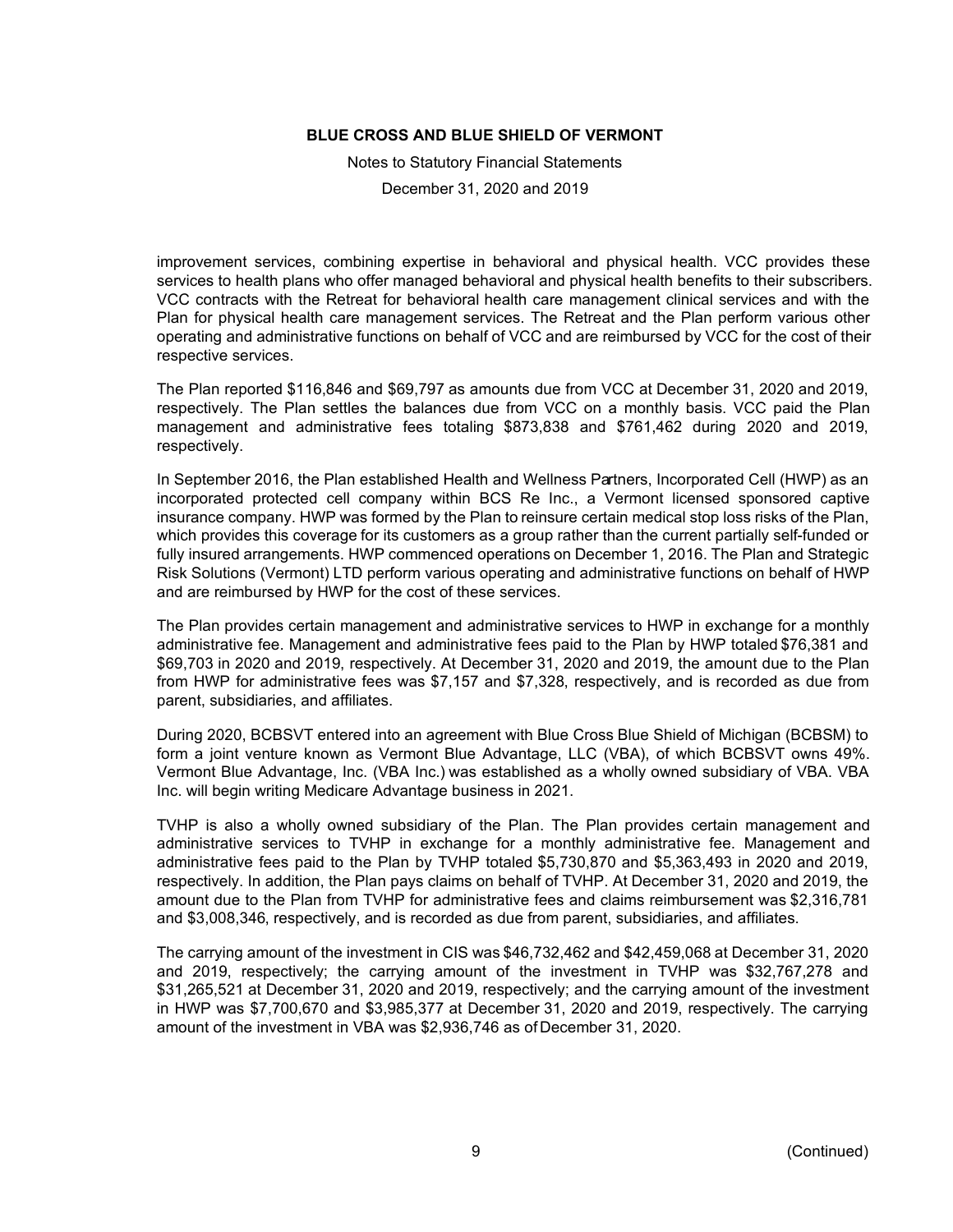improvement services, combining expertise in behavioral and physical health. VCC provides these services to health plans who offer managed behavioral and physical health benefits to their subscribers. VCC contracts with the Retreat for behavioral health care management clinical services and with the Plan for physical health care management services. The Retreat and the Plan perform various other operating and administrative functions on behalf of VCC and are reimbursed by VCC for the cost of their respective services.

The Plan reported $116,846 and $69,797 as amounts due from VCC at December 31, 2020 and 2019, respectively. The Plan settles the balances due from VCC on a monthly basis. VCC paid the Plan management and administrative fees totaling $873,838 and $761,462 during 2020 and 2019, respectively.

In September 2016, the Plan established Health and Wellness Partners, Incorporated Cell (HWP) as an incorporated protected cell company within BCS Re Inc., a Vermont licensed sponsored captive insurance company. HWP was formed by the Plan to reinsure certain medical stop loss risks of the Plan, which provides this coverage for its customers as a group rather than the current partially self-funded or fully insured arrangements. HWP commenced operations on December 1, 2016. The Plan and Strategic Risk Solutions (Vermont) LTD perform various operating and administrative functions on behalf of HWP and are reimbursed by HWP for the cost of these services.

The Plan provides certain management and administrative services to HWP in exchange for a monthly administrative fee. Management and administrative fees paid to the Plan by HWP totaled $76,381 and $69,703 in 2020 and 2019, respectively. At December 31, 2020 and 2019, the amount due to the Plan from HWP for administrative fees was $7,157 and $7,328, respectively, and is recorded as due from parent, subsidiaries, and affiliates.

During 2020, BCBSVT entered into an agreement with Blue Cross Blue Shield of Michigan (BCBSM) to form a joint venture known as Vermont Blue Advantage, LLC (VBA), of which BCBSVT owns 49%. Vermont Blue Advantage, Inc. (VBA Inc.) was established as a wholly owned subsidiary of VBA. VBA Inc. will begin writing Medicare Advantage business in 2021.

TVHP is also a wholly owned subsidiary of the Plan. The Plan provides certain management and administrative services to TVHP in exchange for a monthly administrative fee. Management and administrative fees paid to the Plan by TVHP totaled $5,730,870 and $5,363,493 in 2020 and 2019, respectively. In addition, the Plan pays claims on behalf of TVHP. At December 31, 2020 and 2019, the amount due to the Plan from TVHP for administrative fees and claims reimbursement was $2,316,781 and $3,008,346, respectively, and is recorded as due from parent, subsidiaries, and affiliates.

The carrying amount of the investment in CIS was $46,732,462 and $42,459,068 at December 31, 2020 and 2019, respectively; the carrying amount of the investment in TVHP was $32,767,278 and $31,265,521 at December 31, 2020 and 2019, respectively; and the carrying amount of the investment in HWP was $7,700,670 and $3,985,377 at December 31, 2020 and 2019, respectively. The carrying amount of the investment in VBA was $2,936,746 as of December 31, 2020.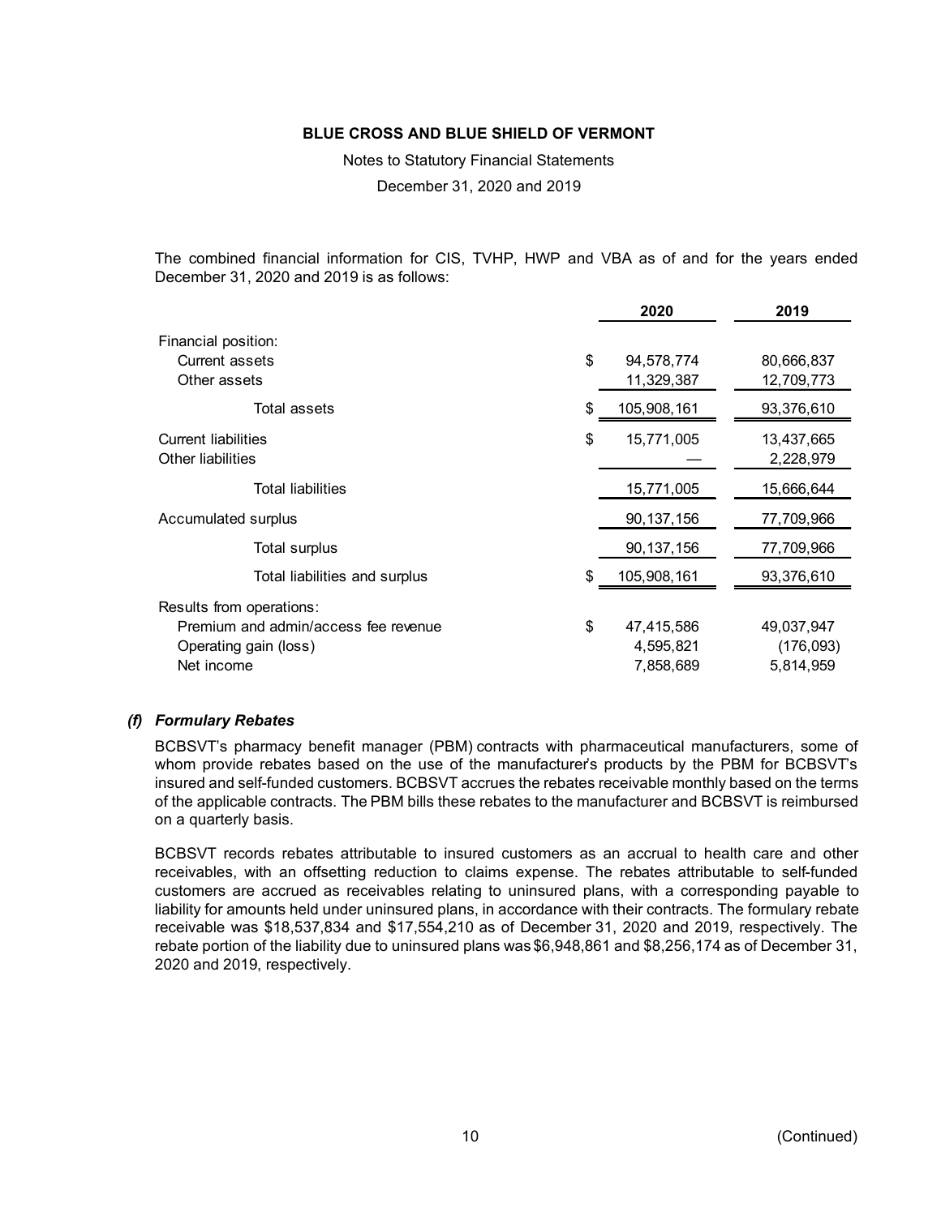The combined financial information for CIS, TVHP, HWP and VBA as of and for the years ended December 31, 2020 and 2019 is as follows:

| | 2020 | 2019 |
|---|---|---|
| Financial position: | | |
| Current assets | $ 94,578,774 | 80,666,837 |
| Other assets | 11,329,387 | 12,709,773 |
| Total assets | $ 105,908,161 | 93,376,610 |
| Current liabilities | $ 15,771,005 | 13,437,665 |
| Other liabilities | — | 2,228,979 |
| Total liabilities | 15,771,005 | 15,666,644 |
| Accumulated surplus | 90,137,156 | 77,709,966 |
| Total surplus | 90,137,156 | 77,709,966 |
| Total liabilities and surplus | $ 105,908,161 | 93,376,610 |
| Results from operations: | | |
| Premium and admin/access fee revenue | $ 47,415,586 | 49,037,947 |
| Operating gain (loss) | 4,595,821 | (176,093) |
| Net income | 7,858,689 | 5,814,959 |

### (f) Formulary Rebates

BCBSVT's pharmacy benefit manager (PBM) contracts with pharmaceutical manufacturers, some of whom provide rebates based on the use of the manufacturer's products by the PBM for BCBSVT's insured and self-funded customers. BCBSVT accrues the rebates receivable monthly based on the terms of the applicable contracts. The PBM bills these rebates to the manufacturer and BCBSVT is reimbursed on a quarterly basis.

BCBSVT records rebates attributable to insured customers as an accrual to health care and other receivables, with an offsetting reduction to claims expense. The rebates attributable to self-funded customers are accrued as receivables relating to uninsured plans, with a corresponding payable to liability for amounts held under uninsured plans, in accordance with their contracts. The formulary rebate receivable was $18,537,834 and $17,554,210 as of December 31, 2020 and 2019, respectively. The rebate portion of the liability due to uninsured plans was $6,948,861 and $8,256,174 as of December 31, 2020 and 2019, respectively.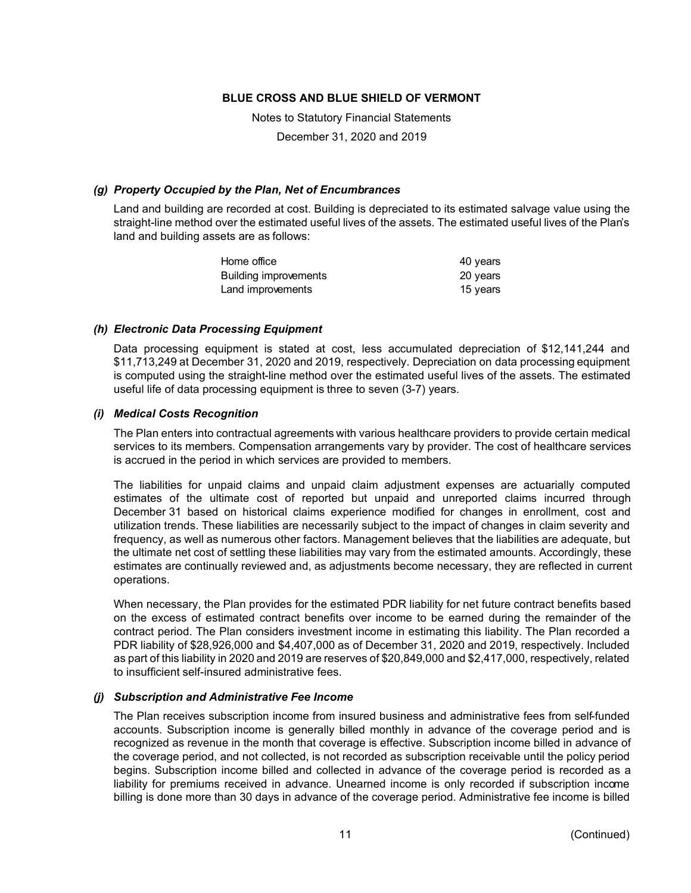### *(g) Property Occupied by the Plan, Net of Encumbrances*

Land and building are recorded at cost. Building is depreciated to its estimated salvage value using the straight-line method over the estimated useful lives of the assets. The estimated useful lives of the Plan's land and building assets are as follows:

| | |
|---|---|
| Home office | 40 years |
| Building improvements | 20 years |
| Land improvements | 15 years |

### *(h) Electronic Data Processing Equipment*

Data processing equipment is stated at cost, less accumulated depreciation of $12,141,244 and $11,713,249 at December 31, 2020 and 2019, respectively. Depreciation on data processing equipment is computed using the straight-line method over the estimated useful lives of the assets. The estimated useful life of data processing equipment is three to seven (3-7) years.

### *(i) Medical Costs Recognition*

The Plan enters into contractual agreements with various healthcare providers to provide certain medical services to its members. Compensation arrangements vary by provider. The cost of healthcare services is accrued in the period in which services are provided to members.

The liabilities for unpaid claims and unpaid claim adjustment expenses are actuarially computed estimates of the ultimate cost of reported but unpaid and unreported claims incurred through December 31 based on historical claims experience modified for changes in enrollment, cost and utilization trends. These liabilities are necessarily subject to the impact of changes in claim severity and frequency, as well as numerous other factors. Management believes that the liabilities are adequate, but the ultimate net cost of settling these liabilities may vary from the estimated amounts. Accordingly, these estimates are continually reviewed and, as adjustments become necessary, they are reflected in current operations.

When necessary, the Plan provides for the estimated PDR liability for net future contract benefits based on the excess of estimated contract benefits over income to be earned during the remainder of the contract period. The Plan considers investment income in estimating this liability. The Plan recorded a PDR liability of $28,926,000 and $4,407,000 as of December 31, 2020 and 2019, respectively. Included as part of this liability in 2020 and 2019 are reserves of $20,849,000 and $2,417,000, respectively, related to insufficient self-insured administrative fees.

### *(j) Subscription and Administrative Fee Income*

The Plan receives subscription income from insured business and administrative fees from self-funded accounts. Subscription income is generally billed monthly in advance of the coverage period and is recognized as revenue in the month that coverage is effective. Subscription income billed in advance of the coverage period, and not collected, is not recorded as subscription receivable until the policy period begins. Subscription income billed and collected in advance of the coverage period is recorded as a liability for premiums received in advance. Unearned income is only recorded if subscription income billing is done more than 30 days in advance of the coverage period. Administrative fee income is billed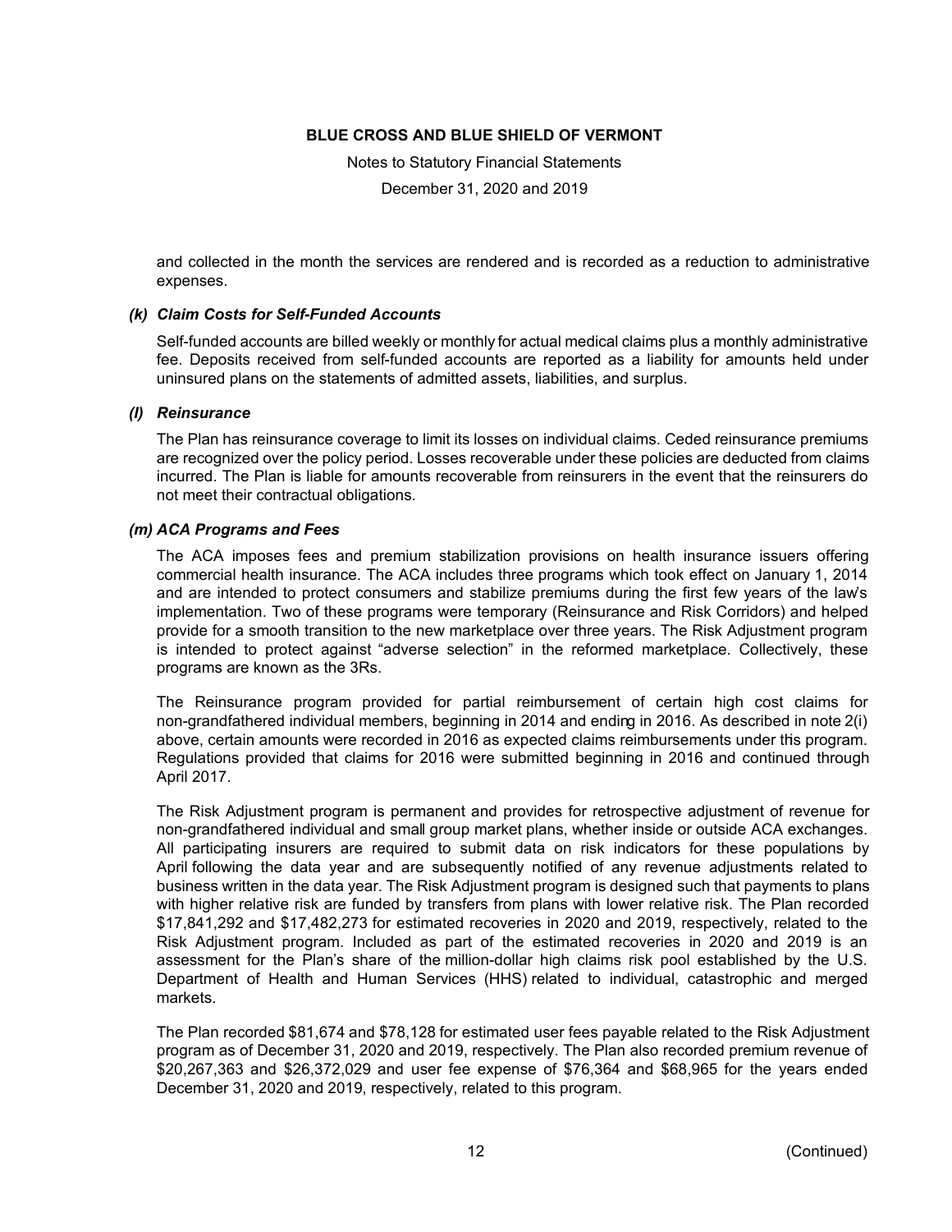and collected in the month the services are rendered and is recorded as a reduction to administrative expenses.

### *(k) Claim Costs for Self-Funded Accounts*

Self-funded accounts are billed weekly or monthly for actual medical claims plus a monthly administrative fee. Deposits received from self-funded accounts are reported as a liability for amounts held under uninsured plans on the statements of admitted assets, liabilities, and surplus.

### *(l) Reinsurance*

The Plan has reinsurance coverage to limit its losses on individual claims. Ceded reinsurance premiums are recognized over the policy period. Losses recoverable under these policies are deducted from claims incurred. The Plan is liable for amounts recoverable from reinsurers in the event that the reinsurers do not meet their contractual obligations.

### *(m) ACA Programs and Fees*

The ACA imposes fees and premium stabilization provisions on health insurance issuers offering commercial health insurance. The ACA includes three programs which took effect on January 1, 2014 and are intended to protect consumers and stabilize premiums during the first few years of the law's implementation. Two of these programs were temporary (Reinsurance and Risk Corridors) and helped provide for a smooth transition to the new marketplace over three years. The Risk Adjustment program is intended to protect against "adverse selection" in the reformed marketplace. Collectively, these programs are known as the 3Rs.

The Reinsurance program provided for partial reimbursement of certain high cost claims for non-grandfathered individual members, beginning in 2014 and ending in 2016. As described in note 2(i) above, certain amounts were recorded in 2016 as expected claims reimbursements under this program. Regulations provided that claims for 2016 were submitted beginning in 2016 and continued through April 2017.

The Risk Adjustment program is permanent and provides for retrospective adjustment of revenue for non-grandfathered individual and small group market plans, whether inside or outside ACA exchanges. All participating insurers are required to submit data on risk indicators for these populations by April following the data year and are subsequently notified of any revenue adjustments related to business written in the data year. The Risk Adjustment program is designed such that payments to plans with higher relative risk are funded by transfers from plans with lower relative risk. The Plan recorded $17,841,292 and $17,482,273 for estimated recoveries in 2020 and 2019, respectively, related to the Risk Adjustment program. Included as part of the estimated recoveries in 2020 and 2019 is an assessment for the Plan's share of the million-dollar high claims risk pool established by the U.S. Department of Health and Human Services (HHS) related to individual, catastrophic and merged markets.

The Plan recorded $81,674 and $78,128 for estimated user fees payable related to the Risk Adjustment program as of December 31, 2020 and 2019, respectively. The Plan also recorded premium revenue of $20,267,363 and $26,372,029 and user fee expense of $76,364 and $68,965 for the years ended December 31, 2020 and 2019, respectively, related to this program.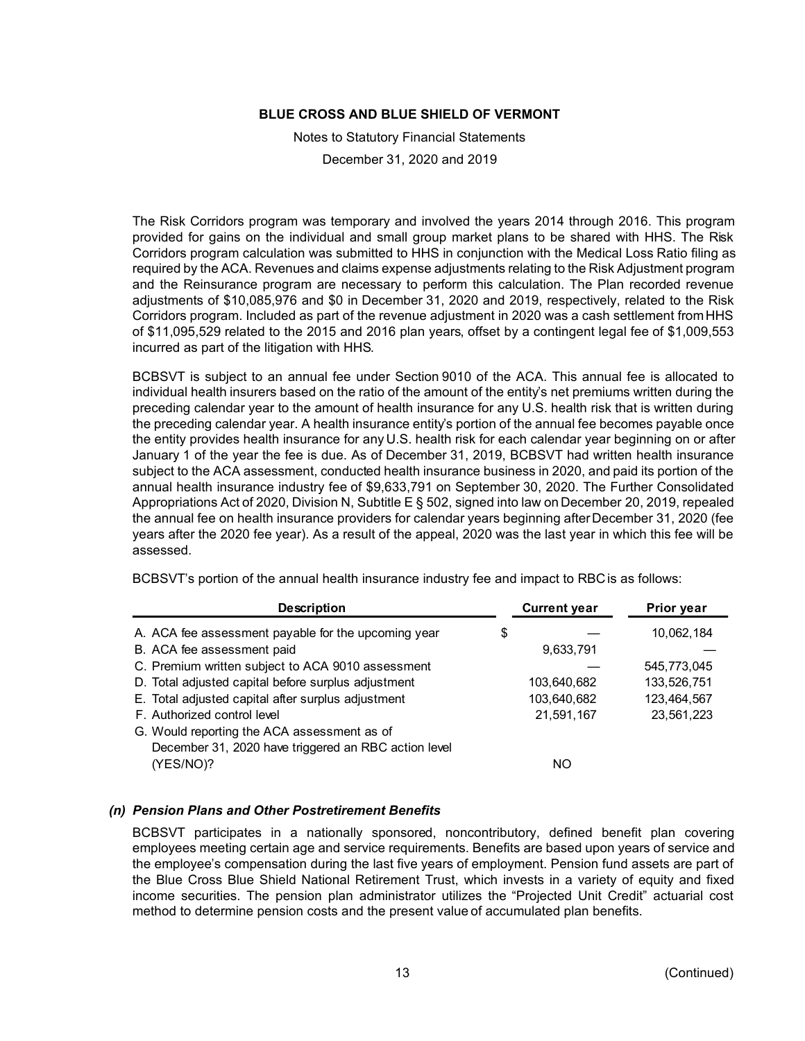The Risk Corridors program was temporary and involved the years 2014 through 2016. This program provided for gains on the individual and small group market plans to be shared with HHS. The Risk Corridors program calculation was submitted to HHS in conjunction with the Medical Loss Ratio filing as required by the ACA. Revenues and claims expense adjustments relating to the Risk Adjustment program and the Reinsurance program are necessary to perform this calculation. The Plan recorded revenue adjustments of $10,085,976 and $0 in December 31, 2020 and 2019, respectively, related to the Risk Corridors program. Included as part of the revenue adjustment in 2020 was a cash settlement from HHS of $11,095,529 related to the 2015 and 2016 plan years, offset by a contingent legal fee of $1,009,553 incurred as part of the litigation with HHS.

BCBSVT is subject to an annual fee under Section 9010 of the ACA. This annual fee is allocated to individual health insurers based on the ratio of the amount of the entity's net premiums written during the preceding calendar year to the amount of health insurance for any U.S. health risk that is written during the preceding calendar year. A health insurance entity's portion of the annual fee becomes payable once the entity provides health insurance for any U.S. health risk for each calendar year beginning on or after January 1 of the year the fee is due. As of December 31, 2019, BCBSVT had written health insurance subject to the ACA assessment, conducted health insurance business in 2020, and paid its portion of the annual health insurance industry fee of $9,633,791 on September 30, 2020. The Further Consolidated Appropriations Act of 2020, Division N, Subtitle E § 502, signed into law on December 20, 2019, repealed the annual fee on health insurance providers for calendar years beginning after December 31, 2020 (fee years after the 2020 fee year). As a result of the appeal, 2020 was the last year in which this fee will be assessed.

BCBSVT's portion of the annual health insurance industry fee and impact to RBC is as follows:

| Description | Current year | Prior year |
|---|---|---|
| A. ACA fee assessment payable for the upcoming year | $ — | 10,062,184 |
| B. ACA fee assessment paid | 9,633,791 | — |
| C. Premium written subject to ACA 9010 assessment | — | 545,773,045 |
| D. Total adjusted capital before surplus adjustment | 103,640,682 | 133,526,751 |
| E. Total adjusted capital after surplus adjustment | 103,640,682 | 123,464,567 |
| F. Authorized control level | 21,591,167 | 23,561,223 |
| G. Would reporting the ACA assessment as of December 31, 2020 have triggered an RBC action level (YES/NO)? | NO | |

### *(n) Pension Plans and Other Postretirement Benefits*

BCBSVT participates in a nationally sponsored, noncontributory, defined benefit plan covering employees meeting certain age and service requirements. Benefits are based upon years of service and the employee's compensation during the last five years of employment. Pension fund assets are part of the Blue Cross Blue Shield National Retirement Trust, which invests in a variety of equity and fixed income securities. The pension plan administrator utilizes the "Projected Unit Credit" actuarial cost method to determine pension costs and the present value of accumulated plan benefits.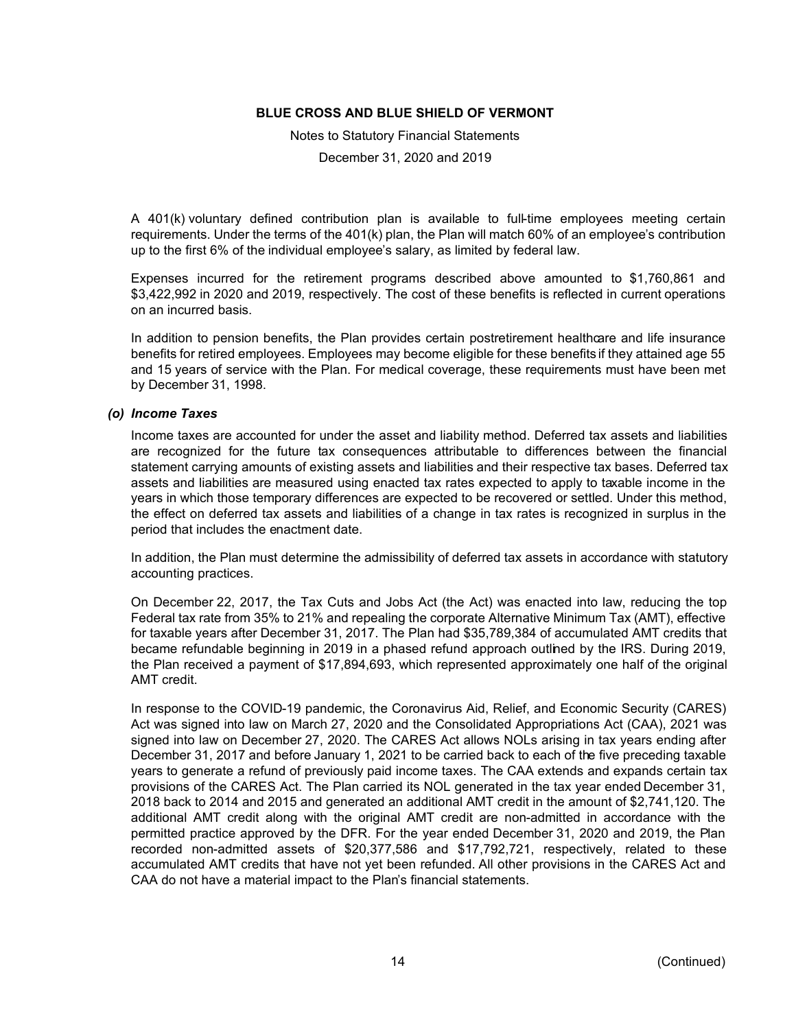A 401(k) voluntary defined contribution plan is available to full-time employees meeting certain requirements. Under the terms of the 401(k) plan, the Plan will match 60% of an employee's contribution up to the first 6% of the individual employee's salary, as limited by federal law.

Expenses incurred for the retirement programs described above amounted to $1,760,861 and $3,422,992 in 2020 and 2019, respectively. The cost of these benefits is reflected in current operations on an incurred basis.

In addition to pension benefits, the Plan provides certain postretirement healthcare and life insurance benefits for retired employees. Employees may become eligible for these benefits if they attained age 55 and 15 years of service with the Plan. For medical coverage, these requirements must have been met by December 31, 1998.

### *(o) Income Taxes*

Income taxes are accounted for under the asset and liability method. Deferred tax assets and liabilities are recognized for the future tax consequences attributable to differences between the financial statement carrying amounts of existing assets and liabilities and their respective tax bases. Deferred tax assets and liabilities are measured using enacted tax rates expected to apply to taxable income in the years in which those temporary differences are expected to be recovered or settled. Under this method, the effect on deferred tax assets and liabilities of a change in tax rates is recognized in surplus in the period that includes the enactment date.

In addition, the Plan must determine the admissibility of deferred tax assets in accordance with statutory accounting practices.

On December 22, 2017, the Tax Cuts and Jobs Act (the Act) was enacted into law, reducing the top Federal tax rate from 35% to 21% and repealing the corporate Alternative Minimum Tax (AMT), effective for taxable years after December 31, 2017. The Plan had $35,789,384 of accumulated AMT credits that became refundable beginning in 2019 in a phased refund approach outlined by the IRS. During 2019, the Plan received a payment of $17,894,693, which represented approximately one half of the original AMT credit.

In response to the COVID-19 pandemic, the Coronavirus Aid, Relief, and Economic Security (CARES) Act was signed into law on March 27, 2020 and the Consolidated Appropriations Act (CAA), 2021 was signed into law on December 27, 2020. The CARES Act allows NOLs arising in tax years ending after December 31, 2017 and before January 1, 2021 to be carried back to each of the five preceding taxable years to generate a refund of previously paid income taxes. The CAA extends and expands certain tax provisions of the CARES Act. The Plan carried its NOL generated in the tax year ended December 31, 2018 back to 2014 and 2015 and generated an additional AMT credit in the amount of $2,741,120. The additional AMT credit along with the original AMT credit are non-admitted in accordance with the permitted practice approved by the DFR. For the year ended December 31, 2020 and 2019, the Plan recorded non-admitted assets of $20,377,586 and $17,792,721, respectively, related to these accumulated AMT credits that have not yet been refunded. All other provisions in the CARES Act and CAA do not have a material impact to the Plan's financial statements.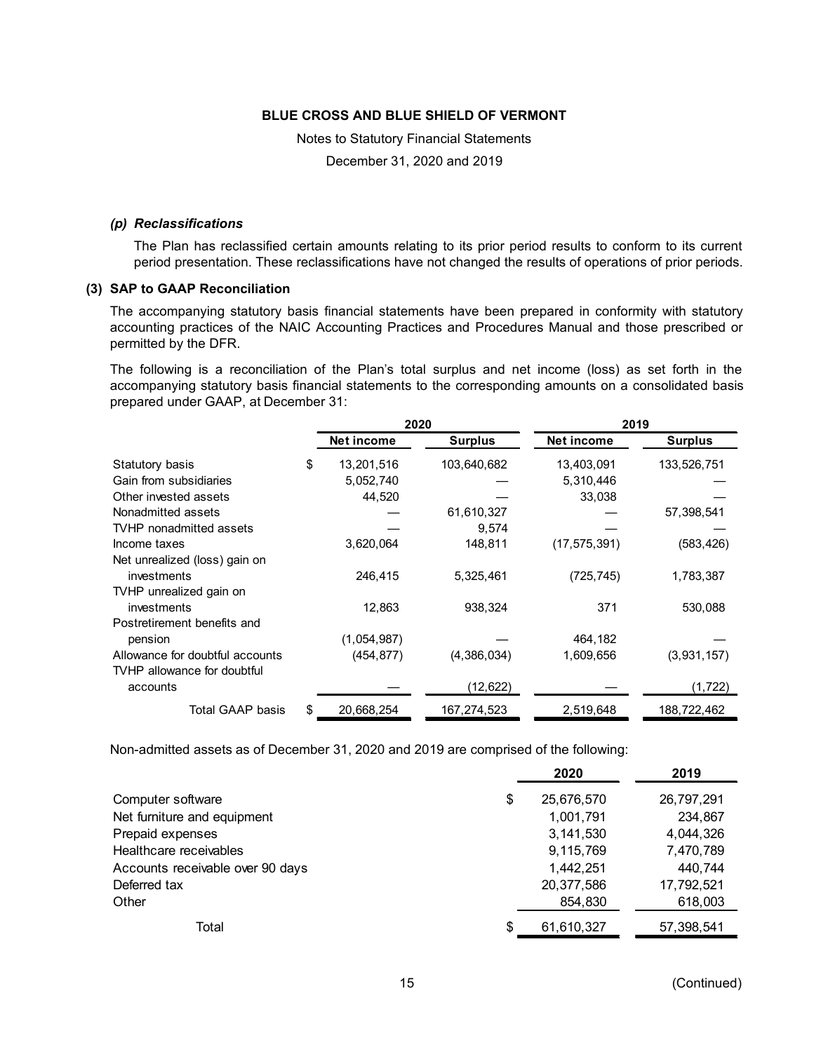### *(p) Reclassifications*

The Plan has reclassified certain amounts relating to its prior period results to conform to its current period presentation. These reclassifications have not changed the results of operations of prior periods.

## (3) SAP to GAAP Reconciliation

The accompanying statutory basis financial statements have been prepared in conformity with statutory accounting practices of the NAIC Accounting Practices and Procedures Manual and those prescribed or permitted by the DFR.

The following is a reconciliation of the Plan's total surplus and net income (loss) as set forth in the accompanying statutory basis financial statements to the corresponding amounts on a consolidated basis prepared under GAAP, at December 31:

| | 2020 | | 2019 | |
|---|---|---|---|---|
| | **Net income** | **Surplus** | **Net income** | **Surplus** |
| Statutory basis | $ 13,201,516 | 103,640,682 | 13,403,091 | 133,526,751 |
| Gain from subsidiaries | 5,052,740 | — | 5,310,446 | — |
| Other invested assets | 44,520 | — | 33,038 | — |
| Nonadmitted assets | — | 61,610,327 | — | 57,398,541 |
| TVHP nonadmitted assets | — | 9,574 | — | — |
| Income taxes | 3,620,064 | 148,811 | (17,575,391) | (583,426) |
| Net unrealized (loss) gain on investments | 246,415 | 5,325,461 | (725,745) | 1,783,387 |
| TVHP unrealized gain on investments | 12,863 | 938,324 | 371 | 530,088 |
| Postretirement benefits and pension | (1,054,987) | — | 464,182 | — |
| Allowance for doubtful accounts | (454,877) | (4,386,034) | 1,609,656 | (3,931,157) |
| TVHP allowance for doubtful accounts | — | (12,622) | — | (1,722) |
| Total GAAP basis | $ 20,668,254 | 167,274,523 | 2,519,648 | 188,722,462 |

Non-admitted assets as of December 31, 2020 and 2019 are comprised of the following:

| | 2020 | 2019 |
|---|---|---|
| Computer software | $ 25,676,570 | 26,797,291 |
| Net furniture and equipment | 1,001,791 | 234,867 |
| Prepaid expenses | 3,141,530 | 4,044,326 |
| Healthcare receivables | 9,115,769 | 7,470,789 |
| Accounts receivable over 90 days | 1,442,251 | 440,744 |
| Deferred tax | 20,377,586 | 17,792,521 |
| Other | 854,830 | 618,003 |
| Total | $ 61,610,327 | 57,398,541 |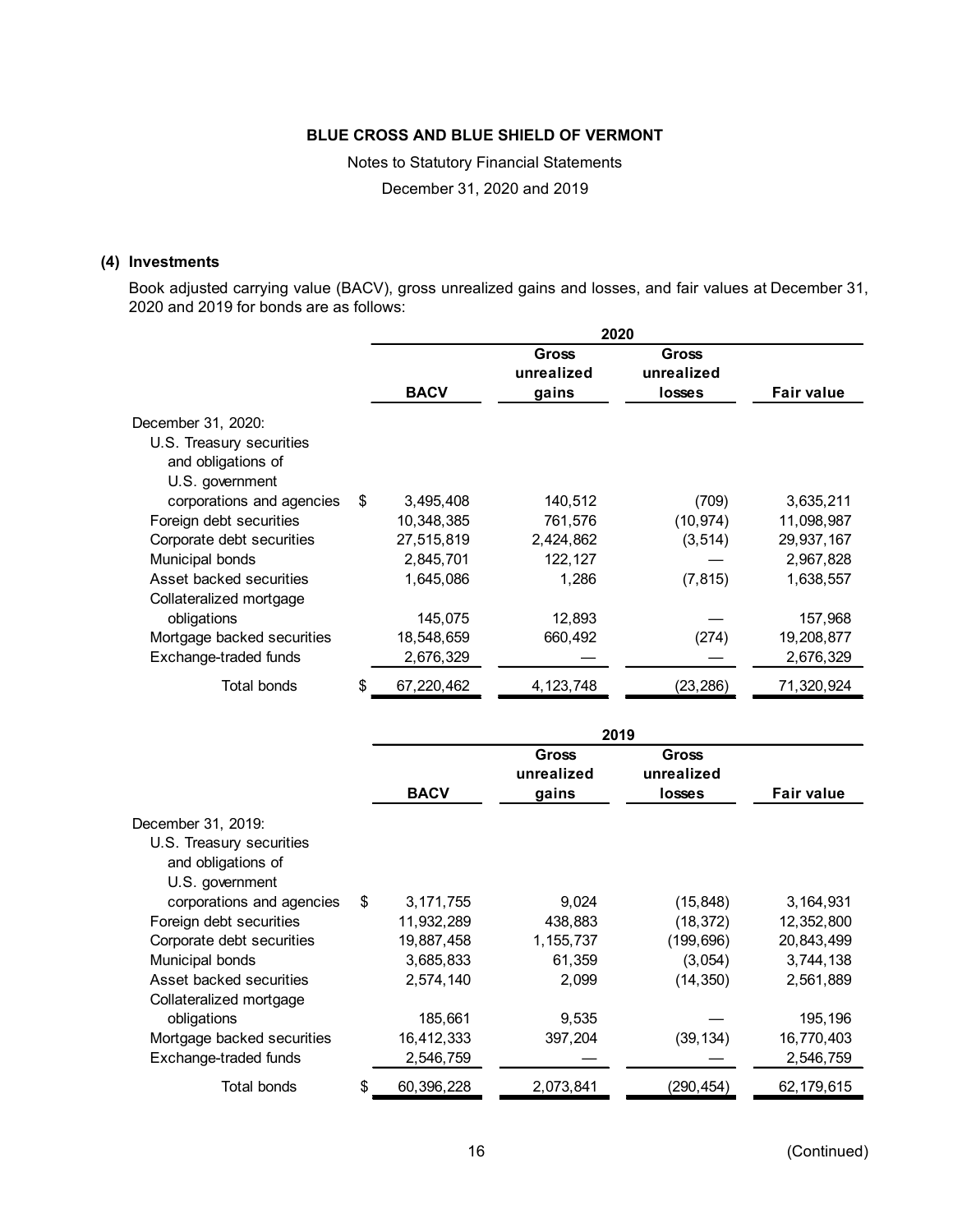BLUE CROSS AND BLUE SHIELD OF VERMONT

Notes to Statutory Financial Statements

December 31, 2020 and 2019

## (4) Investments

Book adjusted carrying value (BACV), gross unrealized gains and losses, and fair values at December 31, 2020 and 2019 for bonds are as follows:

| | 2020 | | | |
|---|---|---|---|---|
| | BACV | Gross unrealized gains | Gross unrealized losses | Fair value |
| December 31, 2020: | | | | |
| U.S. Treasury securities and obligations of U.S. government corporations and agencies | $ 3,495,408 | 140,512 | (709) | 3,635,211 |
| Foreign debt securities | 10,348,385 | 761,576 | (10,974) | 11,098,987 |
| Corporate debt securities | 27,515,819 | 2,424,862 | (3,514) | 29,937,167 |
| Municipal bonds | 2,845,701 | 122,127 | — | 2,967,828 |
| Asset backed securities | 1,645,086 | 1,286 | (7,815) | 1,638,557 |
| Collateralized mortgage obligations | 145,075 | 12,893 | — | 157,968 |
| Mortgage backed securities | 18,548,659 | 660,492 | (274) | 19,208,877 |
| Exchange-traded funds | 2,676,329 | — | — | 2,676,329 |
| Total bonds | $ 67,220,462 | 4,123,748 | (23,286) | 71,320,924 |

| | 2019 | | | |
|---|---|---|---|---|
| | BACV | Gross unrealized gains | Gross unrealized losses | Fair value |
| December 31, 2019: | | | | |
| U.S. Treasury securities and obligations of U.S. government corporations and agencies | $ 3,171,755 | 9,024 | (15,848) | 3,164,931 |
| Foreign debt securities | 11,932,289 | 438,883 | (18,372) | 12,352,800 |
| Corporate debt securities | 19,887,458 | 1,155,737 | (199,696) | 20,843,499 |
| Municipal bonds | 3,685,833 | 61,359 | (3,054) | 3,744,138 |
| Asset backed securities | 2,574,140 | 2,099 | (14,350) | 2,561,889 |
| Collateralized mortgage obligations | 185,661 | 9,535 | — | 195,196 |
| Mortgage backed securities | 16,412,333 | 397,204 | (39,134) | 16,770,403 |
| Exchange-traded funds | 2,546,759 | — | — | 2,546,759 |
| Total bonds | $ 60,396,228 | 2,073,841 | (290,454) | 62,179,615 |

(Continued)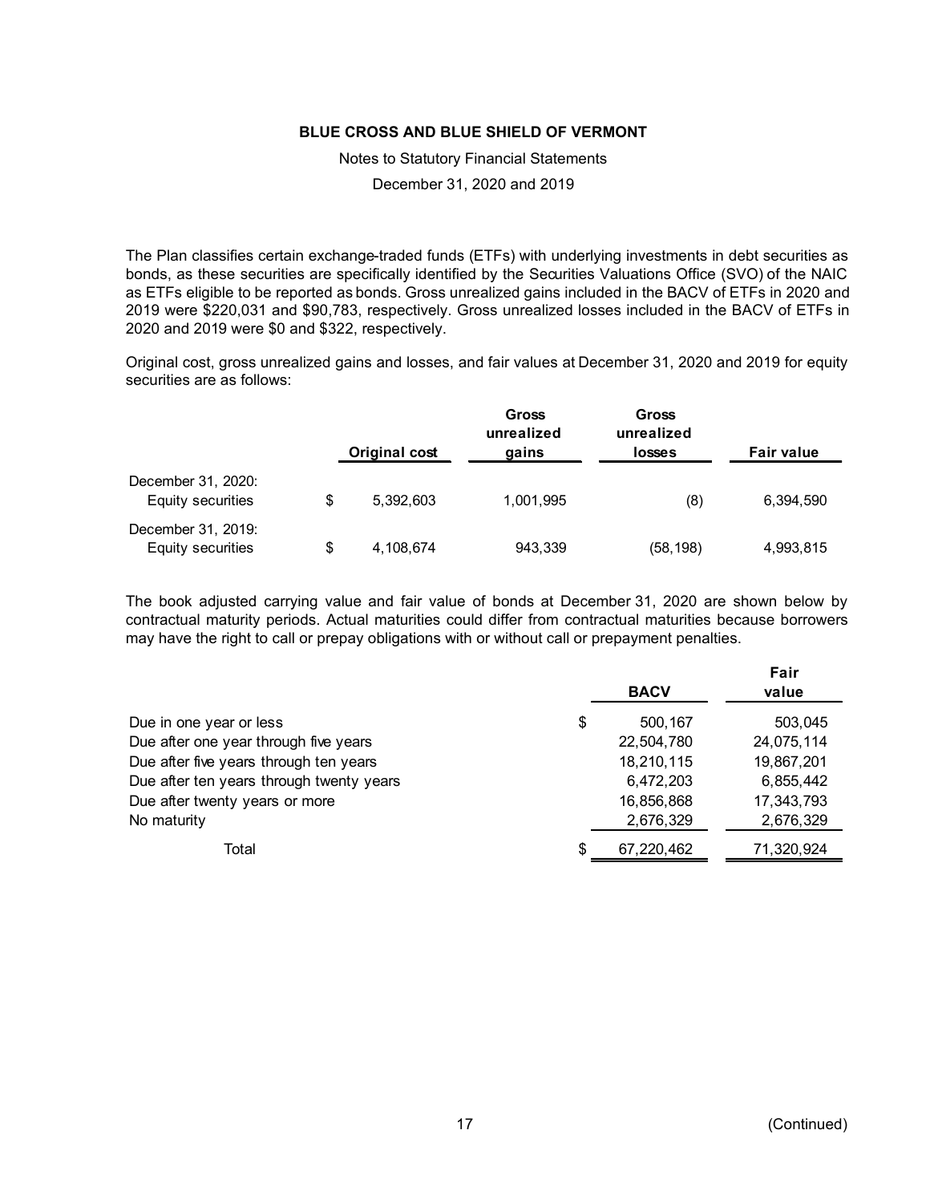The Plan classifies certain exchange-traded funds (ETFs) with underlying investments in debt securities as bonds, as these securities are specifically identified by the Securities Valuations Office (SVO) of the NAIC as ETFs eligible to be reported as bonds. Gross unrealized gains included in the BACV of ETFs in 2020 and 2019 were $220,031 and $90,783, respectively. Gross unrealized losses included in the BACV of ETFs in 2020 and 2019 were $0 and $322, respectively.

Original cost, gross unrealized gains and losses, and fair values at December 31, 2020 and 2019 for equity securities are as follows:

| | Original cost | Gross unrealized gains | Gross unrealized losses | Fair value |
|---|---|---|---|---|
| December 31, 2020: | | | | |
| Equity securities | $ 5,392,603 | 1,001,995 | (8) | 6,394,590 |
| December 31, 2019: | | | | |
| Equity securities | $ 4,108,674 | 943,339 | (58,198) | 4,993,815 |

The book adjusted carrying value and fair value of bonds at December 31, 2020 are shown below by contractual maturity periods. Actual maturities could differ from contractual maturities because borrowers may have the right to call or prepay obligations with or without call or prepayment penalties.

| | BACV | Fair value |
|---|---|---|
| Due in one year or less | $ 500,167 | 503,045 |
| Due after one year through five years | 22,504,780 | 24,075,114 |
| Due after five years through ten years | 18,210,115 | 19,867,201 |
| Due after ten years through twenty years | 6,472,203 | 6,855,442 |
| Due after twenty years or more | 16,856,868 | 17,343,793 |
| No maturity | 2,676,329 | 2,676,329 |
| Total | $ 67,220,462 | 71,320,924 |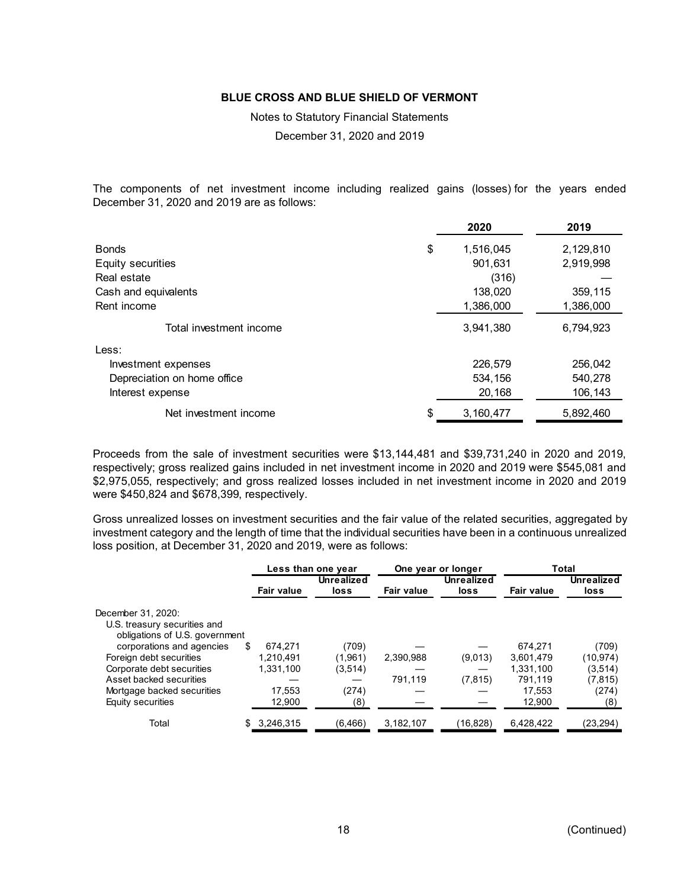The components of net investment income including realized gains (losses) for the years ended December 31, 2020 and 2019 are as follows:

| | 2020 | 2019 |
|---|---|---|
| Bonds | $ 1,516,045 | 2,129,810 |
| Equity securities | 901,631 | 2,919,998 |
| Real estate | (316) | — |
| Cash and equivalents | 138,020 | 359,115 |
| Rent income | 1,386,000 | 1,386,000 |
| Total investment income | 3,941,380 | 6,794,923 |
| Less: | | |
| Investment expenses | 226,579 | 256,042 |
| Depreciation on home office | 534,156 | 540,278 |
| Interest expense | 20,168 | 106,143 |
| Net investment income | $ 3,160,477 | 5,892,460 |

Proceeds from the sale of investment securities were $13,144,481 and $39,731,240 in 2020 and 2019, respectively; gross realized gains included in net investment income in 2020 and 2019 were $545,081 and $2,975,055, respectively; and gross realized losses included in net investment income in 2020 and 2019 were $450,824 and $678,399, respectively.

Gross unrealized losses on investment securities and the fair value of the related securities, aggregated by investment category and the length of time that the individual securities have been in a continuous unrealized loss position, at December 31, 2020 and 2019, were as follows:

| | Less than one year | | One year or longer | | Total | |
|---|---|---|---|---|---|---|
| | Fair value | Unrealized loss | Fair value | Unrealized loss | Fair value | Unrealized loss |
| December 31, 2020: | | | | | | |
| U.S. treasury securities and obligations of U.S. government corporations and agencies | $ 674,271 | (709) | — | — | 674,271 | (709) |
| Foreign debt securities | 1,210,491 | (1,961) | 2,390,988 | (9,013) | 3,601,479 | (10,974) |
| Corporate debt securities | 1,331,100 | (3,514) | — | — | 1,331,100 | (3,514) |
| Asset backed securities | — | — | 791,119 | (7,815) | 791,119 | (7,815) |
| Mortgage backed securities | 17,553 | (274) | — | — | 17,553 | (274) |
| Equity securities | 12,900 | (8) | — | — | 12,900 | (8) |
| Total | $ 3,246,315 | (6,466) | 3,182,107 | (16,828) | 6,428,422 | (23,294) |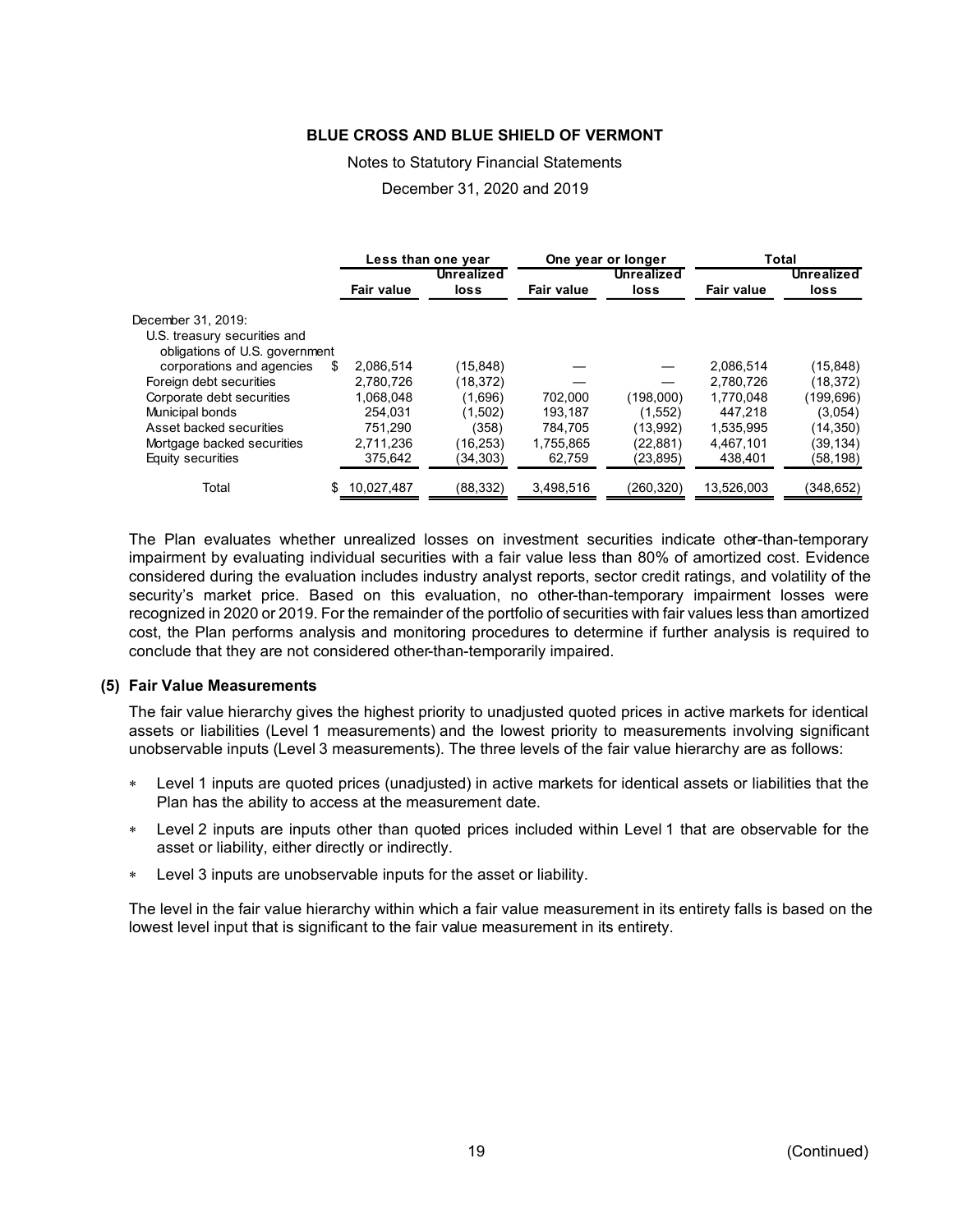| | Less than one year | | One year or longer | | Total | |
|---|---|---|---|---|---|---|
| | Fair value | Unrealized loss | Fair value | Unrealized loss | Fair value | Unrealized loss |
| December 31, 2019: | | | | | | |
| U.S. treasury securities and obligations of U.S. government corporations and agencies | $ 2,086,514 | (15,848) | — | — | 2,086,514 | (15,848) |
| Foreign debt securities | 2,780,726 | (18,372) | — | — | 2,780,726 | (18,372) |
| Corporate debt securities | 1,068,048 | (1,696) | 702,000 | (198,000) | 1,770,048 | (199,696) |
| Municipal bonds | 254,031 | (1,502) | 193,187 | (1,552) | 447,218 | (3,054) |
| Asset backed securities | 751,290 | (358) | 784,705 | (13,992) | 1,535,995 | (14,350) |
| Mortgage backed securities | 2,711,236 | (16,253) | 1,755,865 | (22,881) | 4,467,101 | (39,134) |
| Equity securities | 375,642 | (34,303) | 62,759 | (23,895) | 438,401 | (58,198) |
| Total | $ 10,027,487 | (88,332) | 3,498,516 | (260,320) | 13,526,003 | (348,652) |

The Plan evaluates whether unrealized losses on investment securities indicate other-than-temporary impairment by evaluating individual securities with a fair value less than 80% of amortized cost. Evidence considered during the evaluation includes industry analyst reports, sector credit ratings, and volatility of the security's market price. Based on this evaluation, no other-than-temporary impairment losses were recognized in 2020 or 2019. For the remainder of the portfolio of securities with fair values less than amortized cost, the Plan performs analysis and monitoring procedures to determine if further analysis is required to conclude that they are not considered other-than-temporarily impaired.

### (5) Fair Value Measurements

The fair value hierarchy gives the highest priority to unadjusted quoted prices in active markets for identical assets or liabilities (Level 1 measurements) and the lowest priority to measurements involving significant unobservable inputs (Level 3 measurements). The three levels of the fair value hierarchy are as follows:

* Level 1 inputs are quoted prices (unadjusted) in active markets for identical assets or liabilities that the Plan has the ability to access at the measurement date.
* Level 2 inputs are inputs other than quoted prices included within Level 1 that are observable for the asset or liability, either directly or indirectly.
* Level 3 inputs are unobservable inputs for the asset or liability.

The level in the fair value hierarchy within which a fair value measurement in its entirety falls is based on the lowest level input that is significant to the fair value measurement in its entirety.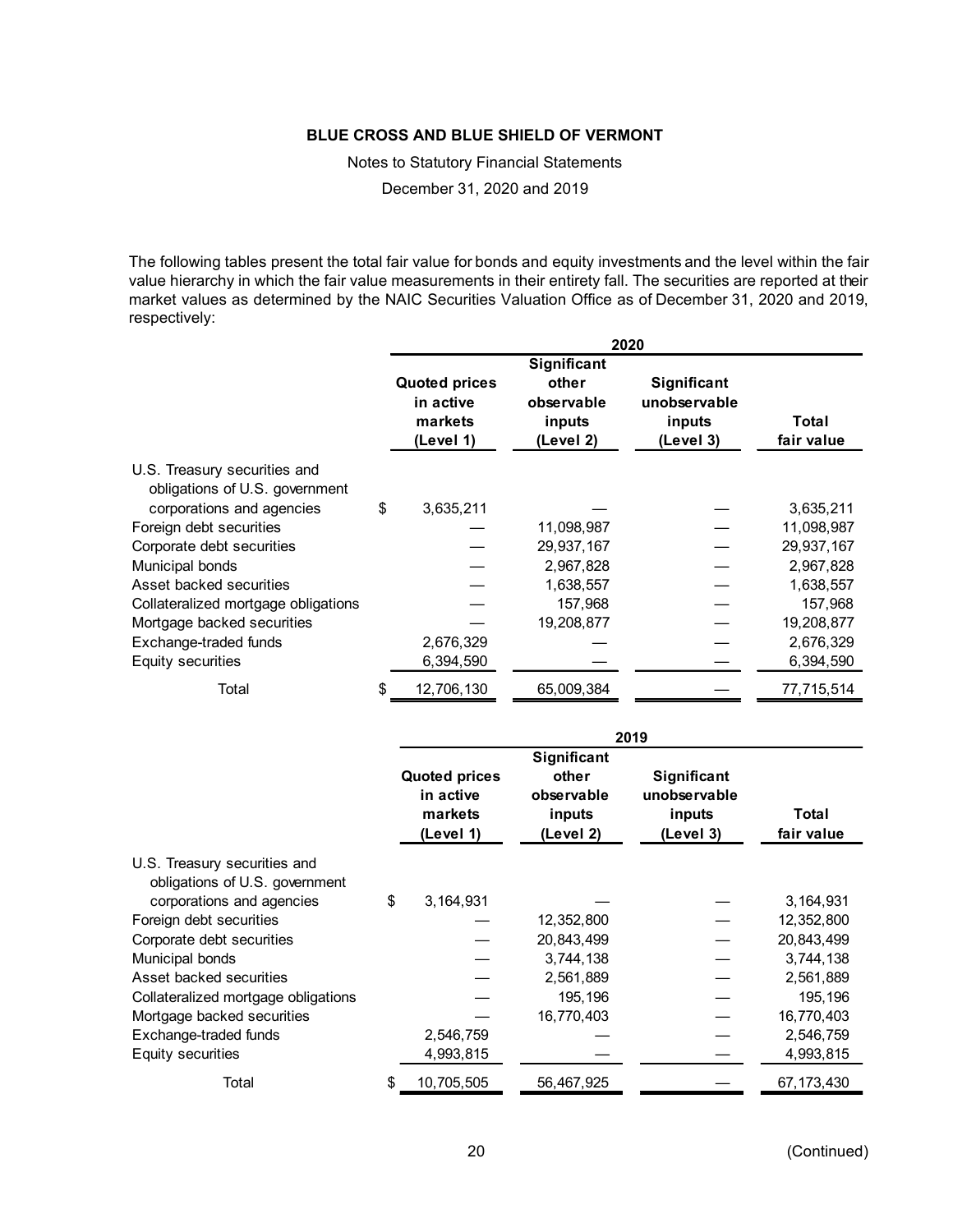BLUE CROSS AND BLUE SHIELD OF VERMONT

Notes to Statutory Financial Statements

December 31, 2020 and 2019

The following tables present the total fair value for bonds and equity investments and the level within the fair value hierarchy in which the fair value measurements in their entirety fall. The securities are reported at their market values as determined by the NAIC Securities Valuation Office as of December 31, 2020 and 2019, respectively:

| | 2020 | | | |
|---|---|---|---|---|
| | Quoted prices in active markets (Level 1) | Significant other observable inputs (Level 2) | Significant unobservable inputs (Level 3) | Total fair value |
| U.S. Treasury securities and obligations of U.S. government corporations and agencies | $ 3,635,211 | — | — | 3,635,211 |
| Foreign debt securities | — | 11,098,987 | — | 11,098,987 |
| Corporate debt securities | — | 29,937,167 | — | 29,937,167 |
| Municipal bonds | — | 2,967,828 | — | 2,967,828 |
| Asset backed securities | — | 1,638,557 | — | 1,638,557 |
| Collateralized mortgage obligations | — | 157,968 | — | 157,968 |
| Mortgage backed securities | — | 19,208,877 | — | 19,208,877 |
| Exchange-traded funds | 2,676,329 | — | — | 2,676,329 |
| Equity securities | 6,394,590 | — | — | 6,394,590 |
| Total | $ 12,706,130 | 65,009,384 | — | 77,715,514 |

| | 2019 | | | |
|---|---|---|---|---|
| | Quoted prices in active markets (Level 1) | Significant other observable inputs (Level 2) | Significant unobservable inputs (Level 3) | Total fair value |
| U.S. Treasury securities and obligations of U.S. government corporations and agencies | $ 3,164,931 | — | — | 3,164,931 |
| Foreign debt securities | — | 12,352,800 | — | 12,352,800 |
| Corporate debt securities | — | 20,843,499 | — | 20,843,499 |
| Municipal bonds | — | 3,744,138 | — | 3,744,138 |
| Asset backed securities | — | 2,561,889 | — | 2,561,889 |
| Collateralized mortgage obligations | — | 195,196 | — | 195,196 |
| Mortgage backed securities | — | 16,770,403 | — | 16,770,403 |
| Exchange-traded funds | 2,546,759 | — | — | 2,546,759 |
| Equity securities | 4,993,815 | — | — | 4,993,815 |
| Total | $ 10,705,505 | 56,467,925 | — | 67,173,430 |

(Continued)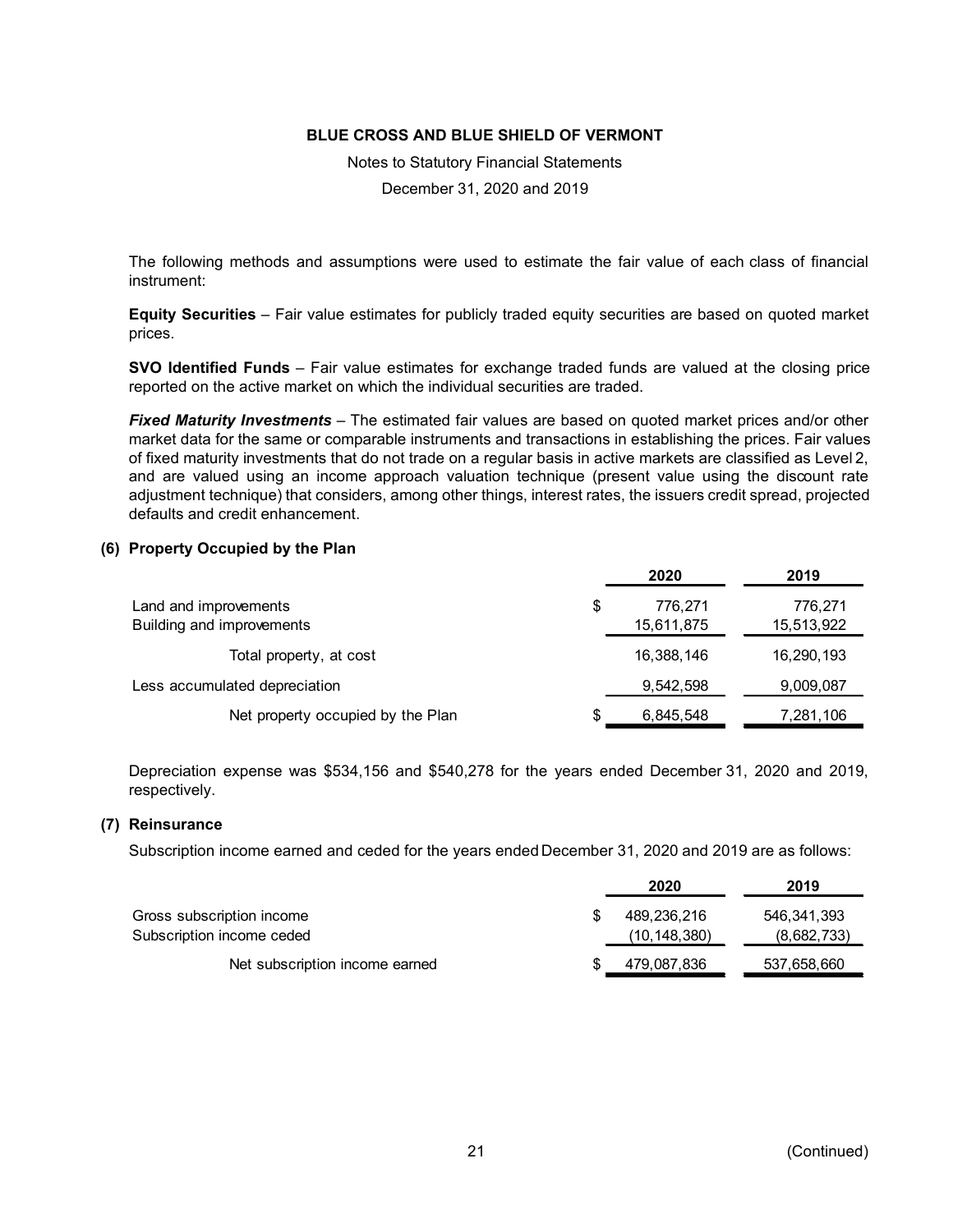The following methods and assumptions were used to estimate the fair value of each class of financial instrument:

**Equity Securities** – Fair value estimates for publicly traded equity securities are based on quoted market prices.

**SVO Identified Funds** – Fair value estimates for exchange traded funds are valued at the closing price reported on the active market on which the individual securities are traded.

***Fixed Maturity Investments*** – The estimated fair values are based on quoted market prices and/or other market data for the same or comparable instruments and transactions in establishing the prices. Fair values of fixed maturity investments that do not trade on a regular basis in active markets are classified as Level 2, and are valued using an income approach valuation technique (present value using the discount rate adjustment technique) that considers, among other things, interest rates, the issuers credit spread, projected defaults and credit enhancement.

## (6) Property Occupied by the Plan

| | 2020 | 2019 |
|---|---|---|
| Land and improvements | $ 776,271 | 776,271 |
| Building and improvements | 15,611,875 | 15,513,922 |
| Total property, at cost | 16,388,146 | 16,290,193 |
| Less accumulated depreciation | 9,542,598 | 9,009,087 |
| Net property occupied by the Plan | $ 6,845,548 | 7,281,106 |

Depreciation expense was $534,156 and $540,278 for the years ended December 31, 2020 and 2019, respectively.

## (7) Reinsurance

Subscription income earned and ceded for the years ended December 31, 2020 and 2019 are as follows:

| | 2020 | 2019 |
|---|---|---|
| Gross subscription income | $ 489,236,216 | 546,341,393 |
| Subscription income ceded | (10,148,380) | (8,682,733) |
| Net subscription income earned | $ 479,087,836 | 537,658,660 |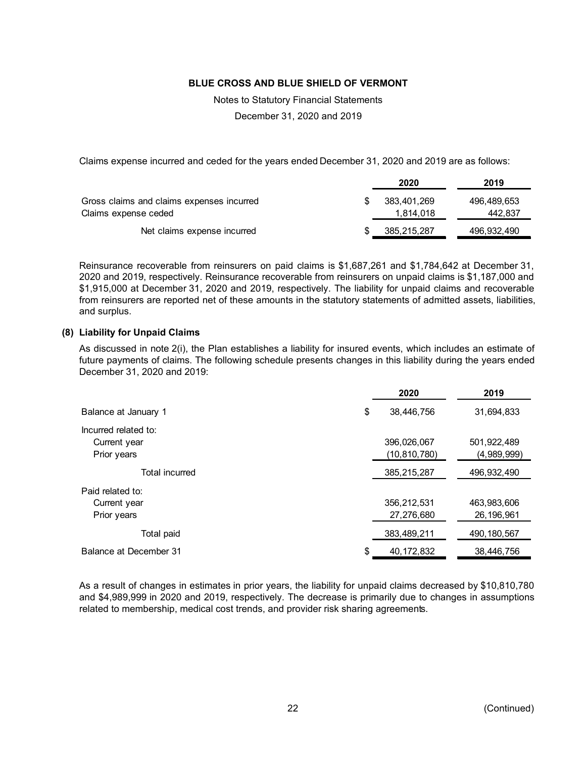Claims expense incurred and ceded for the years ended December 31, 2020 and 2019 are as follows:

| | 2020 | 2019 |
|---|---|---|
| Gross claims and claims expenses incurred | $ 383,401,269 | 496,489,653 |
| Claims expense ceded | 1,814,018 | 442,837 |
| Net claims expense incurred | $ 385,215,287 | 496,932,490 |

Reinsurance recoverable from reinsurers on paid claims is $1,687,261 and $1,784,642 at December 31, 2020 and 2019, respectively. Reinsurance recoverable from reinsurers on unpaid claims is $1,187,000 and $1,915,000 at December 31, 2020 and 2019, respectively. The liability for unpaid claims and recoverable from reinsurers are reported net of these amounts in the statutory statements of admitted assets, liabilities, and surplus.

## (8) Liability for Unpaid Claims

As discussed in note 2(i), the Plan establishes a liability for insured events, which includes an estimate of future payments of claims. The following schedule presents changes in this liability during the years ended December 31, 2020 and 2019:

| | 2020 | 2019 |
|---|---|---|
| Balance at January 1 | $ 38,446,756 | 31,694,833 |
| Incurred related to: | | |
| Current year | 396,026,067 | 501,922,489 |
| Prior years | (10,810,780) | (4,989,999) |
| Total incurred | 385,215,287 | 496,932,490 |
| Paid related to: | | |
| Current year | 356,212,531 | 463,983,606 |
| Prior years | 27,276,680 | 26,196,961 |
| Total paid | 383,489,211 | 490,180,567 |
| Balance at December 31 | $ 40,172,832 | 38,446,756 |

As a result of changes in estimates in prior years, the liability for unpaid claims decreased by $10,810,780 and $4,989,999 in 2020 and 2019, respectively. The decrease is primarily due to changes in assumptions related to membership, medical cost trends, and provider risk sharing agreements.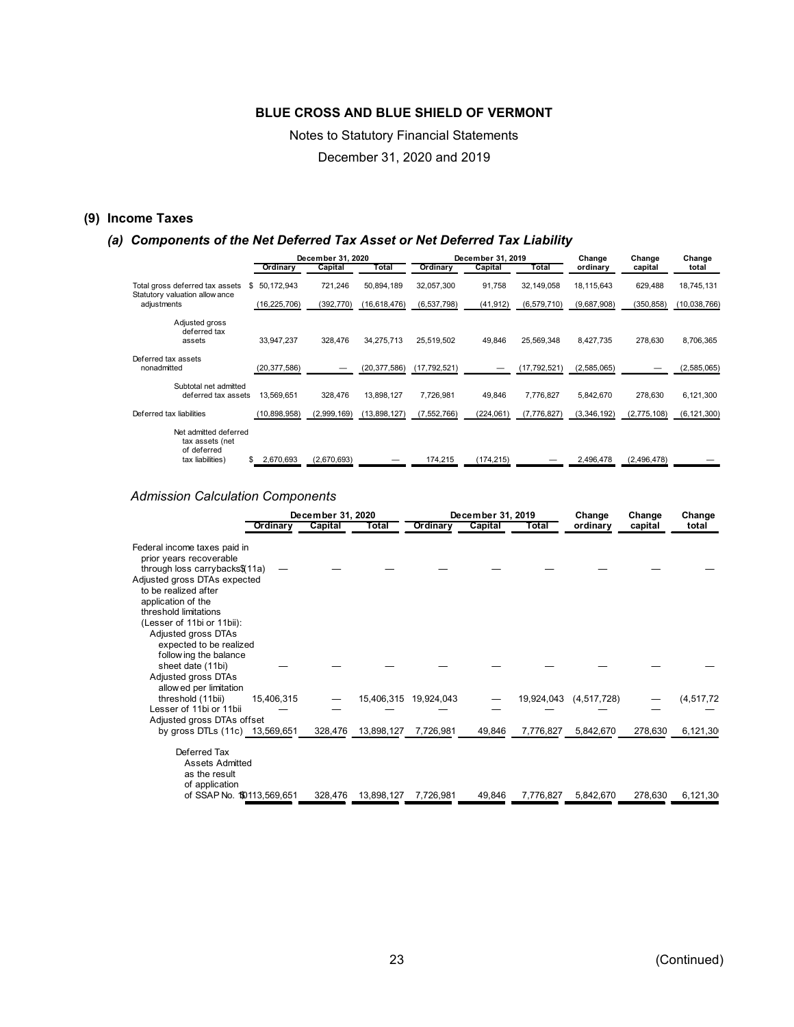BLUE CROSS AND BLUE SHIELD OF VERMONT

Notes to Statutory Financial Statements

December 31, 2020 and 2019

## (9) Income Taxes

### *(a) Components of the Net Deferred Tax Asset or Net Deferred Tax Liability*

| | December 31, 2020 | | | December 31, 2019 | | | Change | Change | Change |
|---|---|---|---|---|---|---|---|---|---|
| | Ordinary | Capital | Total | Ordinary | Capital | Total | ordinary | capital | total |
| Total gross deferred tax assets | $ 50,172,943 | 721,246 | 50,894,189 | 32,057,300 | 91,758 | 32,149,058 | 18,115,643 | 629,488 | 18,745,131 |
| Statutory valuation allowance adjustments | (16,225,706) | (392,770) | (16,618,476) | (6,537,798) | (41,912) | (6,579,710) | (9,687,908) | (350,858) | (10,038,766) |
| Adjusted gross deferred tax assets | 33,947,237 | 328,476 | 34,275,713 | 25,519,502 | 49,846 | 25,569,348 | 8,427,735 | 278,630 | 8,706,365 |
| Deferred tax assets nonadmitted | (20,377,586) | — | (20,377,586) | (17,792,521) | — | (17,792,521) | (2,585,065) | — | (2,585,065) |
| Subtotal net admitted deferred tax assets | 13,569,651 | 328,476 | 13,898,127 | 7,726,981 | 49,846 | 7,776,827 | 5,842,670 | 278,630 | 6,121,300 |
| Deferred tax liabilities | (10,898,958) | (2,999,169) | (13,898,127) | (7,552,766) | (224,061) | (7,776,827) | (3,346,192) | (2,775,108) | (6,121,300) |
| Net admitted deferred tax assets (net of deferred tax liabilities) | $ 2,670,693 | (2,670,693) | — | 174,215 | (174,215) | — | 2,496,478 | (2,496,478) | — |

*Admission Calculation Components*

| | December 31, 2020 | | | December 31, 2019 | | | Change | Change | Change |
|---|---|---|---|---|---|---|---|---|---|
| | Ordinary | Capital | Total | Ordinary | Capital | Total | ordinary | capital | total |
| Federal income taxes paid in prior years recoverable through loss carrybacks (11a) | $ — | — | — | — | — | — | — | — | — |
| Adjusted gross DTAs expected to be realized after application of the threshold limitations (Lesser of 11bi or 11bii): | | | | | | | | | |
| Adjusted gross DTAs expected to be realized following the balance sheet date (11bi) | — | — | — | — | — | — | — | — | — |
| Adjusted gross DTAs allowed per limitation threshold (11bii) | 15,406,315 | — | 15,406,315 | 19,924,043 | — | 19,924,043 | (4,517,728) | — | (4,517,72 |
| Lesser of 11bi or 11bii | — | — | — | — | — | — | — | — | — |
| Adjusted gross DTAs offset by gross DTLs (11c) | 13,569,651 | 328,476 | 13,898,127 | 7,726,981 | 49,846 | 7,776,827 | 5,842,670 | 278,630 | 6,121,30 |
| Deferred Tax Assets Admitted as the result of application of SSAP No. 101 | $ 13,569,651 | 328,476 | 13,898,127 | 7,726,981 | 49,846 | 7,776,827 | 5,842,670 | 278,630 | 6,121,30 |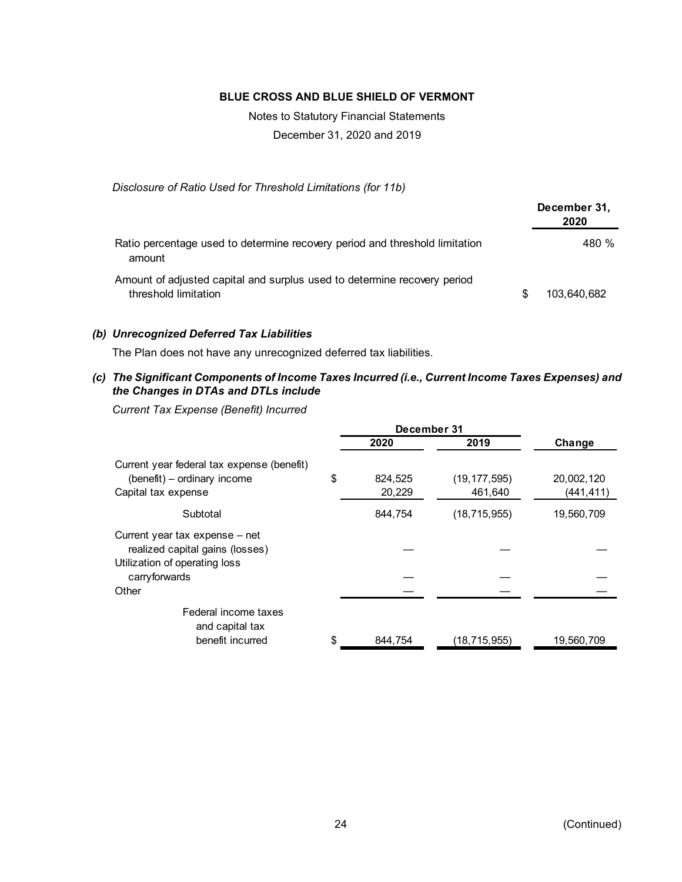**BLUE CROSS AND BLUE SHIELD OF VERMONT**

Notes to Statutory Financial Statements

December 31, 2020 and 2019

*Disclosure of Ratio Used for Threshold Limitations (for 11b)*

| | December 31, 2020 |
|---|---|
| Ratio percentage used to determine recovery period and threshold limitation amount | 480 % |
| Amount of adjusted capital and surplus used to determine recovery period threshold limitation | $ 103,640,682 |

### *(b) Unrecognized Deferred Tax Liabilities*

The Plan does not have any unrecognized deferred tax liabilities.

### *(c) The Significant Components of Income Taxes Incurred (i.e., Current Income Taxes Expenses) and the Changes in DTAs and DTLs include*

*Current Tax Expense (Benefit) Incurred*

| | December 31 | | |
|---|---|---|---|
| | 2020 | 2019 | Change |
| Current year federal tax expense (benefit) (benefit) – ordinary income | $ 824,525 | (19,177,595) | 20,002,120 |
| Capital tax expense | 20,229 | 461,640 | (441,411) |
| Subtotal | 844,754 | (18,715,955) | 19,560,709 |
| Current year tax expense – net realized capital gains (losses) | — | — | — |
| Utilization of operating loss carryforwards | — | — | — |
| Other | — | — | — |
| Federal income taxes and capital tax benefit incurred | $ 844,754 | (18,715,955) | 19,560,709 |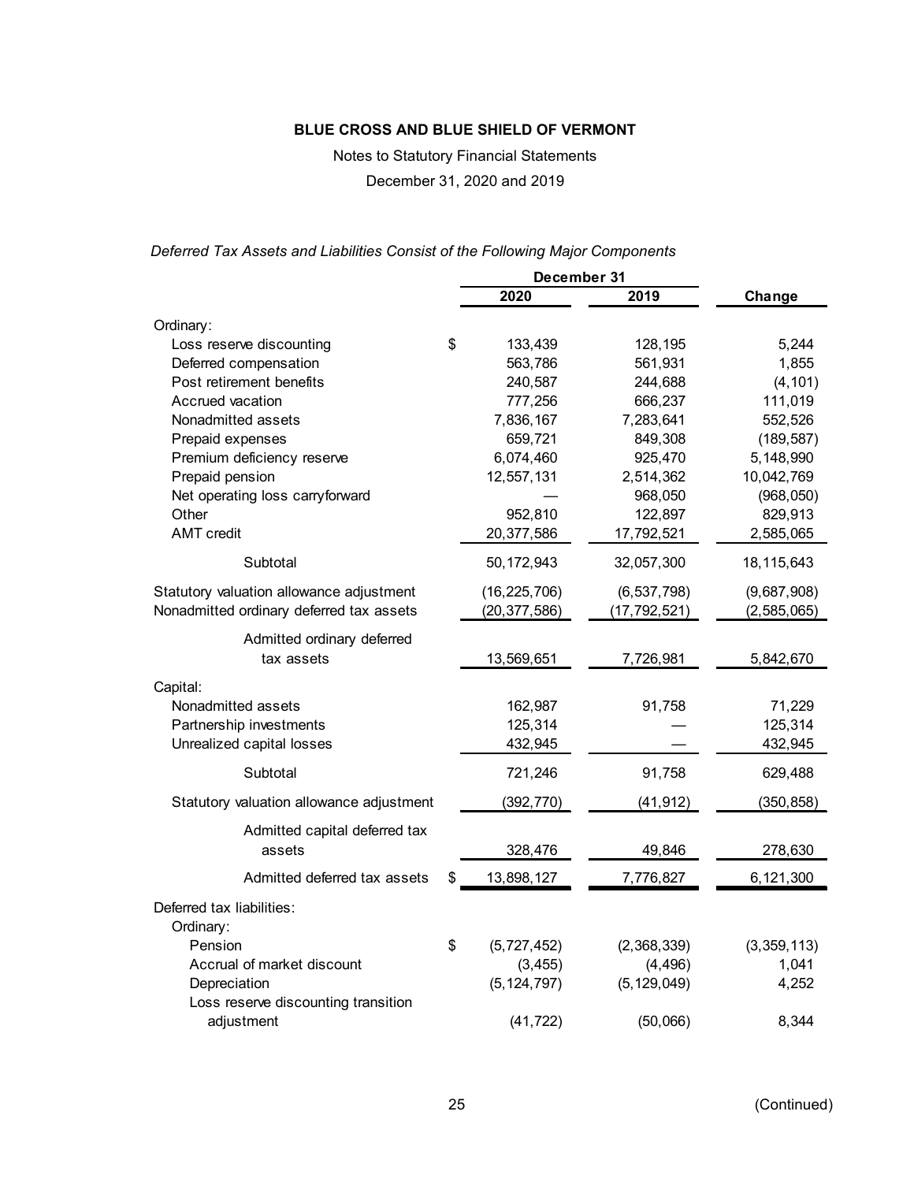# BLUE CROSS AND BLUE SHIELD OF VERMONT

Notes to Statutory Financial Statements

December 31, 2020 and 2019

*Deferred Tax Assets and Liabilities Consist of the Following Major Components*

| | December 31 2020 | December 31 2019 | Change |
|---|---|---|---|
| Ordinary: | | | |
| Loss reserve discounting | $ 133,439 | 128,195 | 5,244 |
| Deferred compensation | 563,786 | 561,931 | 1,855 |
| Post retirement benefits | 240,587 | 244,688 | (4,101) |
| Accrued vacation | 777,256 | 666,237 | 111,019 |
| Nonadmitted assets | 7,836,167 | 7,283,641 | 552,526 |
| Prepaid expenses | 659,721 | 849,308 | (189,587) |
| Premium deficiency reserve | 6,074,460 | 925,470 | 5,148,990 |
| Prepaid pension | 12,557,131 | 2,514,362 | 10,042,769 |
| Net operating loss carryforward | — | 968,050 | (968,050) |
| Other | 952,810 | 122,897 | 829,913 |
| AMT credit | 20,377,586 | 17,792,521 | 2,585,065 |
| Subtotal | 50,172,943 | 32,057,300 | 18,115,643 |
| Statutory valuation allowance adjustment | (16,225,706) | (6,537,798) | (9,687,908) |
| Nonadmitted ordinary deferred tax assets | (20,377,586) | (17,792,521) | (2,585,065) |
| Admitted ordinary deferred tax assets | 13,569,651 | 7,726,981 | 5,842,670 |
| Capital: | | | |
| Nonadmitted assets | 162,987 | 91,758 | 71,229 |
| Partnership investments | 125,314 | — | 125,314 |
| Unrealized capital losses | 432,945 | — | 432,945 |
| Subtotal | 721,246 | 91,758 | 629,488 |
| Statutory valuation allowance adjustment | (392,770) | (41,912) | (350,858) |
| Admitted capital deferred tax assets | 328,476 | 49,846 | 278,630 |
| Admitted deferred tax assets | $ 13,898,127 | 7,776,827 | 6,121,300 |
| Deferred tax liabilities: | | | |
| Ordinary: | | | |
| Pension | $ (5,727,452) | (2,368,339) | (3,359,113) |
| Accrual of market discount | (3,455) | (4,496) | 1,041 |
| Depreciation | (5,124,797) | (5,129,049) | 4,252 |
| Loss reserve discounting transition adjustment | (41,722) | (50,066) | 8,344 |

(Continued)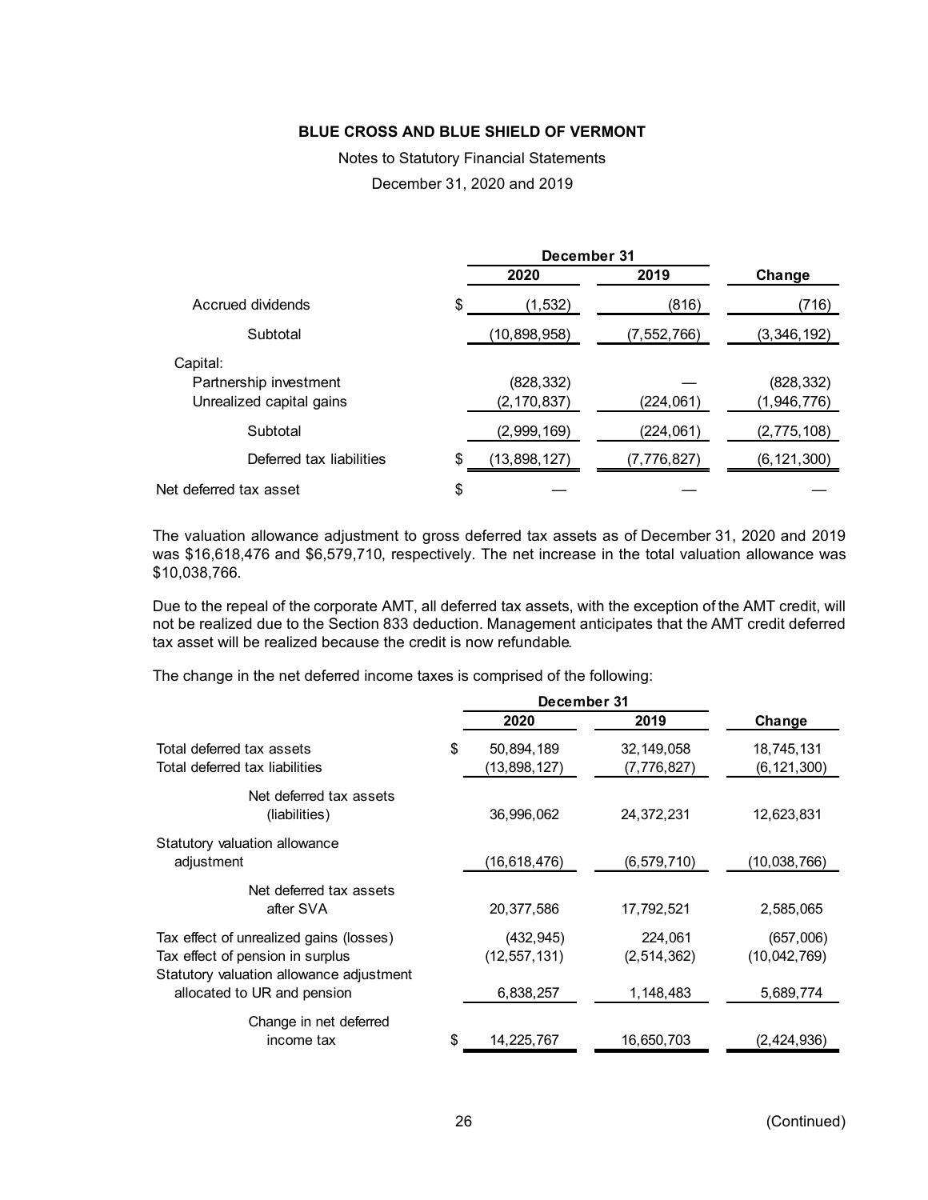| | December 31 | | |
|---|---|---|---|
| | 2020 | 2019 | Change |
| Accrued dividends | $ (1,532) | (816) | (716) |
| Subtotal | (10,898,958) | (7,552,766) | (3,346,192) |
| Capital: | | | |
| Partnership investment | (828,332) | — | (828,332) |
| Unrealized capital gains | (2,170,837) | (224,061) | (1,946,776) |
| Subtotal | (2,999,169) | (224,061) | (2,775,108) |
| Deferred tax liabilities | $ (13,898,127) | (7,776,827) | (6,121,300) |
| Net deferred tax asset | $ — | — | — |

The valuation allowance adjustment to gross deferred tax assets as of December 31, 2020 and 2019 was $16,618,476 and $6,579,710, respectively. The net increase in the total valuation allowance was $10,038,766.

Due to the repeal of the corporate AMT, all deferred tax assets, with the exception of the AMT credit, will not be realized due to the Section 833 deduction. Management anticipates that the AMT credit deferred tax asset will be realized because the credit is now refundable.

The change in the net deferred income taxes is comprised of the following:

| | December 31 | | |
|---|---|---|---|
| | 2020 | 2019 | Change |
| Total deferred tax assets | $ 50,894,189 | 32,149,058 | 18,745,131 |
| Total deferred tax liabilities | (13,898,127) | (7,776,827) | (6,121,300) |
| Net deferred tax assets (liabilities) | 36,996,062 | 24,372,231 | 12,623,831 |
| Statutory valuation allowance adjustment | (16,618,476) | (6,579,710) | (10,038,766) |
| Net deferred tax assets after SVA | 20,377,586 | 17,792,521 | 2,585,065 |
| Tax effect of unrealized gains (losses) | (432,945) | 224,061 | (657,006) |
| Tax effect of pension in surplus | (12,557,131) | (2,514,362) | (10,042,769) |
| Statutory valuation allowance adjustment allocated to UR and pension | 6,838,257 | 1,148,483 | 5,689,774 |
| Change in net deferred income tax | $ 14,225,767 | 16,650,703 | (2,424,936) |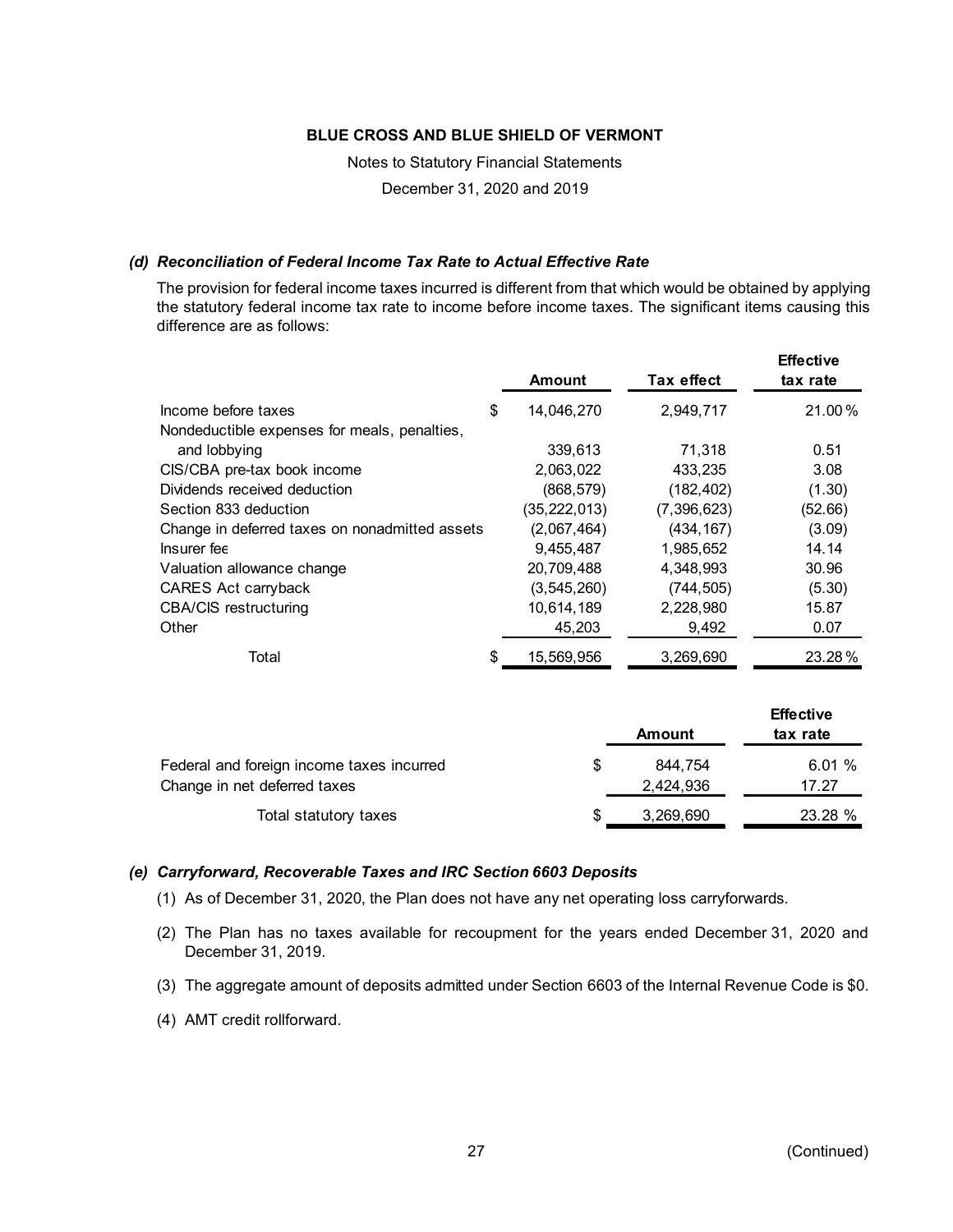**BLUE CROSS AND BLUE SHIELD OF VERMONT**

Notes to Statutory Financial Statements

December 31, 2020 and 2019

#### *(d) Reconciliation of Federal Income Tax Rate to Actual Effective Rate*

The provision for federal income taxes incurred is different from that which would be obtained by applying the statutory federal income tax rate to income before income taxes. The significant items causing this difference are as follows:

| | Amount | Tax effect | Effective tax rate |
|---|---|---|---|
| Income before taxes | $ 14,046,270 | 2,949,717 | 21.00 % |
| Nondeductible expenses for meals, penalties, and lobbying | 339,613 | 71,318 | 0.51 |
| CIS/CBA pre-tax book income | 2,063,022 | 433,235 | 3.08 |
| Dividends received deduction | (868,579) | (182,402) | (1.30) |
| Section 833 deduction | (35,222,013) | (7,396,623) | (52.66) |
| Change in deferred taxes on nonadmitted assets | (2,067,464) | (434,167) | (3.09) |
| Insurer fee | 9,455,487 | 1,985,652 | 14.14 |
| Valuation allowance change | 20,709,488 | 4,348,993 | 30.96 |
| CARES Act carryback | (3,545,260) | (744,505) | (5.30) |
| CBA/CIS restructuring | 10,614,189 | 2,228,980 | 15.87 |
| Other | 45,203 | 9,492 | 0.07 |
| Total | $ 15,569,956 | 3,269,690 | 23.28 % |

| | Amount | Effective tax rate |
|---|---|---|
| Federal and foreign income taxes incurred | $ 844,754 | 6.01 % |
| Change in net deferred taxes | 2,424,936 | 17.27 |
| Total statutory taxes | $ 3,269,690 | 23.28 % |

#### *(e) Carryforward, Recoverable Taxes and IRC Section 6603 Deposits*

(1) As of December 31, 2020, the Plan does not have any net operating loss carryforwards.

(2) The Plan has no taxes available for recoupment for the years ended December 31, 2020 and December 31, 2019.

(3) The aggregate amount of deposits admitted under Section 6603 of the Internal Revenue Code is $0.

(4) AMT credit rollforward.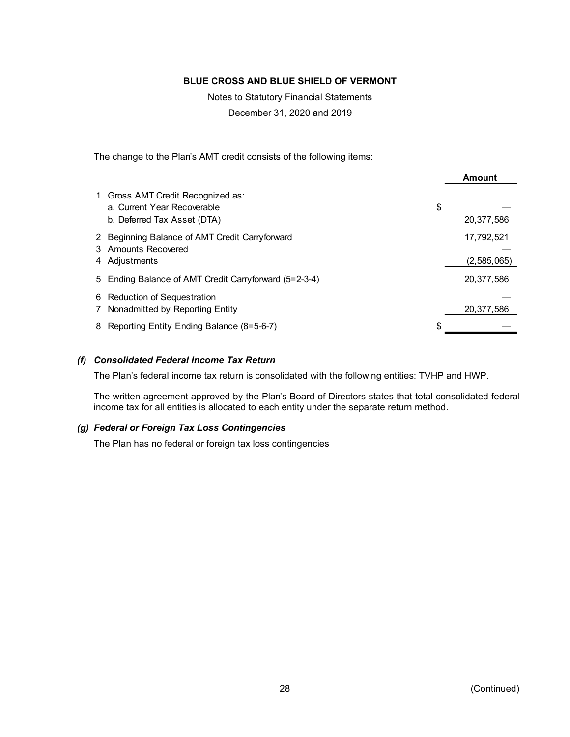**BLUE CROSS AND BLUE SHIELD OF VERMONT**

Notes to Statutory Financial Statements

December 31, 2020 and 2019

The change to the Plan's AMT credit consists of the following items:

| | | Amount |
|---|---|---|
| 1 | Gross AMT Credit Recognized as: | |
| | a. Current Year Recoverable | $ — |
| | b. Deferred Tax Asset (DTA) | 20,377,586 |
| 2 | Beginning Balance of AMT Credit Carryforward | 17,792,521 |
| 3 | Amounts Recovered | — |
| 4 | Adjustments | (2,585,065) |
| 5 | Ending Balance of AMT Credit Carryforward (5=2-3-4) | 20,377,586 |
| 6 | Reduction of Sequestration | — |
| 7 | Nonadmitted by Reporting Entity | 20,377,586 |
| 8 | Reporting Entity Ending Balance (8=5-6-7) | $ — |

### *(f) Consolidated Federal Income Tax Return*

The Plan's federal income tax return is consolidated with the following entities: TVHP and HWP.

The written agreement approved by the Plan's Board of Directors states that total consolidated federal income tax for all entities is allocated to each entity under the separate return method.

### *(g) Federal or Foreign Tax Loss Contingencies*

The Plan has no federal or foreign tax loss contingencies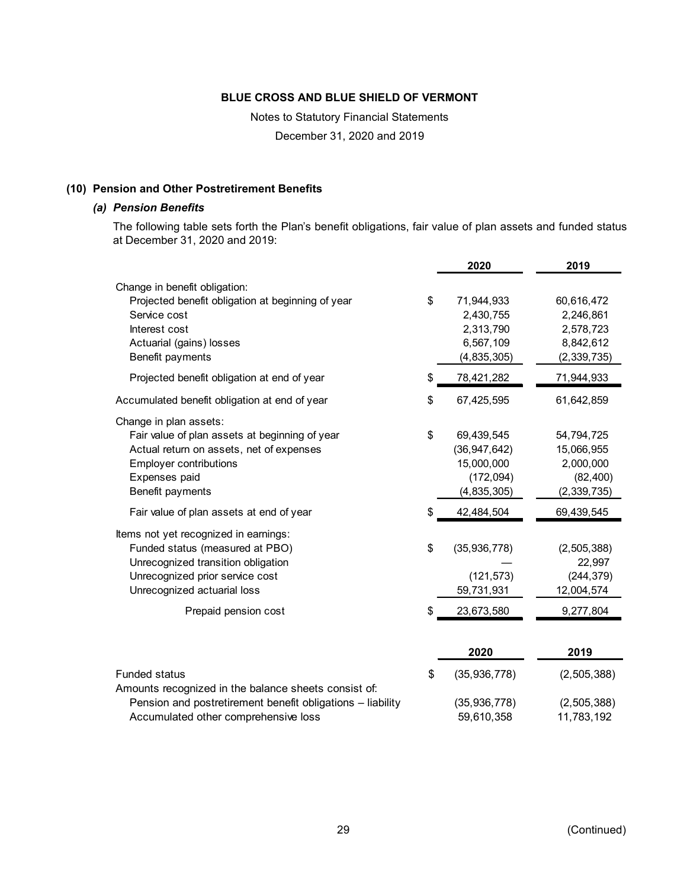BLUE CROSS AND BLUE SHIELD OF VERMONT

Notes to Statutory Financial Statements

December 31, 2020 and 2019

## (10) Pension and Other Postretirement Benefits

### *(a) Pension Benefits*

The following table sets forth the Plan's benefit obligations, fair value of plan assets and funded status at December 31, 2020 and 2019:

| | 2020 | 2019 |
|---|---|---|
| Change in benefit obligation: | | |
| Projected benefit obligation at beginning of year | $ 71,944,933 | 60,616,472 |
| Service cost | 2,430,755 | 2,246,861 |
| Interest cost | 2,313,790 | 2,578,723 |
| Actuarial (gains) losses | 6,567,109 | 8,842,612 |
| Benefit payments | (4,835,305) | (2,339,735) |
| Projected benefit obligation at end of year | $ 78,421,282 | 71,944,933 |
| Accumulated benefit obligation at end of year | $ 67,425,595 | 61,642,859 |
| Change in plan assets: | | |
| Fair value of plan assets at beginning of year | $ 69,439,545 | 54,794,725 |
| Actual return on assets, net of expenses | (36,947,642) | 15,066,955 |
| Employer contributions | 15,000,000 | 2,000,000 |
| Expenses paid | (172,094) | (82,400) |
| Benefit payments | (4,835,305) | (2,339,735) |
| Fair value of plan assets at end of year | $ 42,484,504 | 69,439,545 |
| Items not yet recognized in earnings: | | |
| Funded status (measured at PBO) | $ (35,936,778) | (2,505,388) |
| Unrecognized transition obligation | — | 22,997 |
| Unrecognized prior service cost | (121,573) | (244,379) |
| Unrecognized actuarial loss | 59,731,931 | 12,004,574 |
| Prepaid pension cost | $ 23,673,580 | 9,277,804 |

| | 2020 | 2019 |
|---|---|---|
| Funded status | $ (35,936,778) | (2,505,388) |
| Amounts recognized in the balance sheets consist of: | | |
| Pension and postretirement benefit obligations – liability | (35,936,778) | (2,505,388) |
| Accumulated other comprehensive loss | 59,610,358 | 11,783,192 |

(Continued)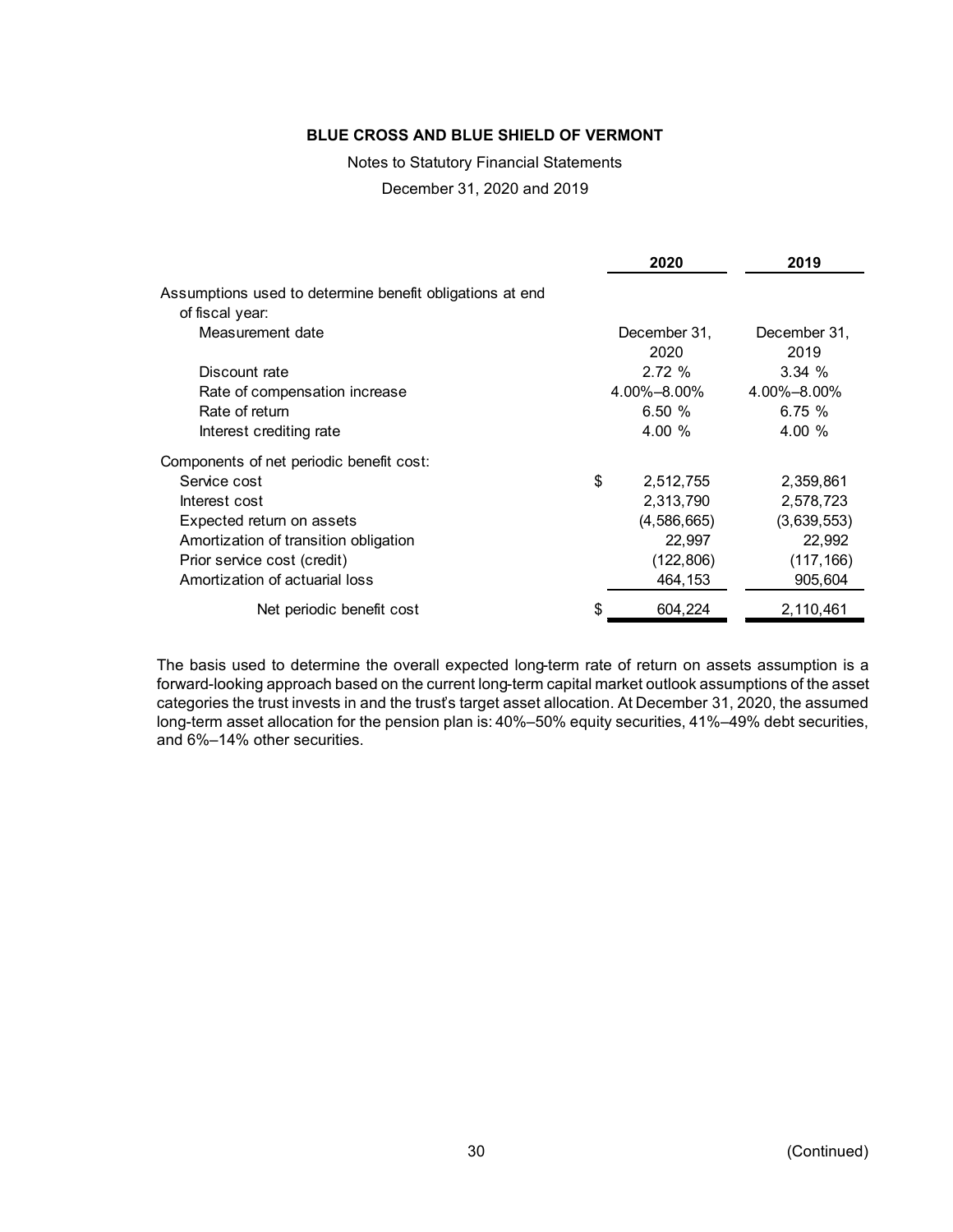**BLUE CROSS AND BLUE SHIELD OF VERMONT**

Notes to Statutory Financial Statements

December 31, 2020 and 2019

| | 2020 | 2019 |
|---|---|---|
| Assumptions used to determine benefit obligations at end of fiscal year: | | |
| Measurement date | December 31, 2020 | December 31, 2019 |
| Discount rate | 2.72 % | 3.34 % |
| Rate of compensation increase | 4.00%–8.00% | 4.00%–8.00% |
| Rate of return | 6.50 % | 6.75 % |
| Interest crediting rate | 4.00 % | 4.00 % |
| Components of net periodic benefit cost: | | |
| Service cost | $ 2,512,755 | 2,359,861 |
| Interest cost | 2,313,790 | 2,578,723 |
| Expected return on assets | (4,586,665) | (3,639,553) |
| Amortization of transition obligation | 22,997 | 22,992 |
| Prior service cost (credit) | (122,806) | (117,166) |
| Amortization of actuarial loss | 464,153 | 905,604 |
| Net periodic benefit cost | $ 604,224 | 2,110,461 |

The basis used to determine the overall expected long-term rate of return on assets assumption is a forward-looking approach based on the current long-term capital market outlook assumptions of the asset categories the trust invests in and the trust's target asset allocation. At December 31, 2020, the assumed long-term asset allocation for the pension plan is: 40%–50% equity securities, 41%–49% debt securities, and 6%–14% other securities.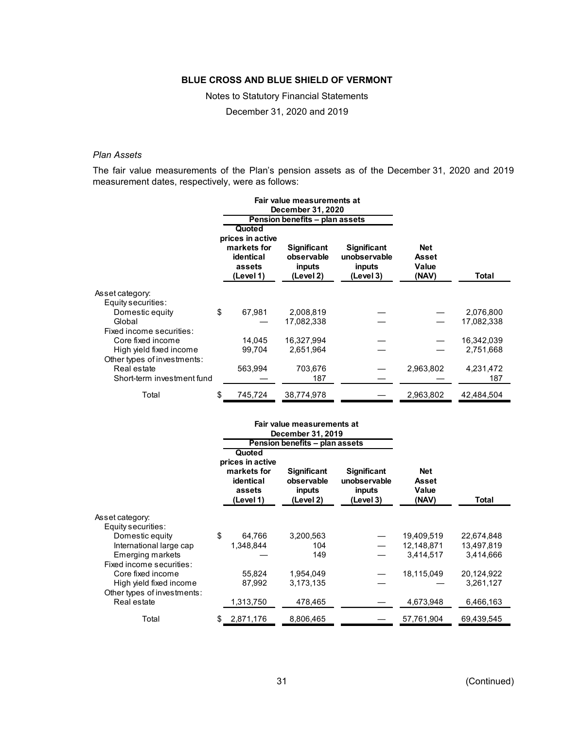### BLUE CROSS AND BLUE SHIELD OF VERMONT

Notes to Statutory Financial Statements

December 31, 2020 and 2019

*Plan Assets*

The fair value measurements of the Plan's pension assets as of the December 31, 2020 and 2019 measurement dates, respectively, were as follows:

| | Fair value measurements at December 31, 2020 | | | | |
|---|---|---|---|---|---|
| | Pension benefits – plan assets | | | | |
| | Quoted prices in active markets for identical assets (Level 1) | Significant observable inputs (Level 2) | Significant unobservable inputs (Level 3) | Net Asset Value (NAV) | Total |
| Asset category: | | | | | |
| Equity securities: | | | | | |
| Domestic equity | $ 67,981 | 2,008,819 | — | — | 2,076,800 |
| Global | — | 17,082,338 | — | — | 17,082,338 |
| Fixed income securities: | | | | | |
| Core fixed income | 14,045 | 16,327,994 | — | — | 16,342,039 |
| High yield fixed income | 99,704 | 2,651,964 | — | — | 2,751,668 |
| Other types of investments: | | | | | |
| Real estate | 563,994 | 703,676 | — | 2,963,802 | 4,231,472 |
| Short-term investment fund | — | 187 | — | — | 187 |
| Total | $ 745,724 | 38,774,978 | — | 2,963,802 | 42,484,504 |

| | Fair value measurements at December 31, 2019 | | | | |
|---|---|---|---|---|---|
| | Pension benefits – plan assets | | | | |
| | Quoted prices in active markets for identical assets (Level 1) | Significant observable inputs (Level 2) | Significant unobservable inputs (Level 3) | Net Asset Value (NAV) | Total |
| Asset category: | | | | | |
| Equity securities: | | | | | |
| Domestic equity | $ 64,766 | 3,200,563 | — | 19,409,519 | 22,674,848 |
| International large cap | 1,348,844 | 104 | — | 12,148,871 | 13,497,819 |
| Emerging markets | — | 149 | — | 3,414,517 | 3,414,666 |
| Fixed income securities: | | | | | |
| Core fixed income | 55,824 | 1,954,049 | — | 18,115,049 | 20,124,922 |
| High yield fixed income | 87,992 | 3,173,135 | — | — | 3,261,127 |
| Other types of investments: | | | | | |
| Real estate | 1,313,750 | 478,465 | — | 4,673,948 | 6,466,163 |
| Total | $ 2,871,176 | 8,806,465 | — | 57,761,904 | 69,439,545 |

(Continued)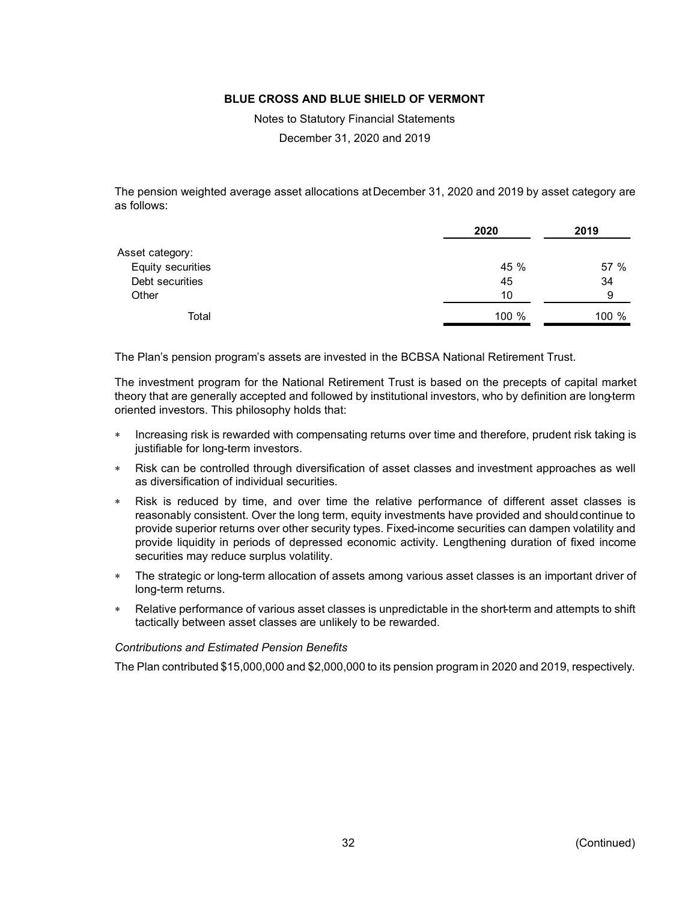The pension weighted average asset allocations at December 31, 2020 and 2019 by asset category are as follows:

| | 2020 | 2019 |
|---|---|---|
| Asset category: | | |
| Equity securities | 45 % | 57 % |
| Debt securities | 45 | 34 |
| Other | 10 | 9 |
| Total | 100 % | 100 % |

The Plan's pension program's assets are invested in the BCBSA National Retirement Trust.

The investment program for the National Retirement Trust is based on the precepts of capital market theory that are generally accepted and followed by institutional investors, who by definition are long-term oriented investors. This philosophy holds that:

* Increasing risk is rewarded with compensating returns over time and therefore, prudent risk taking is justifiable for long-term investors.
* Risk can be controlled through diversification of asset classes and investment approaches as well as diversification of individual securities.
* Risk is reduced by time, and over time the relative performance of different asset classes is reasonably consistent. Over the long term, equity investments have provided and should continue to provide superior returns over other security types. Fixed-income securities can dampen volatility and provide liquidity in periods of depressed economic activity. Lengthening duration of fixed income securities may reduce surplus volatility.
* The strategic or long-term allocation of assets among various asset classes is an important driver of long-term returns.
* Relative performance of various asset classes is unpredictable in the short-term and attempts to shift tactically between asset classes are unlikely to be rewarded.

*Contributions and Estimated Pension Benefits*

The Plan contributed $15,000,000 and $2,000,000 to its pension program in 2020 and 2019, respectively.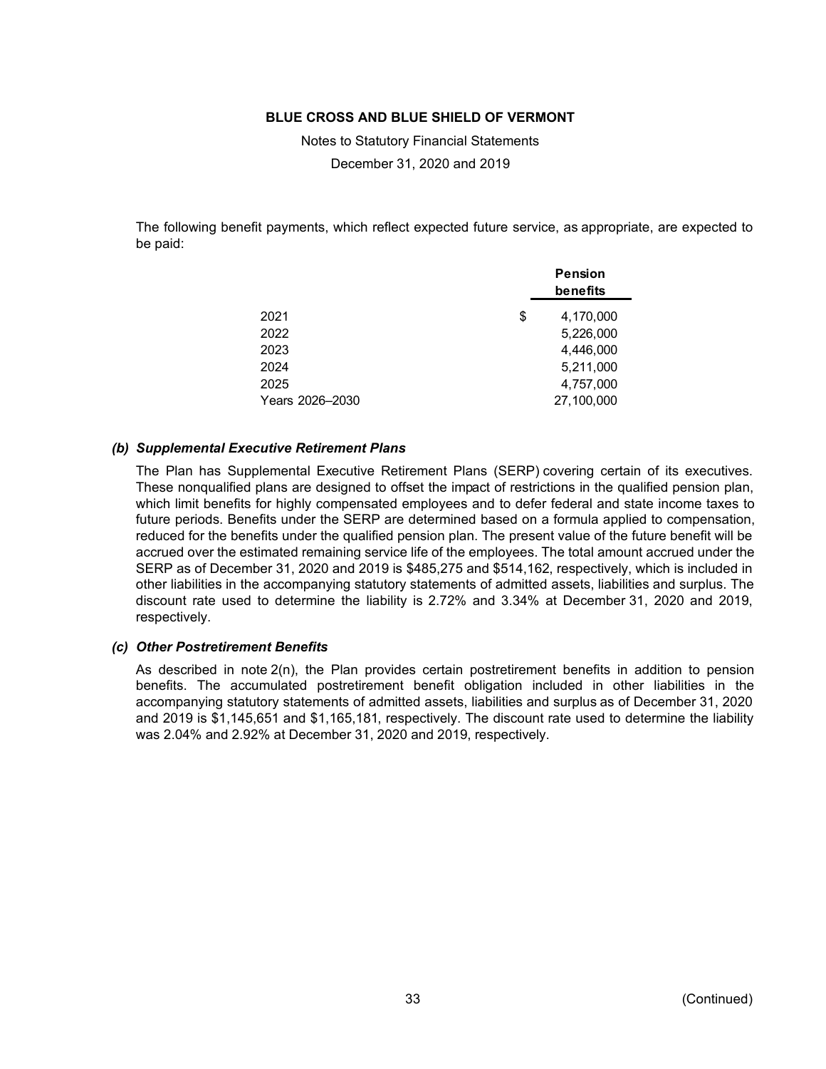The following benefit payments, which reflect expected future service, as appropriate, are expected to be paid:

| | Pension benefits |
|---|---|
| 2021 | $ 4,170,000 |
| 2022 | 5,226,000 |
| 2023 | 4,446,000 |
| 2024 | 5,211,000 |
| 2025 | 4,757,000 |
| Years 2026–2030 | 27,100,000 |

### *(b) Supplemental Executive Retirement Plans*

The Plan has Supplemental Executive Retirement Plans (SERP) covering certain of its executives. These nonqualified plans are designed to offset the impact of restrictions in the qualified pension plan, which limit benefits for highly compensated employees and to defer federal and state income taxes to future periods. Benefits under the SERP are determined based on a formula applied to compensation, reduced for the benefits under the qualified pension plan. The present value of the future benefit will be accrued over the estimated remaining service life of the employees. The total amount accrued under the SERP as of December 31, 2020 and 2019 is $485,275 and $514,162, respectively, which is included in other liabilities in the accompanying statutory statements of admitted assets, liabilities and surplus. The discount rate used to determine the liability is 2.72% and 3.34% at December 31, 2020 and 2019, respectively.

### *(c) Other Postretirement Benefits*

As described in note 2(n), the Plan provides certain postretirement benefits in addition to pension benefits. The accumulated postretirement benefit obligation included in other liabilities in the accompanying statutory statements of admitted assets, liabilities and surplus as of December 31, 2020 and 2019 is $1,145,651 and $1,165,181, respectively. The discount rate used to determine the liability was 2.04% and 2.92% at December 31, 2020 and 2019, respectively.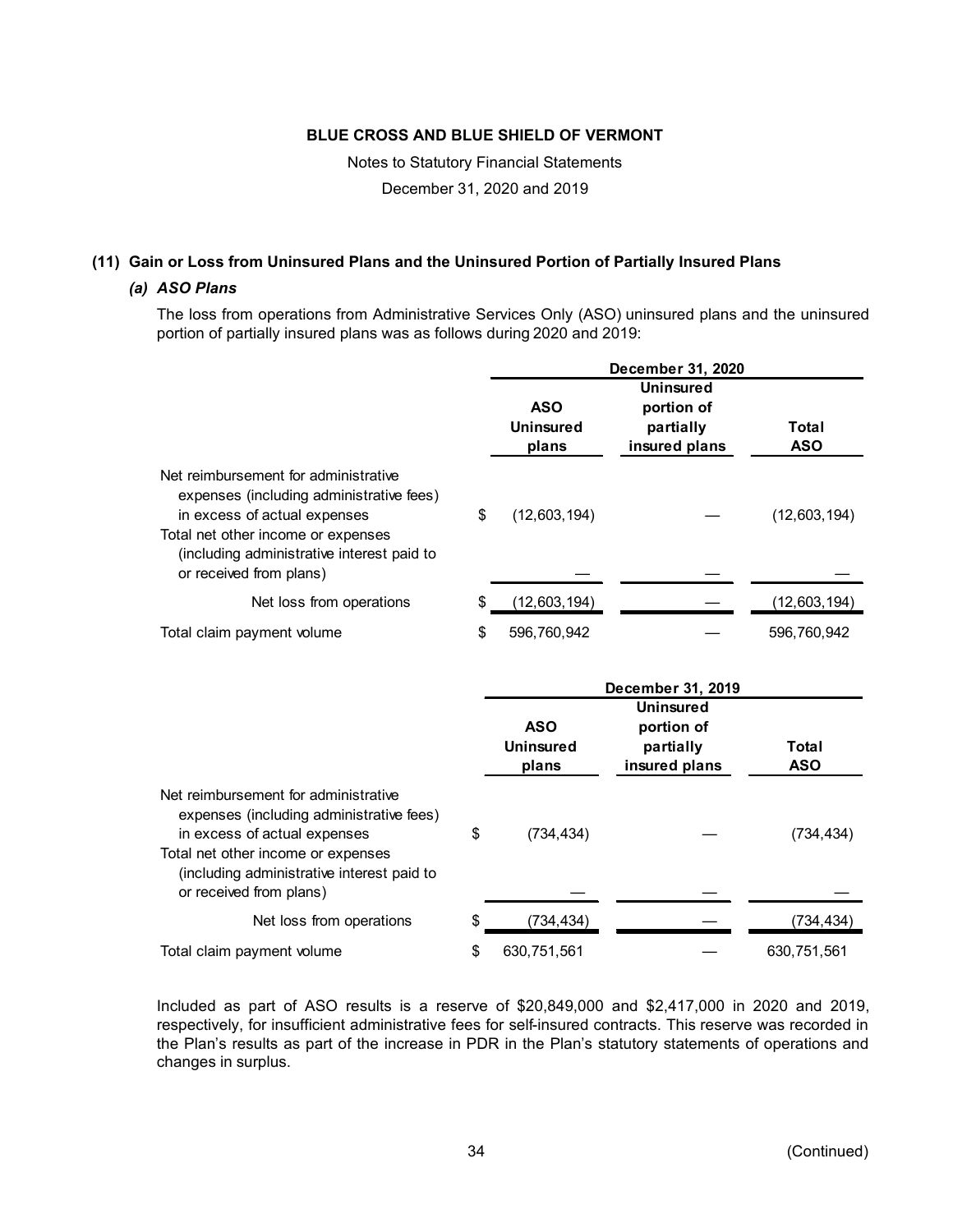**BLUE CROSS AND BLUE SHIELD OF VERMONT**

Notes to Statutory Financial Statements

December 31, 2020 and 2019

## (11) Gain or Loss from Uninsured Plans and the Uninsured Portion of Partially Insured Plans

### *(a) ASO Plans*

The loss from operations from Administrative Services Only (ASO) uninsured plans and the uninsured portion of partially insured plans was as follows during 2020 and 2019:

| | December 31, 2020 | | |
|---|---|---|---|
| | ASO Uninsured plans | Uninsured portion of partially insured plans | Total ASO |
| Net reimbursement for administrative expenses (including administrative fees) in excess of actual expenses | $ (12,603,194) | — | (12,603,194) |
| Total net other income or expenses (including administrative interest paid to or received from plans) | — | — | — |
| Net loss from operations | $ (12,603,194) | — | (12,603,194) |
| Total claim payment volume | $ 596,760,942 | — | 596,760,942 |

| | December 31, 2019 | | |
|---|---|---|---|
| | ASO Uninsured plans | Uninsured portion of partially insured plans | Total ASO |
| Net reimbursement for administrative expenses (including administrative fees) in excess of actual expenses | $ (734,434) | — | (734,434) |
| Total net other income or expenses (including administrative interest paid to or received from plans) | — | — | — |
| Net loss from operations | $ (734,434) | — | (734,434) |
| Total claim payment volume | $ 630,751,561 | — | 630,751,561 |

Included as part of ASO results is a reserve of $20,849,000 and $2,417,000 in 2020 and 2019, respectively, for insufficient administrative fees for self-insured contracts. This reserve was recorded in the Plan's results as part of the increase in PDR in the Plan's statutory statements of operations and changes in surplus.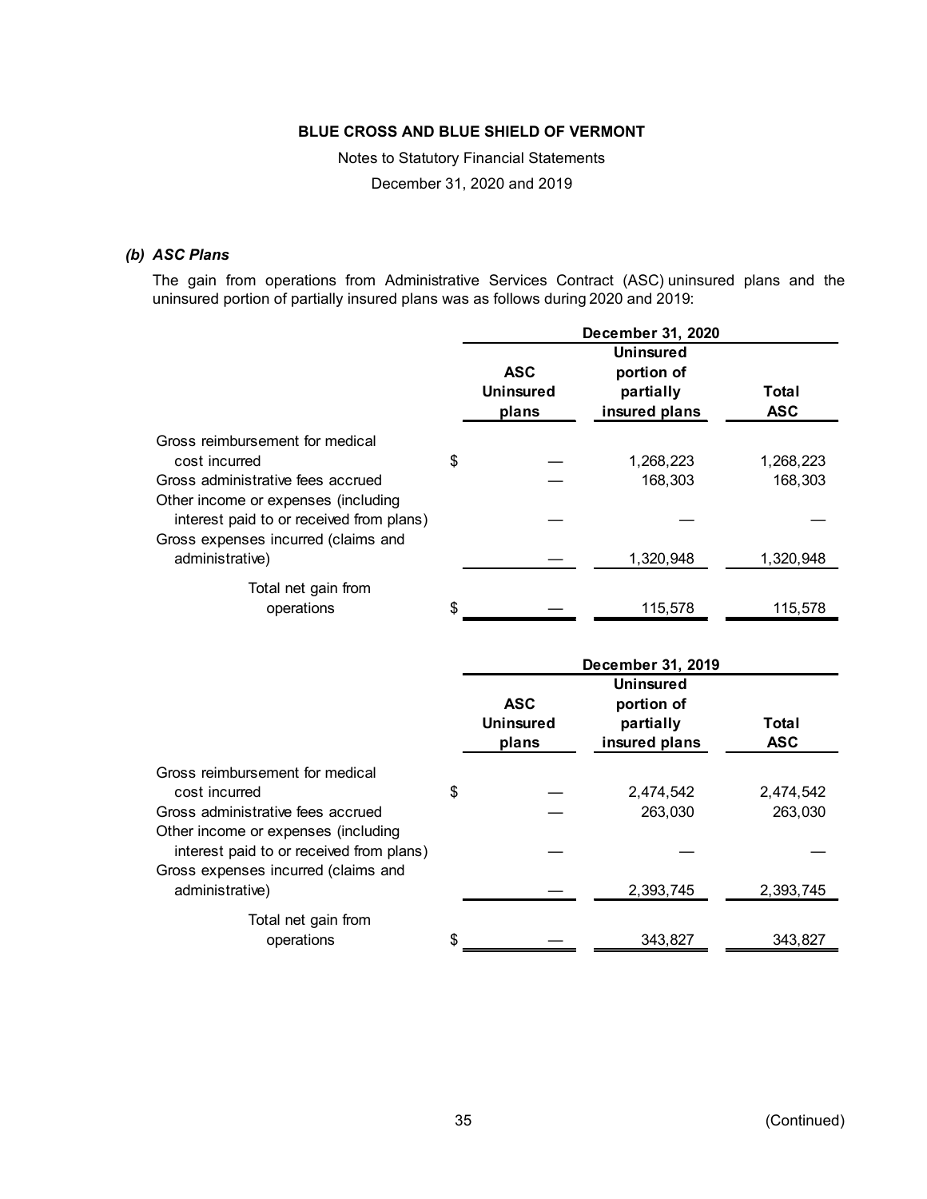### *(b) ASC Plans*

The gain from operations from Administrative Services Contract (ASC) uninsured plans and the uninsured portion of partially insured plans was as follows during 2020 and 2019:

| | December 31, 2020 | | |
|---|---|---|---|
| | **ASC Uninsured plans** | **Uninsured portion of partially insured plans** | **Total ASC** |
| Gross reimbursement for medical cost incurred | $ — | 1,268,223 | 1,268,223 |
| Gross administrative fees accrued | — | 168,303 | 168,303 |
| Other income or expenses (including interest paid to or received from plans) | — | — | — |
| Gross expenses incurred (claims and administrative) | — | 1,320,948 | 1,320,948 |
| Total net gain from operations | $ — | 115,578 | 115,578 |

| | December 31, 2019 | | |
|---|---|---|---|
| | **ASC Uninsured plans** | **Uninsured portion of partially insured plans** | **Total ASC** |
| Gross reimbursement for medical cost incurred | $ — | 2,474,542 | 2,474,542 |
| Gross administrative fees accrued | — | 263,030 | 263,030 |
| Other income or expenses (including interest paid to or received from plans) | — | — | — |
| Gross expenses incurred (claims and administrative) | — | 2,393,745 | 2,393,745 |
| Total net gain from operations | $ — | 343,827 | 343,827 |

(Continued)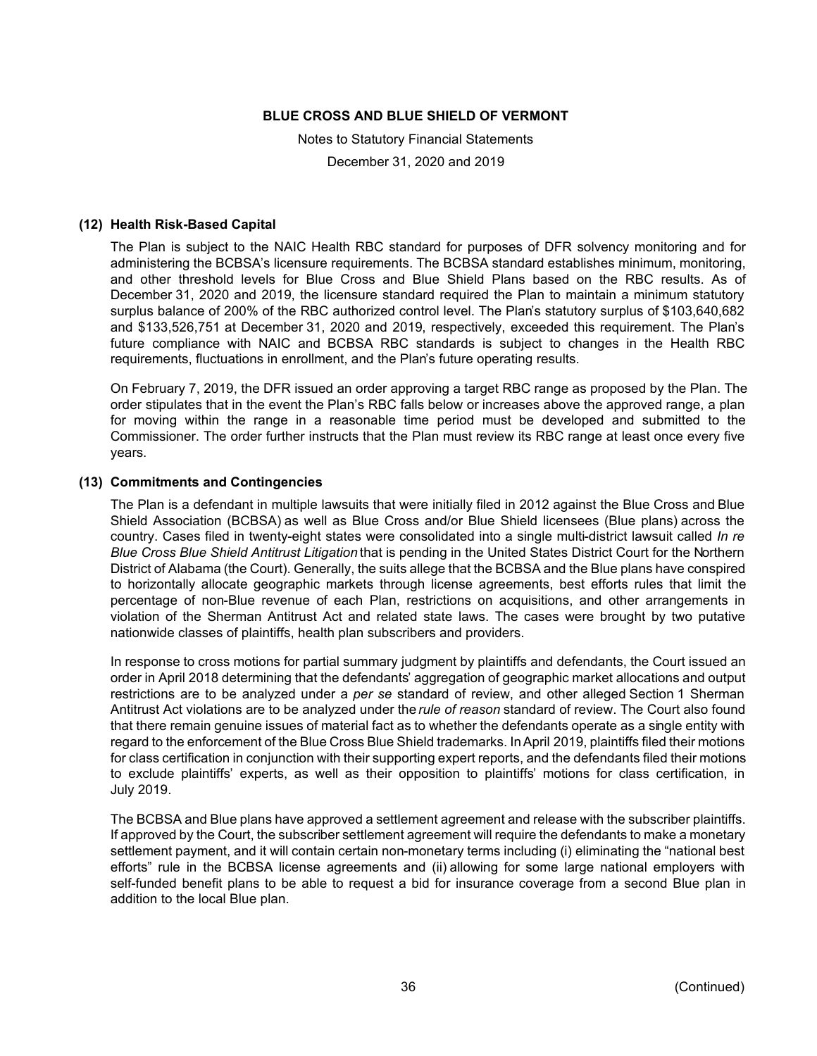## (12) Health Risk-Based Capital

The Plan is subject to the NAIC Health RBC standard for purposes of DFR solvency monitoring and for administering the BCBSA's licensure requirements. The BCBSA standard establishes minimum, monitoring, and other threshold levels for Blue Cross and Blue Shield Plans based on the RBC results. As of December 31, 2020 and 2019, the licensure standard required the Plan to maintain a minimum statutory surplus balance of 200% of the RBC authorized control level. The Plan's statutory surplus of $103,640,682 and $133,526,751 at December 31, 2020 and 2019, respectively, exceeded this requirement. The Plan's future compliance with NAIC and BCBSA RBC standards is subject to changes in the Health RBC requirements, fluctuations in enrollment, and the Plan's future operating results.

On February 7, 2019, the DFR issued an order approving a target RBC range as proposed by the Plan. The order stipulates that in the event the Plan's RBC falls below or increases above the approved range, a plan for moving within the range in a reasonable time period must be developed and submitted to the Commissioner. The order further instructs that the Plan must review its RBC range at least once every five years.

## (13) Commitments and Contingencies

The Plan is a defendant in multiple lawsuits that were initially filed in 2012 against the Blue Cross and Blue Shield Association (BCBSA) as well as Blue Cross and/or Blue Shield licensees (Blue plans) across the country. Cases filed in twenty-eight states were consolidated into a single multi-district lawsuit called *In re Blue Cross Blue Shield Antitrust Litigation* that is pending in the United States District Court for the Northern District of Alabama (the Court). Generally, the suits allege that the BCBSA and the Blue plans have conspired to horizontally allocate geographic markets through license agreements, best efforts rules that limit the percentage of non-Blue revenue of each Plan, restrictions on acquisitions, and other arrangements in violation of the Sherman Antitrust Act and related state laws. The cases were brought by two putative nationwide classes of plaintiffs, health plan subscribers and providers.

In response to cross motions for partial summary judgment by plaintiffs and defendants, the Court issued an order in April 2018 determining that the defendants' aggregation of geographic market allocations and output restrictions are to be analyzed under a *per se* standard of review, and other alleged Section 1 Sherman Antitrust Act violations are to be analyzed under the *rule of reason* standard of review. The Court also found that there remain genuine issues of material fact as to whether the defendants operate as a single entity with regard to the enforcement of the Blue Cross Blue Shield trademarks. In April 2019, plaintiffs filed their motions for class certification in conjunction with their supporting expert reports, and the defendants filed their motions to exclude plaintiffs' experts, as well as their opposition to plaintiffs' motions for class certification, in July 2019.

The BCBSA and Blue plans have approved a settlement agreement and release with the subscriber plaintiffs. If approved by the Court, the subscriber settlement agreement will require the defendants to make a monetary settlement payment, and it will contain certain non-monetary terms including (i) eliminating the "national best efforts" rule in the BCBSA license agreements and (ii) allowing for some large national employers with self-funded benefit plans to be able to request a bid for insurance coverage from a second Blue plan in addition to the local Blue plan.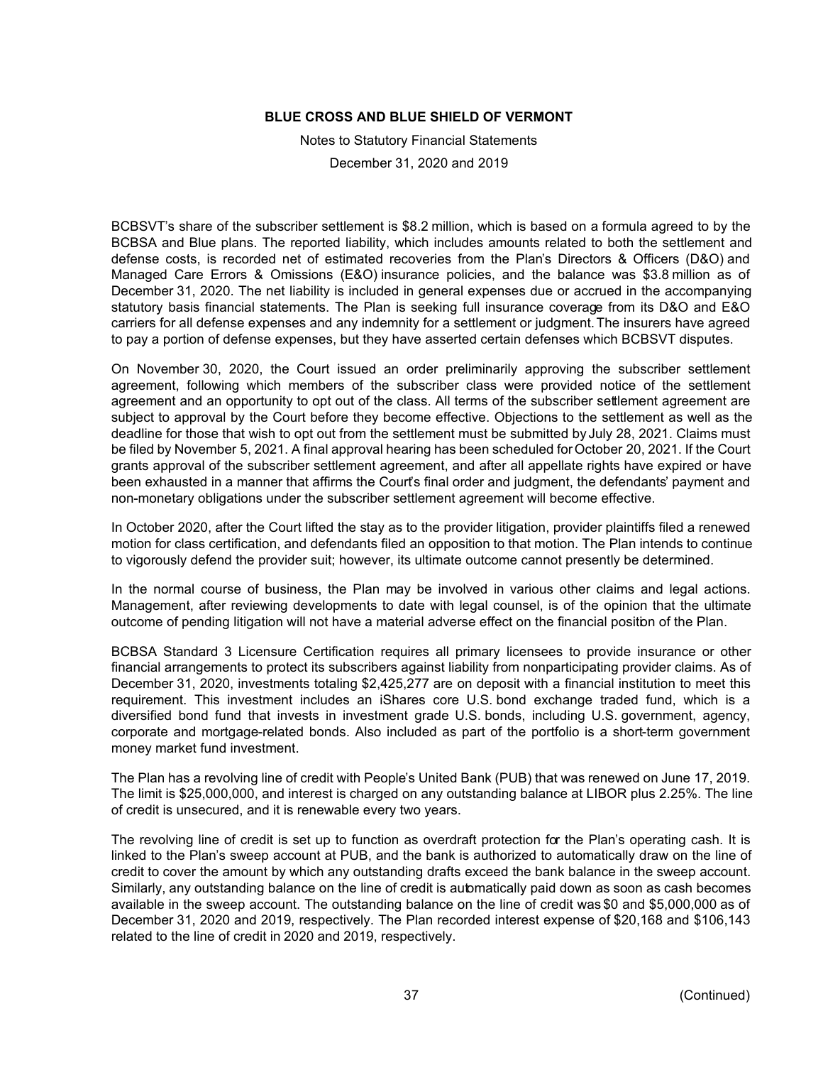BCBSVT's share of the subscriber settlement is $8.2 million, which is based on a formula agreed to by the BCBSA and Blue plans. The reported liability, which includes amounts related to both the settlement and defense costs, is recorded net of estimated recoveries from the Plan's Directors & Officers (D&O) and Managed Care Errors & Omissions (E&O) insurance policies, and the balance was $3.8 million as of December 31, 2020. The net liability is included in general expenses due or accrued in the accompanying statutory basis financial statements. The Plan is seeking full insurance coverage from its D&O and E&O carriers for all defense expenses and any indemnity for a settlement or judgment. The insurers have agreed to pay a portion of defense expenses, but they have asserted certain defenses which BCBSVT disputes.

On November 30, 2020, the Court issued an order preliminarily approving the subscriber settlement agreement, following which members of the subscriber class were provided notice of the settlement agreement and an opportunity to opt out of the class. All terms of the subscriber settlement agreement are subject to approval by the Court before they become effective. Objections to the settlement as well as the deadline for those that wish to opt out from the settlement must be submitted by July 28, 2021. Claims must be filed by November 5, 2021. A final approval hearing has been scheduled for October 20, 2021. If the Court grants approval of the subscriber settlement agreement, and after all appellate rights have expired or have been exhausted in a manner that affirms the Court's final order and judgment, the defendants' payment and non-monetary obligations under the subscriber settlement agreement will become effective.

In October 2020, after the Court lifted the stay as to the provider litigation, provider plaintiffs filed a renewed motion for class certification, and defendants filed an opposition to that motion. The Plan intends to continue to vigorously defend the provider suit; however, its ultimate outcome cannot presently be determined.

In the normal course of business, the Plan may be involved in various other claims and legal actions. Management, after reviewing developments to date with legal counsel, is of the opinion that the ultimate outcome of pending litigation will not have a material adverse effect on the financial position of the Plan.

BCBSA Standard 3 Licensure Certification requires all primary licensees to provide insurance or other financial arrangements to protect its subscribers against liability from nonparticipating provider claims. As of December 31, 2020, investments totaling $2,425,277 are on deposit with a financial institution to meet this requirement. This investment includes an iShares core U.S. bond exchange traded fund, which is a diversified bond fund that invests in investment grade U.S. bonds, including U.S. government, agency, corporate and mortgage-related bonds. Also included as part of the portfolio is a short-term government money market fund investment.

The Plan has a revolving line of credit with People's United Bank (PUB) that was renewed on June 17, 2019. The limit is $25,000,000, and interest is charged on any outstanding balance at LIBOR plus 2.25%. The line of credit is unsecured, and it is renewable every two years.

The revolving line of credit is set up to function as overdraft protection for the Plan's operating cash. It is linked to the Plan's sweep account at PUB, and the bank is authorized to automatically draw on the line of credit to cover the amount by which any outstanding drafts exceed the bank balance in the sweep account. Similarly, any outstanding balance on the line of credit is automatically paid down as soon as cash becomes available in the sweep account. The outstanding balance on the line of credit was $0 and $5,000,000 as of December 31, 2020 and 2019, respectively. The Plan recorded interest expense of $20,168 and $106,143 related to the line of credit in 2020 and 2019, respectively.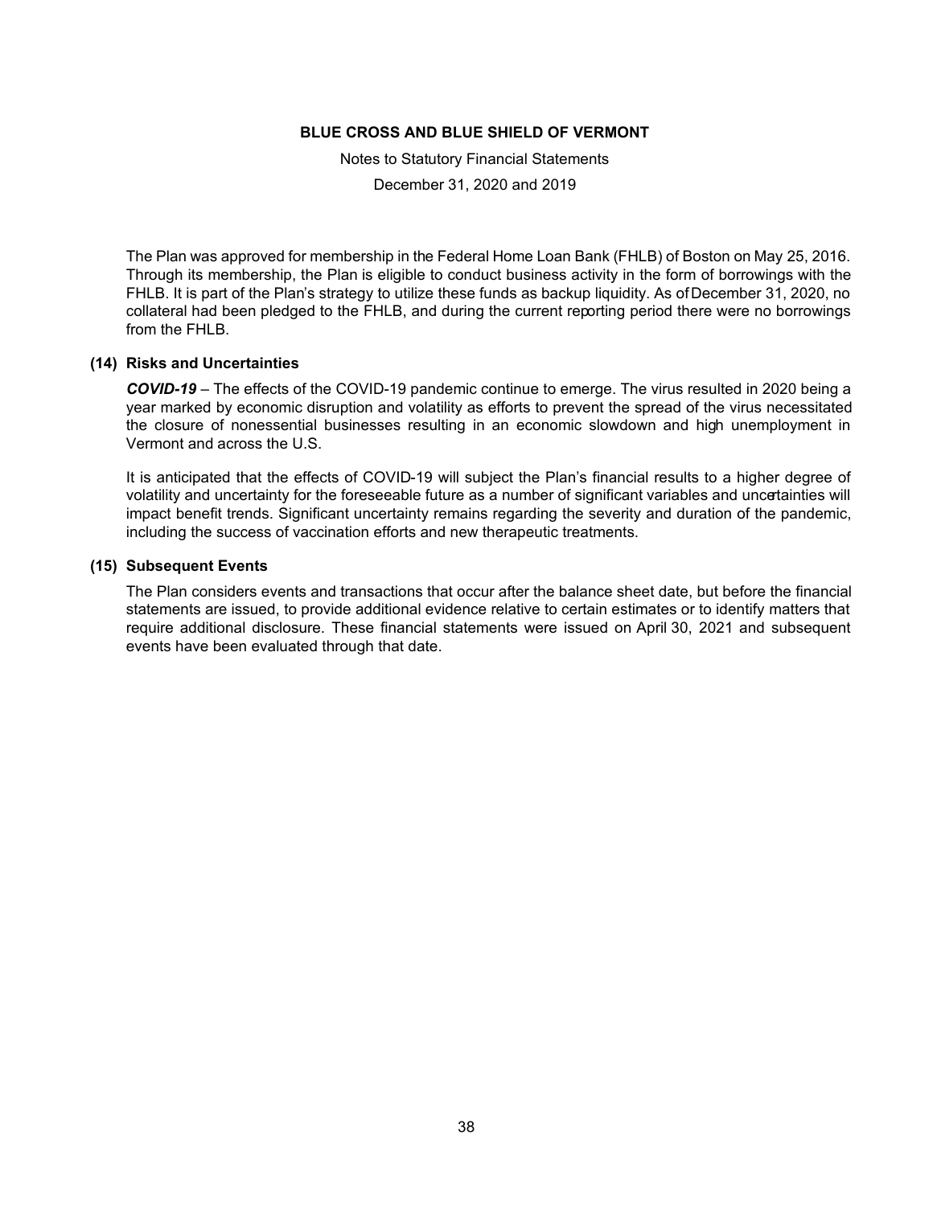The Plan was approved for membership in the Federal Home Loan Bank (FHLB) of Boston on May 25, 2016. Through its membership, the Plan is eligible to conduct business activity in the form of borrowings with the FHLB. It is part of the Plan's strategy to utilize these funds as backup liquidity. As of December 31, 2020, no collateral had been pledged to the FHLB, and during the current reporting period there were no borrowings from the FHLB.

### (14) Risks and Uncertainties

***COVID-19*** – The effects of the COVID-19 pandemic continue to emerge. The virus resulted in 2020 being a year marked by economic disruption and volatility as efforts to prevent the spread of the virus necessitated the closure of nonessential businesses resulting in an economic slowdown and high unemployment in Vermont and across the U.S.

It is anticipated that the effects of COVID-19 will subject the Plan's financial results to a higher degree of volatility and uncertainty for the foreseeable future as a number of significant variables and uncertainties will impact benefit trends. Significant uncertainty remains regarding the severity and duration of the pandemic, including the success of vaccination efforts and new therapeutic treatments.

### (15) Subsequent Events

The Plan considers events and transactions that occur after the balance sheet date, but before the financial statements are issued, to provide additional evidence relative to certain estimates or to identify matters that require additional disclosure. These financial statements were issued on April 30, 2021 and subsequent events have been evaluated through that date.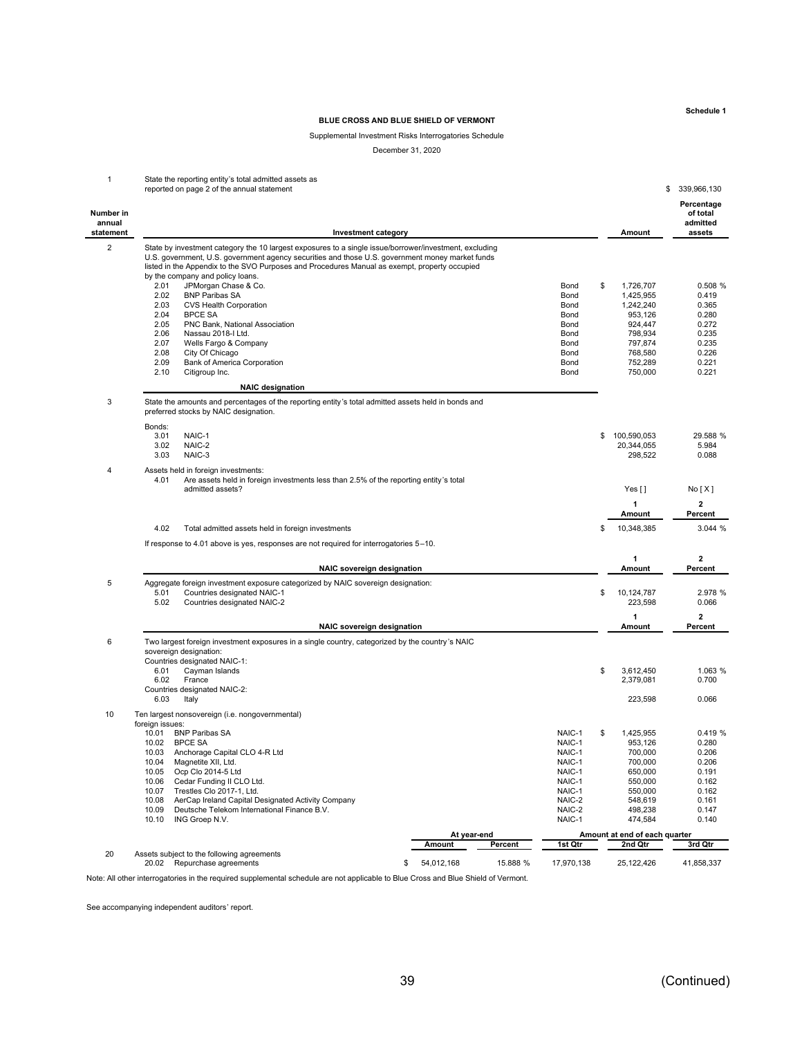Schedule 1

**BLUE CROSS AND BLUE SHIELD OF VERMONT**

Supplemental Investment Risks Interrogatories Schedule

December 31, 2020

| 1 | State the reporting entity's total admitted assets as reported on page 2 of the annual statement | | | $ 339,966,130 |
|---|---|---|---|---|

| Number in annual statement | Investment category | | Amount | Percentage of total admitted assets |
|---|---|---|---|---|
| 2 | State by investment category the 10 largest exposures to a single issue/borrower/investment, excluding U.S. government, U.S. government agency securities and those U.S. government money market funds listed in the Appendix to the SVO Purposes and Procedures Manual as exempt, property occupied by the company and policy loans. | | | |
| | 2.01 JPMorgan Chase & Co. | Bond | $ 1,726,707 | 0.508 % |
| | 2.02 BNP Paribas SA | Bond | 1,425,955 | 0.419 |
| | 2.03 CVS Health Corporation | Bond | 1,242,240 | 0.365 |
| | 2.04 BPCE SA | Bond | 953,126 | 0.280 |
| | 2.05 PNC Bank, National Association | Bond | 924,447 | 0.272 |
| | 2.06 Nassau 2018-I Ltd. | Bond | 798,934 | 0.235 |
| | 2.07 Wells Fargo & Company | Bond | 797,874 | 0.235 |
| | 2.08 City Of Chicago | Bond | 768,580 | 0.226 |
| | 2.09 Bank of America Corporation | Bond | 752,289 | 0.221 |
| | 2.10 Citigroup Inc. | Bond | 750,000 | 0.221 |

| | NAIC designation | Amount | Percent |
|---|---|---|---|
| 3 | State the amounts and percentages of the reporting entity's total admitted assets held in bonds and preferred stocks by NAIC designation. | | |
| | Bonds: | | |
| | 3.01 NAIC-1 | $ 100,590,053 | 29.588 % |
| | 3.02 NAIC-2 | 20,344,055 | 5.984 |
| | 3.03 NAIC-3 | 298,522 | 0.088 |
| 4 | Assets held in foreign investments: | | |
| | 4.01 Are assets held in foreign investments less than 2.5% of the reporting entity's total admitted assets? | Yes [ ] | No [ X ] |

| | | 1 Amount | 2 Percent |
|---|---|---|---|
| | 4.02 Total admitted assets held in foreign investments | $ 10,348,385 | 3.044 % |

If response to 4.01 above is yes, responses are not required for interrogatories 5–10.

| | NAIC sovereign designation | 1 Amount | 2 Percent |
|---|---|---|---|
| 5 | Aggregate foreign investment exposure categorized by NAIC sovereign designation: | | |
| | 5.01 Countries designated NAIC-1 | $ 10,124,787 | 2.978 % |
| | 5.02 Countries designated NAIC-2 | 223,598 | 0.066 |

| | NAIC sovereign designation | 1 Amount | 2 Percent |
|---|---|---|---|
| 6 | Two largest foreign investment exposures in a single country, categorized by the country's NAIC sovereign designation: | | |
| | Countries designated NAIC-1: | | |
| | 6.01 Cayman Islands | $ 3,612,450 | 1.063 % |
| | 6.02 France | 2,379,081 | 0.700 |
| | Countries designated NAIC-2: | | |
| | 6.03 Italy | 223,598 | 0.066 |

| | | | | |
|---|---|---|---|---|
| 10 | Ten largest nonsovereign (i.e. nongovernmental) foreign issues: | | | |
| | 10.01 BNP Paribas SA | NAIC-1 | $ 1,425,955 | 0.419 % |
| | 10.02 BPCE SA | NAIC-1 | 953,126 | 0.280 |
| | 10.03 Anchorage Capital CLO 4-R Ltd | NAIC-1 | 700,000 | 0.206 |
| | 10.04 Magnetite XII, Ltd. | NAIC-1 | 700,000 | 0.206 |
| | 10.05 Ocp Clo 2014-5 Ltd | NAIC-1 | 650,000 | 0.191 |
| | 10.06 Cedar Funding II CLO Ltd. | NAIC-1 | 550,000 | 0.162 |
| | 10.07 Trestles Clo 2017-1, Ltd. | NAIC-1 | 550,000 | 0.162 |
| | 10.08 AerCap Ireland Capital Designated Activity Company | NAIC-2 | 548,619 | 0.161 |
| | 10.09 Deutsche Telekom International Finance B.V. | NAIC-2 | 498,238 | 0.147 |
| | 10.10 ING Groep N.V. | NAIC-1 | 474,584 | 0.140 |

| | | At year-end | | Amount at end of each quarter | | |
|---|---|---|---|---|---|---|
| | | Amount | Percent | 1st Qtr | 2nd Qtr | 3rd Qtr |
| 20 | Assets subject to the following agreements | | | | | |
| | 20.02 Repurchase agreements | $ 54,012,168 | 15.888 % | 17,970,138 | 25,122,426 | 41,858,337 |

Note: All other interrogatories in the required supplemental schedule are not applicable to Blue Cross and Blue Shield of Vermont.

See accompanying independent auditors' report.

(Continued)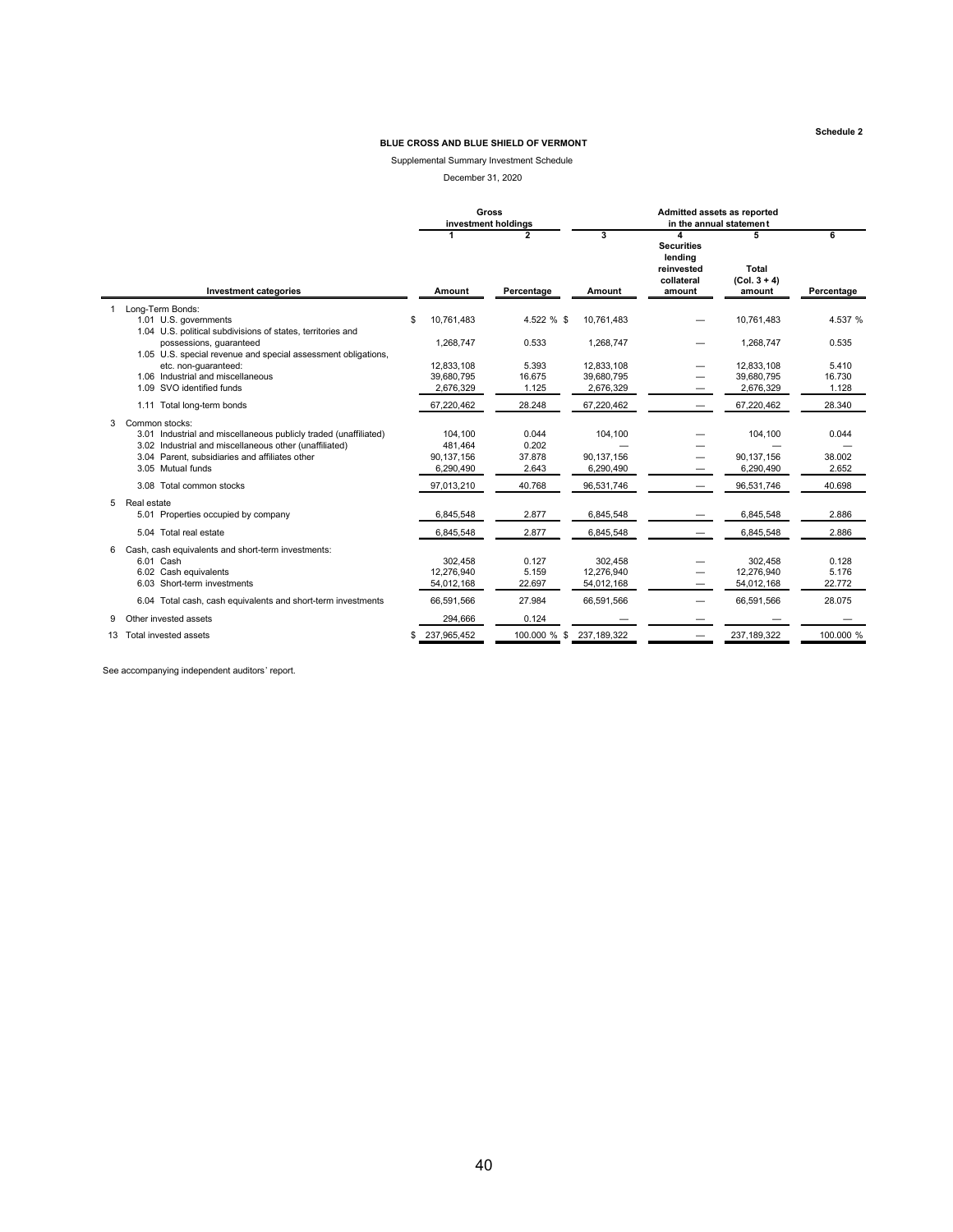Schedule 2

**BLUE CROSS AND BLUE SHIELD OF VERMONT**

Supplemental Summary Investment Schedule

December 31, 2020

| Investment categories | Gross investment holdings | | Admitted assets as reported in the annual statement | | | |
|---|---|---|---|---|---|---|
| | 1 | 2 | 3 | 4 | 5 | 6 |
| | Amount | Percentage | Amount | Securities lending reinvested collateral amount | Total (Col. 3 + 4) amount | Percentage |
| 1 Long-Term Bonds: | | | | | | |
| 1.01 U.S. governments | $ 10,761,483 | 4.522 % | $ 10,761,483 | — | 10,761,483 | 4.537 % |
| 1.04 U.S. political subdivisions of states, territories and possessions, guaranteed | 1,268,747 | 0.533 | 1,268,747 | — | 1,268,747 | 0.535 |
| 1.05 U.S. special revenue and special assessment obligations, etc. non-guaranteed: | 12,833,108 | 5.393 | 12,833,108 | — | 12,833,108 | 5.410 |
| 1.06 Industrial and miscellaneous | 39,680,795 | 16.675 | 39,680,795 | — | 39,680,795 | 16.730 |
| 1.09 SVO identified funds | 2,676,329 | 1.125 | 2,676,329 | — | 2,676,329 | 1.128 |
| 1.11 Total long-term bonds | 67,220,462 | 28.248 | 67,220,462 | — | 67,220,462 | 28.340 |
| 3 Common stocks: | | | | | | |
| 3.01 Industrial and miscellaneous publicly traded (unaffiliated) | 104,100 | 0.044 | 104,100 | — | 104,100 | 0.044 |
| 3.02 Industrial and miscellaneous other (unaffiliated) | 481,464 | 0.202 | — | — | — | — |
| 3.04 Parent, subsidiaries and affiliates other | 90,137,156 | 37.878 | 90,137,156 | — | 90,137,156 | 38.002 |
| 3.05 Mutual funds | 6,290,490 | 2.643 | 6,290,490 | — | 6,290,490 | 2.652 |
| 3.08 Total common stocks | 97,013,210 | 40.768 | 96,531,746 | — | 96,531,746 | 40.698 |
| 5 Real estate | | | | | | |
| 5.01 Properties occupied by company | 6,845,548 | 2.877 | 6,845,548 | — | 6,845,548 | 2.886 |
| 5.04 Total real estate | 6,845,548 | 2.877 | 6,845,548 | — | 6,845,548 | 2.886 |
| 6 Cash, cash equivalents and short-term investments: | | | | | | |
| 6.01 Cash | 302,458 | 0.127 | 302,458 | — | 302,458 | 0.128 |
| 6.02 Cash equivalents | 12,276,940 | 5.159 | 12,276,940 | — | 12,276,940 | 5.176 |
| 6.03 Short-term investments | 54,012,168 | 22.697 | 54,012,168 | — | 54,012,168 | 22.772 |
| 6.04 Total cash, cash equivalents and short-term investments | 66,591,566 | 27.984 | 66,591,566 | — | 66,591,566 | 28.075 |
| 9 Other invested assets | 294,666 | 0.124 | — | — | — | — |
| 13 Total invested assets | $ 237,965,452 | 100.000 % | $ 237,189,322 | — | 237,189,322 | 100.000 % |

See accompanying independent auditors' report.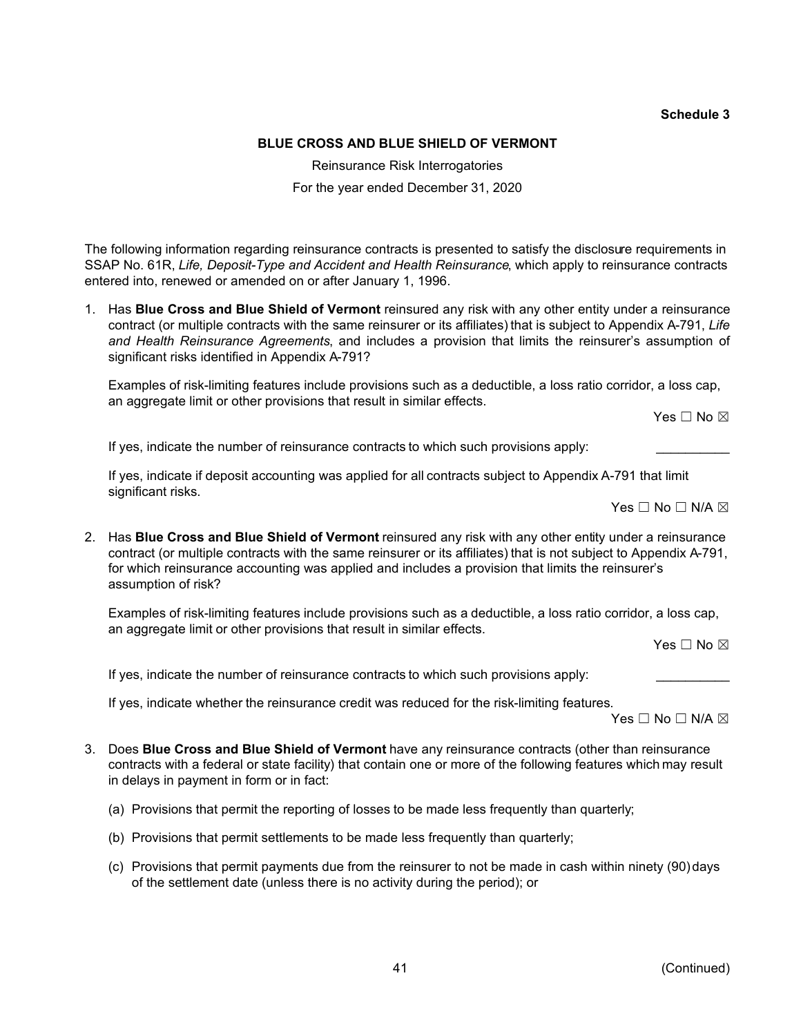**Schedule 3**

**BLUE CROSS AND BLUE SHIELD OF VERMONT**

Reinsurance Risk Interrogatories

For the year ended December 31, 2020

The following information regarding reinsurance contracts is presented to satisfy the disclosure requirements in SSAP No. 61R, *Life, Deposit-Type and Accident and Health Reinsurance*, which apply to reinsurance contracts entered into, renewed or amended on or after January 1, 1996.

1. Has **Blue Cross and Blue Shield of Vermont** reinsured any risk with any other entity under a reinsurance contract (or multiple contracts with the same reinsurer or its affiliates) that is subject to Appendix A-791, *Life and Health Reinsurance Agreements*, and includes a provision that limits the reinsurer's assumption of significant risks identified in Appendix A-791?

   Examples of risk-limiting features include provisions such as a deductible, a loss ratio corridor, a loss cap, an aggregate limit or other provisions that result in similar effects.

   Yes ☐ No ☒

   If yes, indicate the number of reinsurance contracts to which such provisions apply: __________

   If yes, indicate if deposit accounting was applied for all contracts subject to Appendix A-791 that limit significant risks.

   Yes ☐ No ☐ N/A ☒

2. Has **Blue Cross and Blue Shield of Vermont** reinsured any risk with any other entity under a reinsurance contract (or multiple contracts with the same reinsurer or its affiliates) that is not subject to Appendix A-791, for which reinsurance accounting was applied and includes a provision that limits the reinsurer's assumption of risk?

   Examples of risk-limiting features include provisions such as a deductible, a loss ratio corridor, a loss cap, an aggregate limit or other provisions that result in similar effects.

   Yes ☐ No ☒

   If yes, indicate the number of reinsurance contracts to which such provisions apply: __________

   If yes, indicate whether the reinsurance credit was reduced for the risk-limiting features.

   Yes ☐ No ☐ N/A ☒

3. Does **Blue Cross and Blue Shield of Vermont** have any reinsurance contracts (other than reinsurance contracts with a federal or state facility) that contain one or more of the following features which may result in delays in payment in form or in fact:

   (a) Provisions that permit the reporting of losses to be made less frequently than quarterly;

   (b) Provisions that permit settlements to be made less frequently than quarterly;

   (c) Provisions that permit payments due from the reinsurer to not be made in cash within ninety (90) days of the settlement date (unless there is no activity during the period); or

(Continued)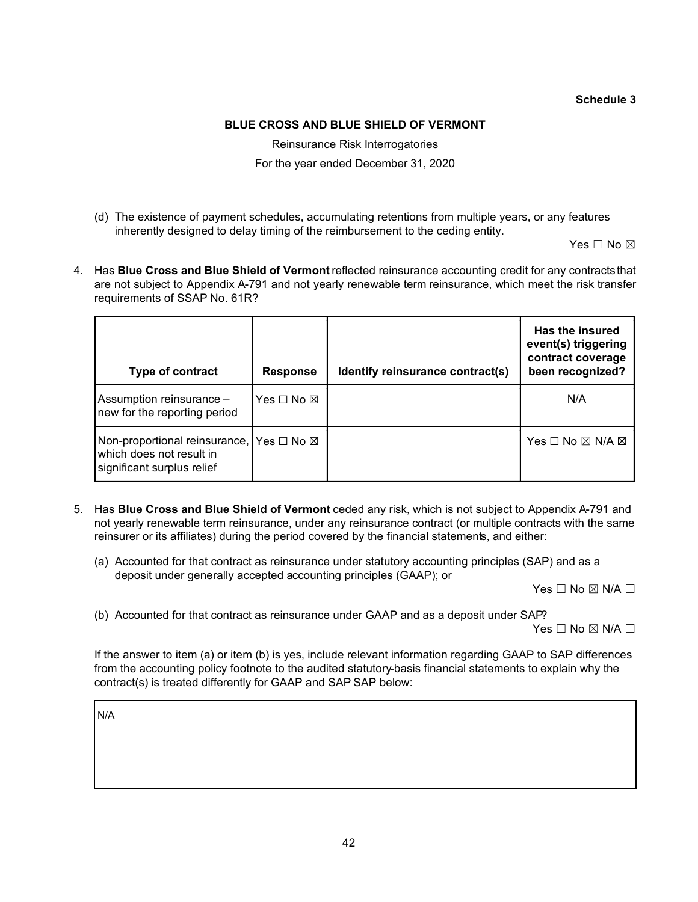Schedule 3

**BLUE CROSS AND BLUE SHIELD OF VERMONT**

Reinsurance Risk Interrogatories

For the year ended December 31, 2020

(d) The existence of payment schedules, accumulating retentions from multiple years, or any features inherently designed to delay timing of the reimbursement to the ceding entity.

Yes ☐ No ☒

4. Has **Blue Cross and Blue Shield of Vermont** reflected reinsurance accounting credit for any contracts that are not subject to Appendix A-791 and not yearly renewable term reinsurance, which meet the risk transfer requirements of SSAP No. 61R?

| Type of contract | Response | Identify reinsurance contract(s) | Has the insured event(s) triggering contract coverage been recognized? |
|---|---|---|---|
| Assumption reinsurance – new for the reporting period | Yes ☐ No ☒ | | N/A |
| Non-proportional reinsurance, which does not result in significant surplus relief | Yes ☐ No ☒ | | Yes ☐ No ☒ N/A ☒ |

5. Has **Blue Cross and Blue Shield of Vermont** ceded any risk, which is not subject to Appendix A-791 and not yearly renewable term reinsurance, under any reinsurance contract (or multiple contracts with the same reinsurer or its affiliates) during the period covered by the financial statements, and either:

(a) Accounted for that contract as reinsurance under statutory accounting principles (SAP) and as a deposit under generally accepted accounting principles (GAAP); or

Yes ☐ No ☒ N/A ☐

(b) Accounted for that contract as reinsurance under GAAP and as a deposit under SAP?

Yes ☐ No ☒ N/A ☐

If the answer to item (a) or item (b) is yes, include relevant information regarding GAAP to SAP differences from the accounting policy footnote to the audited statutory-basis financial statements to explain why the contract(s) is treated differently for GAAP and SAP SAP below:

N/A